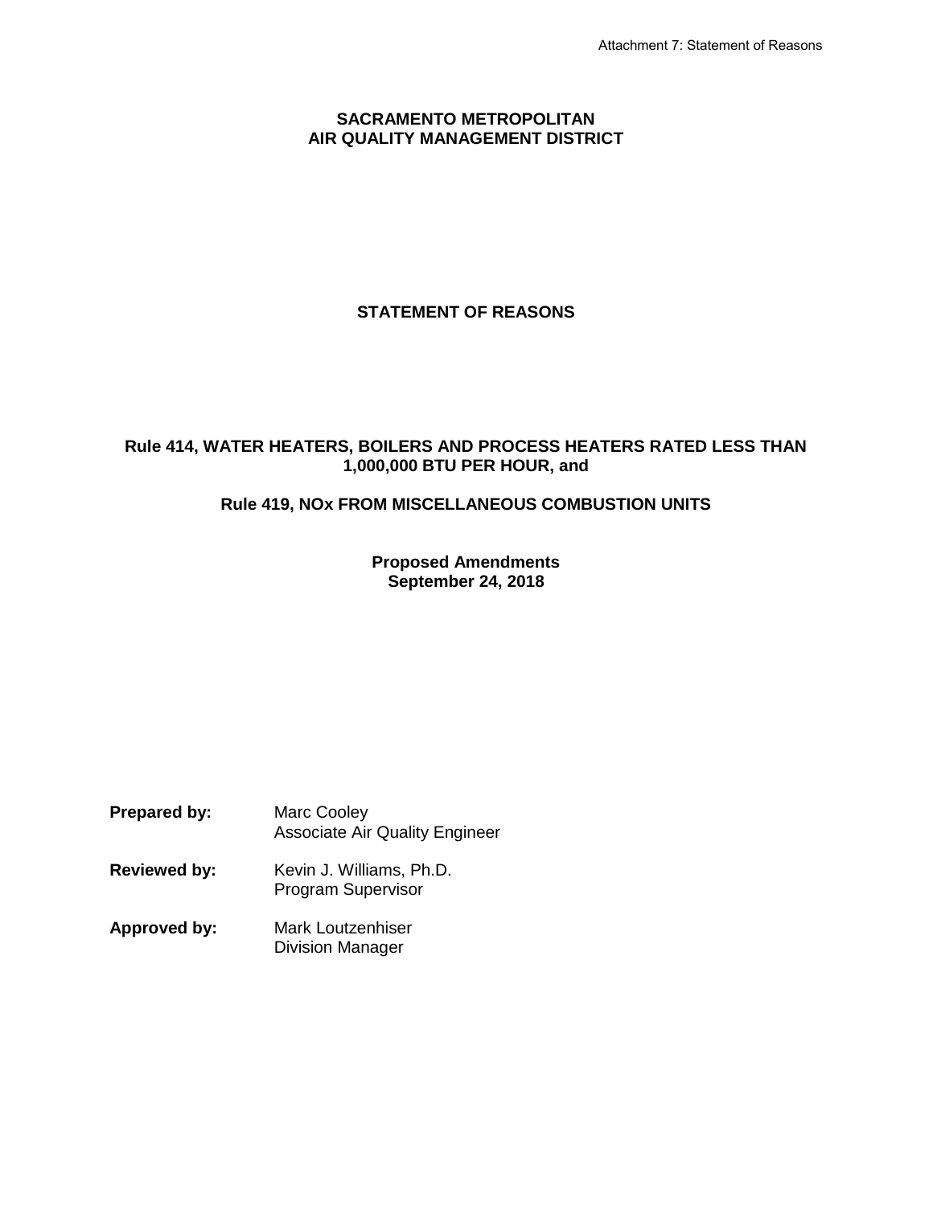Attachment 7: Statement of Reasons

# SACRAMENTO METROPOLITAN AIR QUALITY MANAGEMENT DISTRICT

## STATEMENT OF REASONS

## Rule 414, WATER HEATERS, BOILERS AND PROCESS HEATERS RATED LESS THAN 1,000,000 BTU PER HOUR, and

## Rule 419, NOx FROM MISCELLANEOUS COMBUSTION UNITS

**Proposed Amendments**
**September 24, 2018**

**Prepared by:** Marc Cooley
Associate Air Quality Engineer

**Reviewed by:** Kevin J. Williams, Ph.D.
Program Supervisor

**Approved by:** Mark Loutzenhiser
Division Manager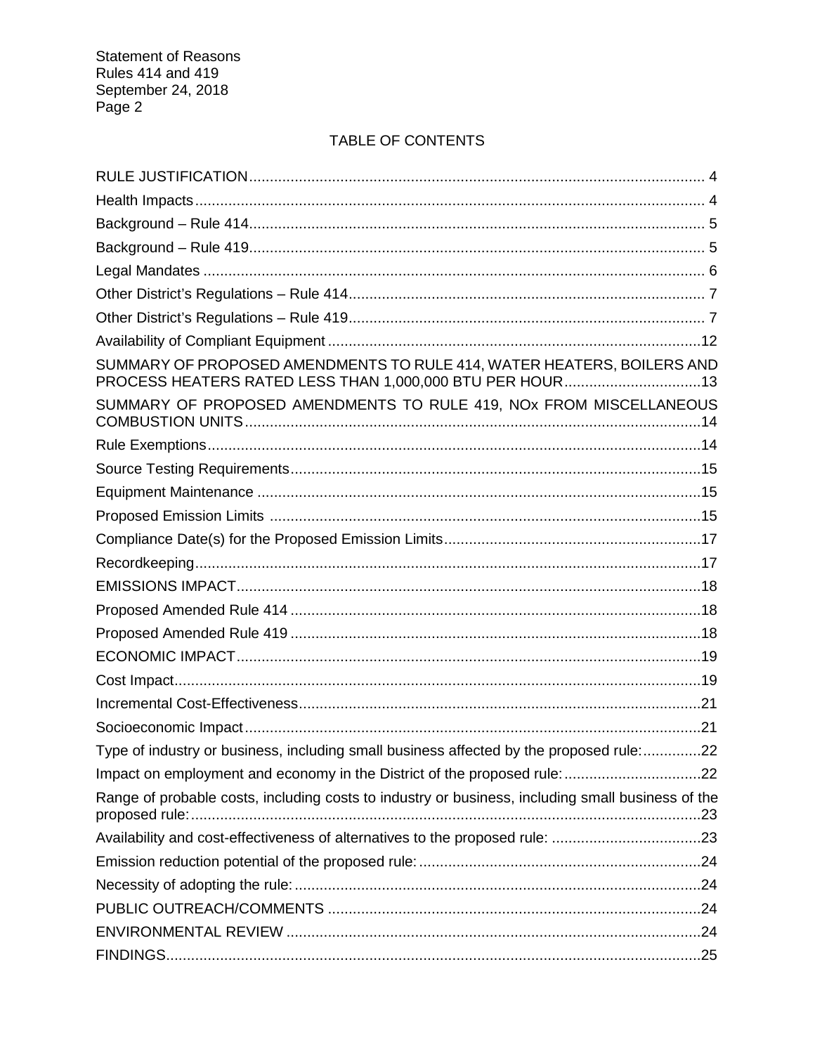## TABLE OF CONTENTS

RULE JUSTIFICATION ........ 4
Health Impacts ........ 4
Background – Rule 414 ........ 5
Background – Rule 419 ........ 5
Legal Mandates ........ 6
Other District's Regulations – Rule 414 ........ 7
Other District's Regulations – Rule 419 ........ 7
Availability of Compliant Equipment ........ 12
SUMMARY OF PROPOSED AMENDMENTS TO RULE 414, WATER HEATERS, BOILERS AND PROCESS HEATERS RATED LESS THAN 1,000,000 BTU PER HOUR ........ 13
SUMMARY OF PROPOSED AMENDMENTS TO RULE 419, NOx FROM MISCELLANEOUS COMBUSTION UNITS ........ 14
Rule Exemptions ........ 14
Source Testing Requirements ........ 15
Equipment Maintenance ........ 15
Proposed Emission Limits ........ 15
Compliance Date(s) for the Proposed Emission Limits ........ 17
Recordkeeping ........ 17
EMISSIONS IMPACT ........ 18
Proposed Amended Rule 414 ........ 18
Proposed Amended Rule 419 ........ 18
ECONOMIC IMPACT ........ 19
Cost Impact ........ 19
Incremental Cost-Effectiveness ........ 21
Socioeconomic Impact ........ 21
Type of industry or business, including small business affected by the proposed rule: ........ 22
Impact on employment and economy in the District of the proposed rule: ........ 22
Range of probable costs, including costs to industry or business, including small business of the proposed rule: ........ 23
Availability and cost-effectiveness of alternatives to the proposed rule: ........ 23
Emission reduction potential of the proposed rule: ........ 24
Necessity of adopting the rule: ........ 24
PUBLIC OUTREACH/COMMENTS ........ 24
ENVIRONMENTAL REVIEW ........ 24
FINDINGS ........ 25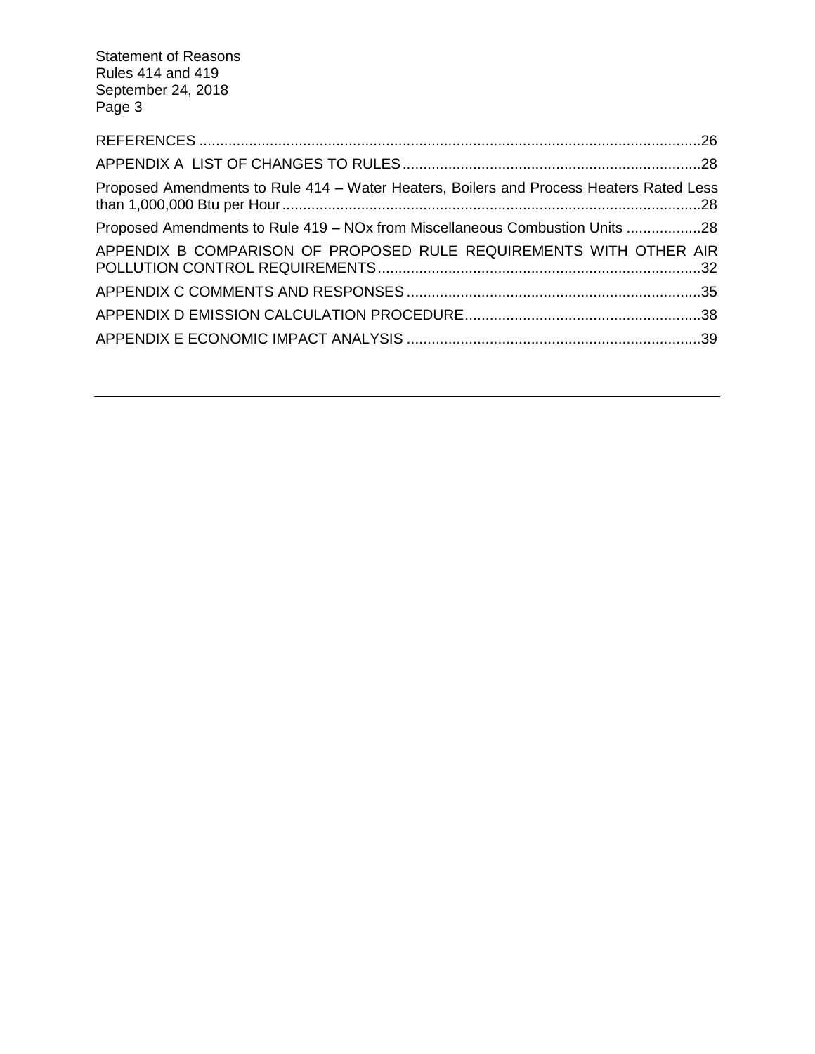REFERENCES ........................................................................................................................26

APPENDIX A LIST OF CHANGES TO RULES........................................................................28

Proposed Amendments to Rule 414 – Water Heaters, Boilers and Process Heaters Rated Less than 1,000,000 Btu per Hour.....................................................................................................28

Proposed Amendments to Rule 419 – NOx from Miscellaneous Combustion Units ..................28

APPENDIX B COMPARISON OF PROPOSED RULE REQUIREMENTS WITH OTHER AIR POLLUTION CONTROL REQUIREMENTS..............................................................................32

APPENDIX C COMMENTS AND RESPONSES .......................................................................35

APPENDIX D EMISSION CALCULATION PROCEDURE.........................................................38

APPENDIX E ECONOMIC IMPACT ANALYSIS .......................................................................39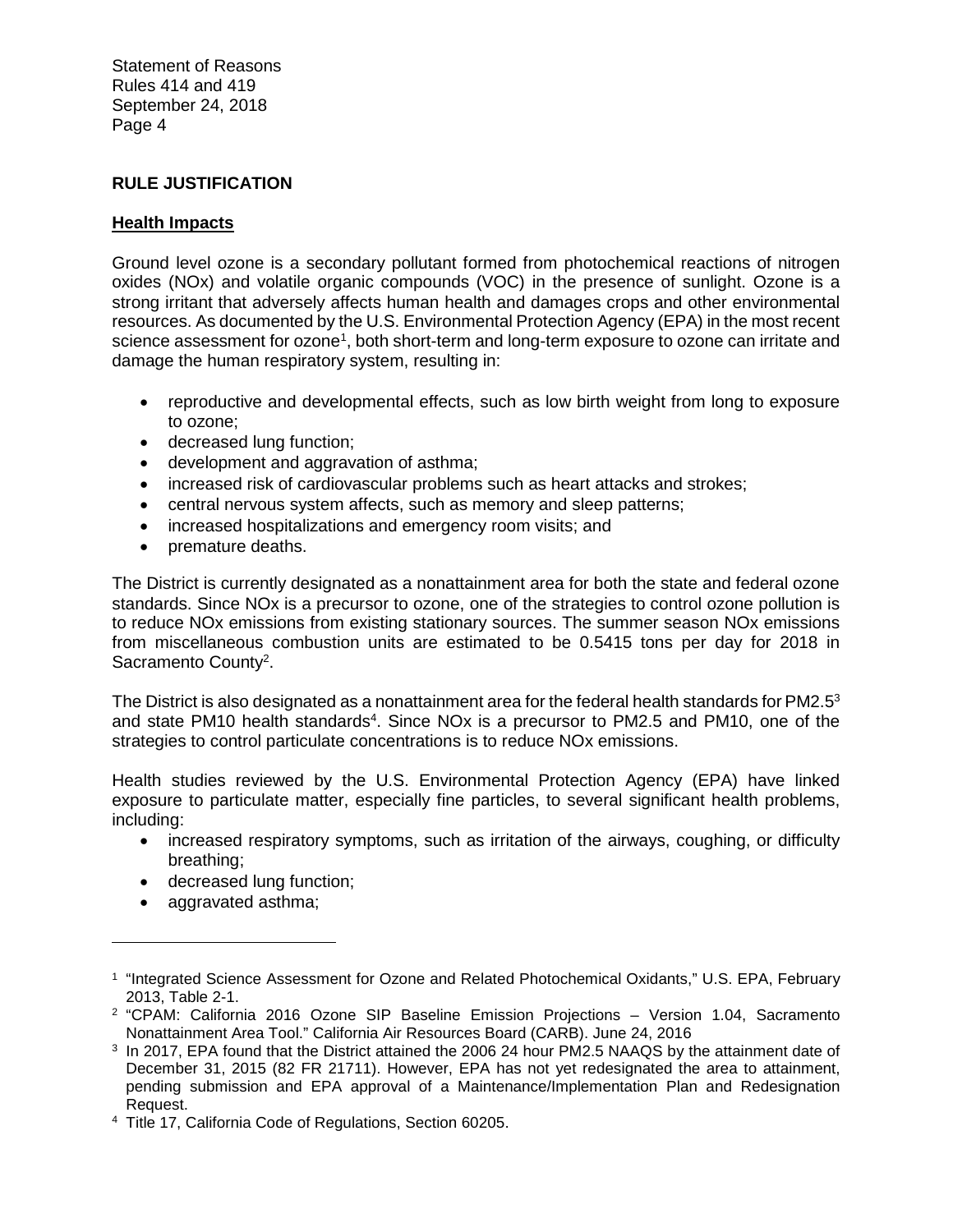## RULE JUSTIFICATION

### Health Impacts

Ground level ozone is a secondary pollutant formed from photochemical reactions of nitrogen oxides (NOx) and volatile organic compounds (VOC) in the presence of sunlight. Ozone is a strong irritant that adversely affects human health and damages crops and other environmental resources. As documented by the U.S. Environmental Protection Agency (EPA) in the most recent science assessment for ozone[1], both short-term and long-term exposure to ozone can irritate and damage the human respiratory system, resulting in:

- reproductive and developmental effects, such as low birth weight from long to exposure to ozone;
- decreased lung function;
- development and aggravation of asthma;
- increased risk of cardiovascular problems such as heart attacks and strokes;
- central nervous system affects, such as memory and sleep patterns;
- increased hospitalizations and emergency room visits; and
- premature deaths.

The District is currently designated as a nonattainment area for both the state and federal ozone standards. Since NOx is a precursor to ozone, one of the strategies to control ozone pollution is to reduce NOx emissions from existing stationary sources. The summer season NOx emissions from miscellaneous combustion units are estimated to be 0.5415 tons per day for 2018 in Sacramento County[2].

The District is also designated as a nonattainment area for the federal health standards for PM2.5[3] and state PM10 health standards[4]. Since NOx is a precursor to PM2.5 and PM10, one of the strategies to control particulate concentrations is to reduce NOx emissions.

Health studies reviewed by the U.S. Environmental Protection Agency (EPA) have linked exposure to particulate matter, especially fine particles, to several significant health problems, including:

- increased respiratory symptoms, such as irritation of the airways, coughing, or difficulty breathing;
- decreased lung function;
- aggravated asthma;

---

[1] "Integrated Science Assessment for Ozone and Related Photochemical Oxidants," U.S. EPA, February 2013, Table 2-1.

[2] "CPAM: California 2016 Ozone SIP Baseline Emission Projections – Version 1.04, Sacramento Nonattainment Area Tool." California Air Resources Board (CARB). June 24, 2016

[3] In 2017, EPA found that the District attained the 2006 24 hour PM2.5 NAAQS by the attainment date of December 31, 2015 (82 FR 21711). However, EPA has not yet redesignated the area to attainment, pending submission and EPA approval of a Maintenance/Implementation Plan and Redesignation Request.

[4] Title 17, California Code of Regulations, Section 60205.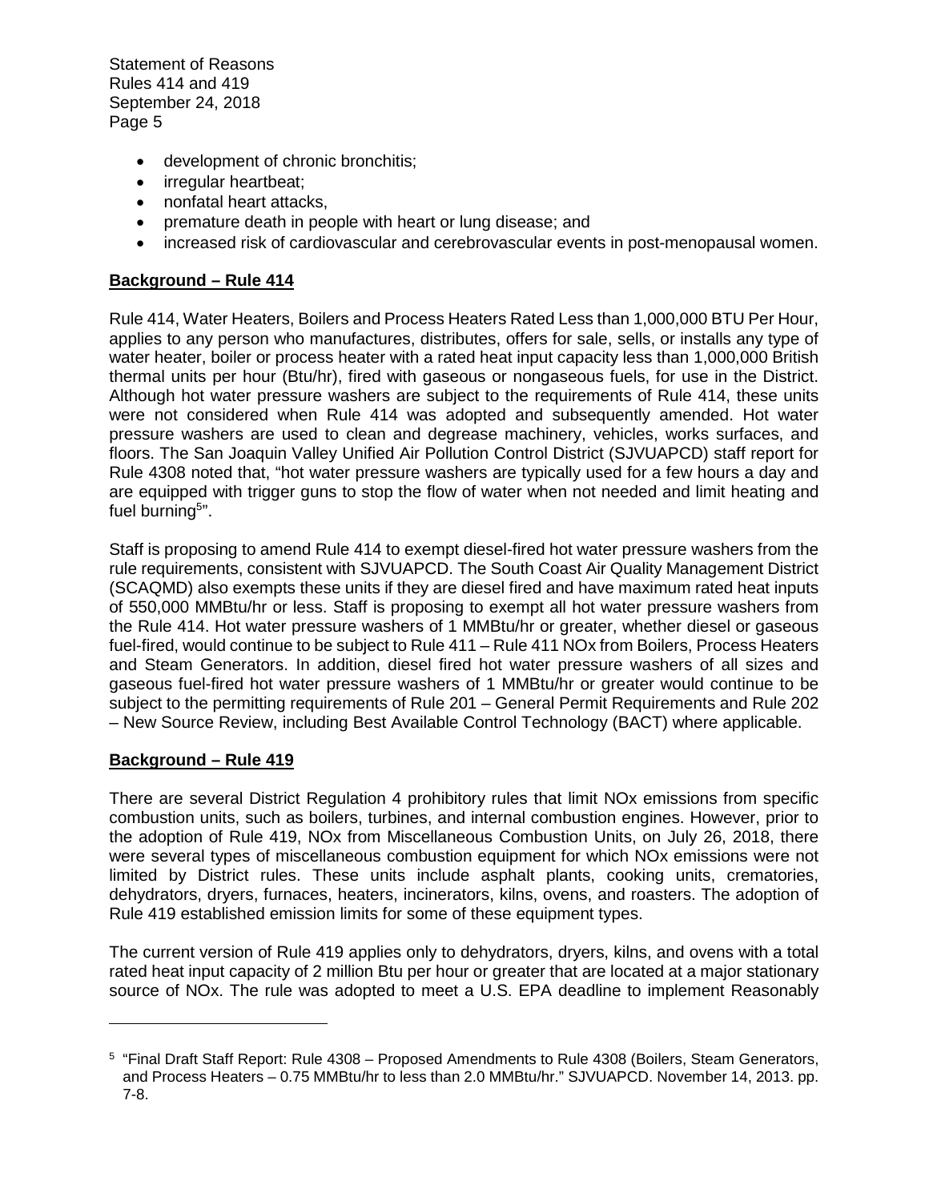- development of chronic bronchitis;
- irregular heartbeat;
- nonfatal heart attacks,
- premature death in people with heart or lung disease; and
- increased risk of cardiovascular and cerebrovascular events in post-menopausal women.

**Background – Rule 414**

Rule 414, Water Heaters, Boilers and Process Heaters Rated Less than 1,000,000 BTU Per Hour, applies to any person who manufactures, distributes, offers for sale, sells, or installs any type of water heater, boiler or process heater with a rated heat input capacity less than 1,000,000 British thermal units per hour (Btu/hr), fired with gaseous or nongaseous fuels, for use in the District. Although hot water pressure washers are subject to the requirements of Rule 414, these units were not considered when Rule 414 was adopted and subsequently amended. Hot water pressure washers are used to clean and degrease machinery, vehicles, works surfaces, and floors. The San Joaquin Valley Unified Air Pollution Control District (SJVUAPCD) staff report for Rule 4308 noted that, "hot water pressure washers are typically used for a few hours a day and are equipped with trigger guns to stop the flow of water when not needed and limit heating and fuel burning[5]".

Staff is proposing to amend Rule 414 to exempt diesel-fired hot water pressure washers from the rule requirements, consistent with SJVUAPCD. The South Coast Air Quality Management District (SCAQMD) also exempts these units if they are diesel fired and have maximum rated heat inputs of 550,000 MMBtu/hr or less. Staff is proposing to exempt all hot water pressure washers from the Rule 414. Hot water pressure washers of 1 MMBtu/hr or greater, whether diesel or gaseous fuel-fired, would continue to be subject to Rule 411 – Rule 411 NOx from Boilers, Process Heaters and Steam Generators. In addition, diesel fired hot water pressure washers of all sizes and gaseous fuel-fired hot water pressure washers of 1 MMBtu/hr or greater would continue to be subject to the permitting requirements of Rule 201 – General Permit Requirements and Rule 202 – New Source Review, including Best Available Control Technology (BACT) where applicable.

**Background – Rule 419**

There are several District Regulation 4 prohibitory rules that limit NOx emissions from specific combustion units, such as boilers, turbines, and internal combustion engines. However, prior to the adoption of Rule 419, NOx from Miscellaneous Combustion Units, on July 26, 2018, there were several types of miscellaneous combustion equipment for which NOx emissions were not limited by District rules. These units include asphalt plants, cooking units, crematories, dehydrators, dryers, furnaces, heaters, incinerators, kilns, ovens, and roasters. The adoption of Rule 419 established emission limits for some of these equipment types.

The current version of Rule 419 applies only to dehydrators, dryers, kilns, and ovens with a total rated heat input capacity of 2 million Btu per hour or greater that are located at a major stationary source of NOx. The rule was adopted to meet a U.S. EPA deadline to implement Reasonably

---

[5] "Final Draft Staff Report: Rule 4308 – Proposed Amendments to Rule 4308 (Boilers, Steam Generators, and Process Heaters – 0.75 MMBtu/hr to less than 2.0 MMBtu/hr." SJVUAPCD. November 14, 2013. pp. 7-8.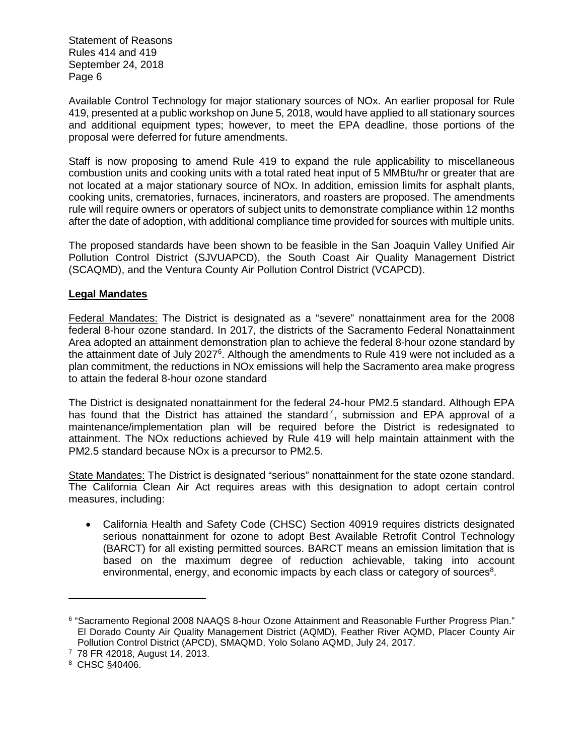Available Control Technology for major stationary sources of NOx. An earlier proposal for Rule 419, presented at a public workshop on June 5, 2018, would have applied to all stationary sources and additional equipment types; however, to meet the EPA deadline, those portions of the proposal were deferred for future amendments.

Staff is now proposing to amend Rule 419 to expand the rule applicability to miscellaneous combustion units and cooking units with a total rated heat input of 5 MMBtu/hr or greater that are not located at a major stationary source of NOx. In addition, emission limits for asphalt plants, cooking units, crematories, furnaces, incinerators, and roasters are proposed. The amendments rule will require owners or operators of subject units to demonstrate compliance within 12 months after the date of adoption, with additional compliance time provided for sources with multiple units.

The proposed standards have been shown to be feasible in the San Joaquin Valley Unified Air Pollution Control District (SJVUAPCD), the South Coast Air Quality Management District (SCAQMD), and the Ventura County Air Pollution Control District (VCAPCD).

**Legal Mandates**

Federal Mandates: The District is designated as a "severe" nonattainment area for the 2008 federal 8-hour ozone standard. In 2017, the districts of the Sacramento Federal Nonattainment Area adopted an attainment demonstration plan to achieve the federal 8-hour ozone standard by the attainment date of July 2027[6]. Although the amendments to Rule 419 were not included as a plan commitment, the reductions in NOx emissions will help the Sacramento area make progress to attain the federal 8-hour ozone standard

The District is designated nonattainment for the federal 24-hour PM2.5 standard. Although EPA has found that the District has attained the standard[7], submission and EPA approval of a maintenance/implementation plan will be required before the District is redesignated to attainment. The NOx reductions achieved by Rule 419 will help maintain attainment with the PM2.5 standard because NOx is a precursor to PM2.5.

State Mandates: The District is designated "serious" nonattainment for the state ozone standard. The California Clean Air Act requires areas with this designation to adopt certain control measures, including:

- California Health and Safety Code (CHSC) Section 40919 requires districts designated serious nonattainment for ozone to adopt Best Available Retrofit Control Technology (BARCT) for all existing permitted sources. BARCT means an emission limitation that is based on the maximum degree of reduction achievable, taking into account environmental, energy, and economic impacts by each class or category of sources[8].

---

[6] "Sacramento Regional 2008 NAAQS 8-hour Ozone Attainment and Reasonable Further Progress Plan." El Dorado County Air Quality Management District (AQMD), Feather River AQMD, Placer County Air Pollution Control District (APCD), SMAQMD, Yolo Solano AQMD, July 24, 2017.

[7] 78 FR 42018, August 14, 2013.

[8] CHSC §40406.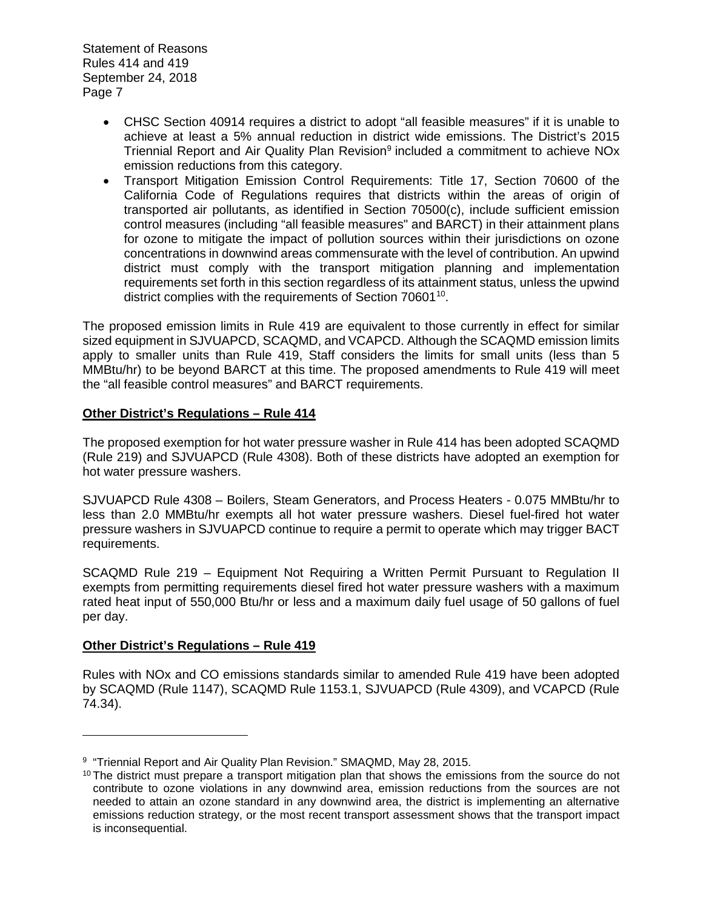- CHSC Section 40914 requires a district to adopt "all feasible measures" if it is unable to achieve at least a 5% annual reduction in district wide emissions. The District's 2015 Triennial Report and Air Quality Plan Revision[9] included a commitment to achieve NOx emission reductions from this category.
- Transport Mitigation Emission Control Requirements: Title 17, Section 70600 of the California Code of Regulations requires that districts within the areas of origin of transported air pollutants, as identified in Section 70500(c), include sufficient emission control measures (including "all feasible measures" and BARCT) in their attainment plans for ozone to mitigate the impact of pollution sources within their jurisdictions on ozone concentrations in downwind areas commensurate with the level of contribution. An upwind district must comply with the transport mitigation planning and implementation requirements set forth in this section regardless of its attainment status, unless the upwind district complies with the requirements of Section 70601[10].

The proposed emission limits in Rule 419 are equivalent to those currently in effect for similar sized equipment in SJVUAPCD, SCAQMD, and VCAPCD. Although the SCAQMD emission limits apply to smaller units than Rule 419, Staff considers the limits for small units (less than 5 MMBtu/hr) to be beyond BARCT at this time. The proposed amendments to Rule 419 will meet the "all feasible control measures" and BARCT requirements.

**Other District's Regulations – Rule 414**

The proposed exemption for hot water pressure washer in Rule 414 has been adopted SCAQMD (Rule 219) and SJVUAPCD (Rule 4308). Both of these districts have adopted an exemption for hot water pressure washers.

SJVUAPCD Rule 4308 – Boilers, Steam Generators, and Process Heaters - 0.075 MMBtu/hr to less than 2.0 MMBtu/hr exempts all hot water pressure washers. Diesel fuel-fired hot water pressure washers in SJVUAPCD continue to require a permit to operate which may trigger BACT requirements.

SCAQMD Rule 219 – Equipment Not Requiring a Written Permit Pursuant to Regulation II exempts from permitting requirements diesel fired hot water pressure washers with a maximum rated heat input of 550,000 Btu/hr or less and a maximum daily fuel usage of 50 gallons of fuel per day.

**Other District's Regulations – Rule 419**

Rules with NOx and CO emissions standards similar to amended Rule 419 have been adopted by SCAQMD (Rule 1147), SCAQMD Rule 1153.1, SJVUAPCD (Rule 4309), and VCAPCD (Rule 74.34).

---

[9] "Triennial Report and Air Quality Plan Revision." SMAQMD, May 28, 2015.

[10] The district must prepare a transport mitigation plan that shows the emissions from the source do not contribute to ozone violations in any downwind area, emission reductions from the sources are not needed to attain an ozone standard in any downwind area, the district is implementing an alternative emissions reduction strategy, or the most recent transport assessment shows that the transport impact is inconsequential.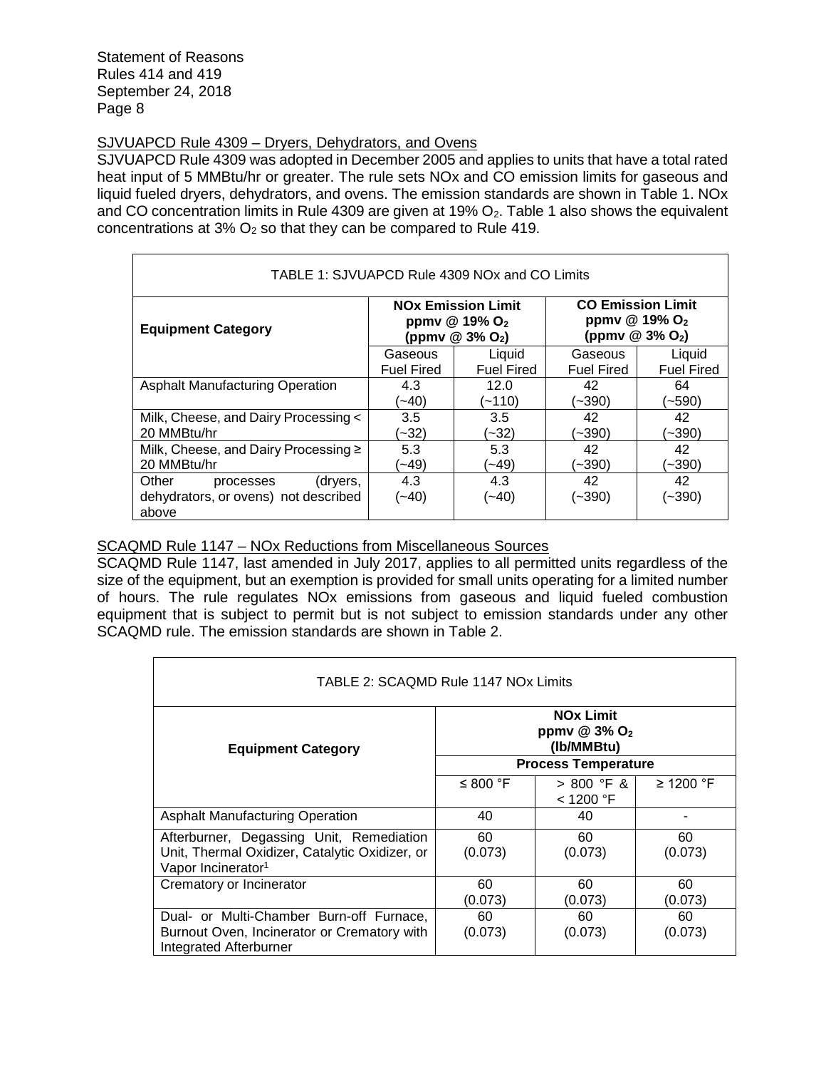SJVUAPCD Rule 4309 – Dryers, Dehydrators, and Ovens

SJVUAPCD Rule 4309 was adopted in December 2005 and applies to units that have a total rated heat input of 5 MMBtu/hr or greater. The rule sets NOx and CO emission limits for gaseous and liquid fueled dryers, dehydrators, and ovens. The emission standards are shown in Table 1. NOx and CO concentration limits in Rule 4309 are given at 19% $O_2$. Table 1 also shows the equivalent concentrations at 3% $O_2$ so that they can be compared to Rule 419.

TABLE 1: SJVUAPCD Rule 4309 NOx and CO Limits

| Equipment Category | NOx Emission Limit ppmv @ 19% $O_2$ (ppmv @ 3% $O_2$) | | CO Emission Limit ppmv @ 19% $O_2$ (ppmv @ 3% $O_2$) | |
|---|---|---|---|---|
| | Gaseous Fuel Fired | Liquid Fuel Fired | Gaseous Fuel Fired | Liquid Fuel Fired |
| Asphalt Manufacturing Operation | 4.3 (~40) | 12.0 (~110) | 42 (~390) | 64 (~590) |
| Milk, Cheese, and Dairy Processing < 20 MMBtu/hr | 3.5 (~32) | 3.5 (~32) | 42 (~390) | 42 (~390) |
| Milk, Cheese, and Dairy Processing ≥ 20 MMBtu/hr | 5.3 (~49) | 5.3 (~49) | 42 (~390) | 42 (~390) |
| Other processes (dryers, dehydrators, or ovens) not described above | 4.3 (~40) | 4.3 (~40) | 42 (~390) | 42 (~390) |

SCAQMD Rule 1147 – NOx Reductions from Miscellaneous Sources

SCAQMD Rule 1147, last amended in July 2017, applies to all permitted units regardless of the size of the equipment, but an exemption is provided for small units operating for a limited number of hours. The rule regulates NOx emissions from gaseous and liquid fueled combustion equipment that is subject to permit but is not subject to emission standards under any other SCAQMD rule. The emission standards are shown in Table 2.

TABLE 2: SCAQMD Rule 1147 NOx Limits

| Equipment Category | NOx Limit ppmv @ 3% $O_2$ (lb/MMBtu) | | |
|---|---|---|---|
| | Process Temperature | | |
| | ≤ 800 °F | > 800 °F & < 1200 °F | ≥ 1200 °F |
| Asphalt Manufacturing Operation | 40 | 40 | - |
| Afterburner, Degassing Unit, Remediation Unit, Thermal Oxidizer, Catalytic Oxidizer, or Vapor Incinerator[1] | 60 (0.073) | 60 (0.073) | 60 (0.073) |
| Crematory or Incinerator | 60 (0.073) | 60 (0.073) | 60 (0.073) |
| Dual- or Multi-Chamber Burn-off Furnace, Burnout Oven, Incinerator or Crematory with Integrated Afterburner | 60 (0.073) | 60 (0.073) | 60 (0.073) |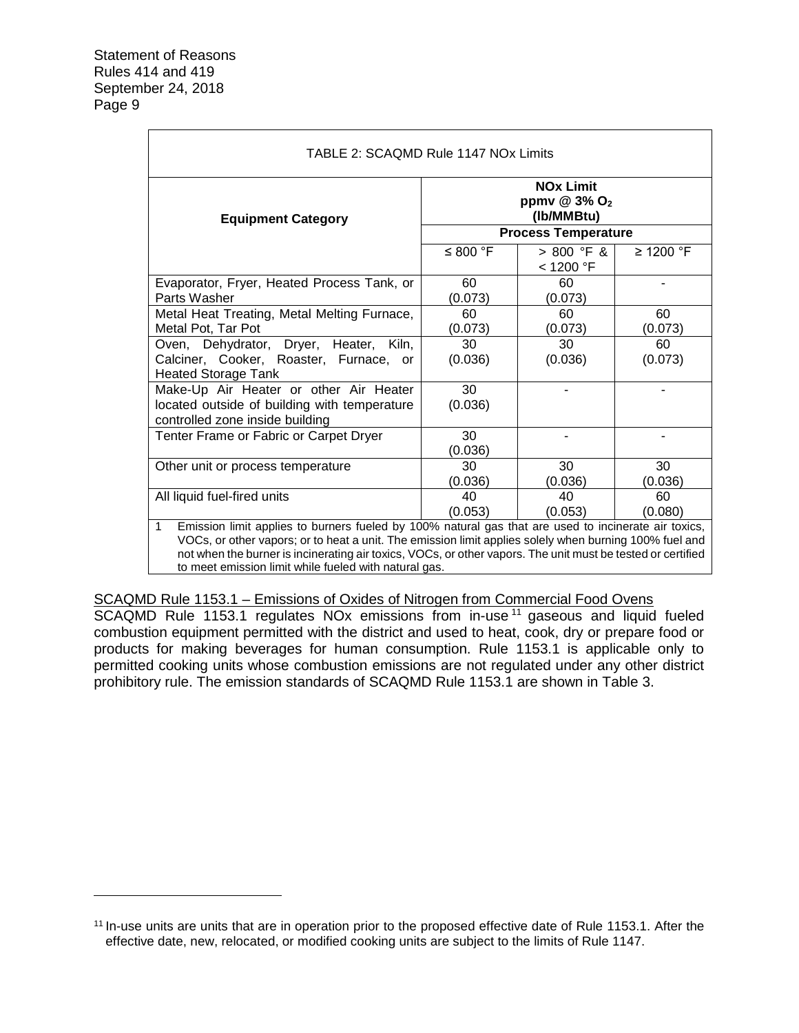TABLE 2: SCAQMD Rule 1147 NOx Limits

| Equipment Category | NOx Limit ppmv @ 3% $O_2$ (lb/MMBtu) | | |
|---|---|---|---|
| | Process Temperature | | |
| | ≤ 800 °F | > 800 °F & < 1200 °F | ≥ 1200 °F |
| Evaporator, Fryer, Heated Process Tank, or Parts Washer | 60 (0.073) | 60 (0.073) | - |
| Metal Heat Treating, Metal Melting Furnace, Metal Pot, Tar Pot | 60 (0.073) | 60 (0.073) | 60 (0.073) |
| Oven, Dehydrator, Dryer, Heater, Kiln, Calciner, Cooker, Roaster, Furnace, or Heated Storage Tank | 30 (0.036) | 30 (0.036) | 60 (0.073) |
| Make-Up Air Heater or other Air Heater located outside of building with temperature controlled zone inside building | 30 (0.036) | - | - |
| Tenter Frame or Fabric or Carpet Dryer | 30 (0.036) | - | - |
| Other unit or process temperature | 30 (0.036) | 30 (0.036) | 30 (0.036) |
| All liquid fuel-fired units | 40 (0.053) | 40 (0.053) | 60 (0.080) |

1 Emission limit applies to burners fueled by 100% natural gas that are used to incinerate air toxics, VOCs, or other vapors; or to heat a unit. The emission limit applies solely when burning 100% fuel and not when the burner is incinerating air toxics, VOCs, or other vapors. The unit must be tested or certified to meet emission limit while fueled with natural gas.

SCAQMD Rule 1153.1 – Emissions of Oxides of Nitrogen from Commercial Food Ovens

SCAQMD Rule 1153.1 regulates NOx emissions from in-use[11] gaseous and liquid fueled combustion equipment permitted with the district and used to heat, cook, dry or prepare food or products for making beverages for human consumption. Rule 1153.1 is applicable only to permitted cooking units whose combustion emissions are not regulated under any other district prohibitory rule. The emission standards of SCAQMD Rule 1153.1 are shown in Table 3.

[11] In-use units are units that are in operation prior to the proposed effective date of Rule 1153.1. After the effective date, new, relocated, or modified cooking units are subject to the limits of Rule 1147.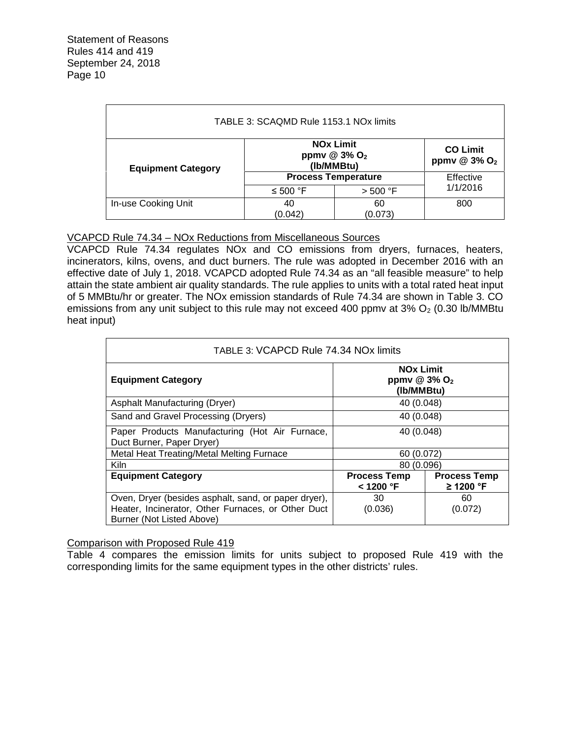TABLE 3: SCAQMD Rule 1153.1 NOx limits

| Equipment Category | NOx Limit ppmv @ 3% $O_2$ (lb/MMBtu) | | CO Limit ppmv @ 3% $O_2$ |
|---|---|---|---|
| | Process Temperature | | Effective 1/1/2016 |
| | ≤ 500 °F | > 500 °F | |
| In-use Cooking Unit | 40 (0.042) | 60 (0.073) | 800 |

VCAPCD Rule 74.34 – NOx Reductions from Miscellaneous Sources

VCAPCD Rule 74.34 regulates NOx and CO emissions from dryers, furnaces, heaters, incinerators, kilns, ovens, and duct burners. The rule was adopted in December 2016 with an effective date of July 1, 2018. VCAPCD adopted Rule 74.34 as an "all feasible measure" to help attain the state ambient air quality standards. The rule applies to units with a total rated heat input of 5 MMBtu/hr or greater. The NOx emission standards of Rule 74.34 are shown in Table 3. CO emissions from any unit subject to this rule may not exceed 400 ppmv at 3% $O_2$ (0.30 lb/MMBtu heat input)

TABLE 3: VCAPCD Rule 74.34 NOx limits

| Equipment Category | NOx Limit ppmv @ 3% $O_2$ (lb/MMBtu) | |
|---|---|---|
| Asphalt Manufacturing (Dryer) | 40 (0.048) | |
| Sand and Gravel Processing (Dryers) | 40 (0.048) | |
| Paper Products Manufacturing (Hot Air Furnace, Duct Burner, Paper Dryer) | 40 (0.048) | |
| Metal Heat Treating/Metal Melting Furnace | 60 (0.072) | |
| Kiln | 80 (0.096) | |
| **Equipment Category** | **Process Temp < 1200 °F** | **Process Temp ≥ 1200 °F** |
| Oven, Dryer (besides asphalt, sand, or paper dryer), Heater, Incinerator, Other Furnaces, or Other Duct Burner (Not Listed Above) | 30 (0.036) | 60 (0.072) |

Comparison with Proposed Rule 419

Table 4 compares the emission limits for units subject to proposed Rule 419 with the corresponding limits for the same equipment types in the other districts' rules.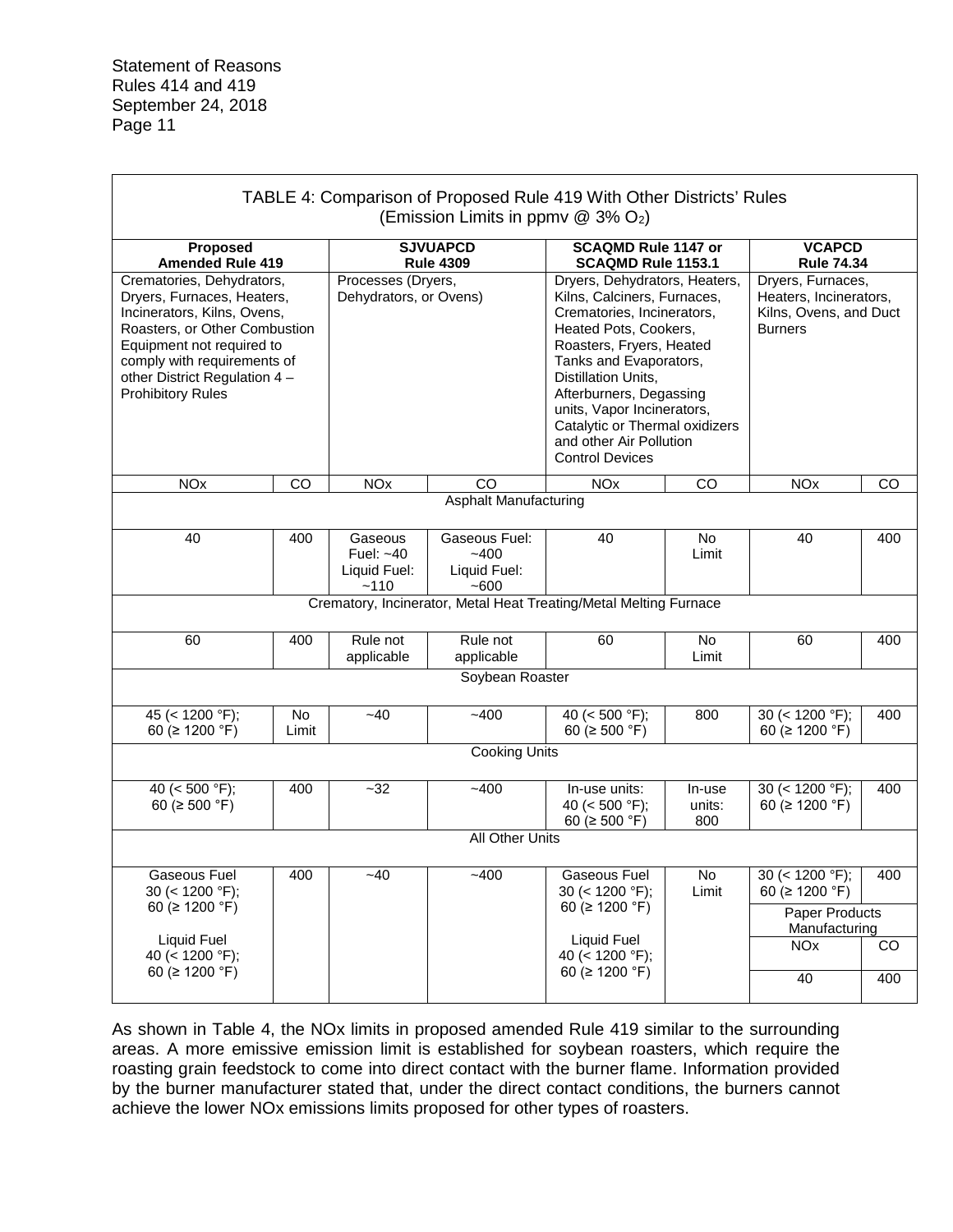TABLE 4: Comparison of Proposed Rule 419 With Other Districts' Rules
(Emission Limits in ppmv @ 3% $O_2$)

| **Proposed Amended Rule 419** | | **SJVUAPCD Rule 4309** | | **SCAQMD Rule 1147 or SCAQMD Rule 1153.1** | | **VCAPCD Rule 74.34** | |
|---|---|---|---|---|---|---|---|
| Crematories, Dehydrators, Dryers, Furnaces, Heaters, Incinerators, Kilns, Ovens, Roasters, or Other Combustion Equipment not required to comply with requirements of other District Regulation 4 – Prohibitory Rules | | Processes (Dryers, Dehydrators, or Ovens) | | Dryers, Dehydrators, Heaters, Kilns, Calciners, Furnaces, Crematories, Incinerators, Heated Pots, Cookers, Roasters, Fryers, Heated Tanks and Evaporators, Distillation Units, Afterburners, Degassing units, Vapor Incinerators, Catalytic or Thermal oxidizers and other Air Pollution Control Devices | | Dryers, Furnaces, Heaters, Incinerators, Kilns, Ovens, and Duct Burners | |
| NOx | CO | NOx | CO | NOx | CO | NOx | CO |
| Asphalt Manufacturing | | | | | | | |
| 40 | 400 | Gaseous Fuel: ~40<br>Liquid Fuel: ~110 | Gaseous Fuel: ~400<br>Liquid Fuel: ~600 | 40 | No Limit | 40 | 400 |
| Crematory, Incinerator, Metal Heat Treating/Metal Melting Furnace | | | | | | | |
| 60 | 400 | Rule not applicable | Rule not applicable | 60 | No Limit | 60 | 400 |
| Soybean Roaster | | | | | | | |
| 45 (< 1200 °F);<br>60 (≥ 1200 °F) | No Limit | ~40 | ~400 | 40 (< 500 °F);<br>60 (≥ 500 °F) | 800 | 30 (< 1200 °F);<br>60 (≥ 1200 °F) | 400 |
| Cooking Units | | | | | | | |
| 40 (< 500 °F);<br>60 (≥ 500 °F) | 400 | ~32 | ~400 | In-use units:<br>40 (< 500 °F);<br>60 (≥ 500 °F) | In-use units: 800 | 30 (< 1200 °F);<br>60 (≥ 1200 °F) | 400 |
| All Other Units | | | | | | | |
| Gaseous Fuel<br>30 (< 1200 °F);<br>60 (≥ 1200 °F)<br><br>Liquid Fuel<br>40 (< 1200 °F);<br>60 (≥ 1200 °F) | 400 | ~40 | ~400 | Gaseous Fuel<br>30 (< 1200 °F);<br>60 (≥ 1200 °F)<br><br>Liquid Fuel<br>40 (< 1200 °F);<br>60 (≥ 1200 °F) | No Limit | 30 (< 1200 °F);<br>60 (≥ 1200 °F)<br><br>Paper Products Manufacturing<br>NOx: 40 | 400<br><br><br>CO: 400 |

As shown in Table 4, the NOx limits in proposed amended Rule 419 similar to the surrounding areas. A more emissive emission limit is established for soybean roasters, which require the roasting grain feedstock to come into direct contact with the burner flame. Information provided by the burner manufacturer stated that, under the direct contact conditions, the burners cannot achieve the lower NOx emissions limits proposed for other types of roasters.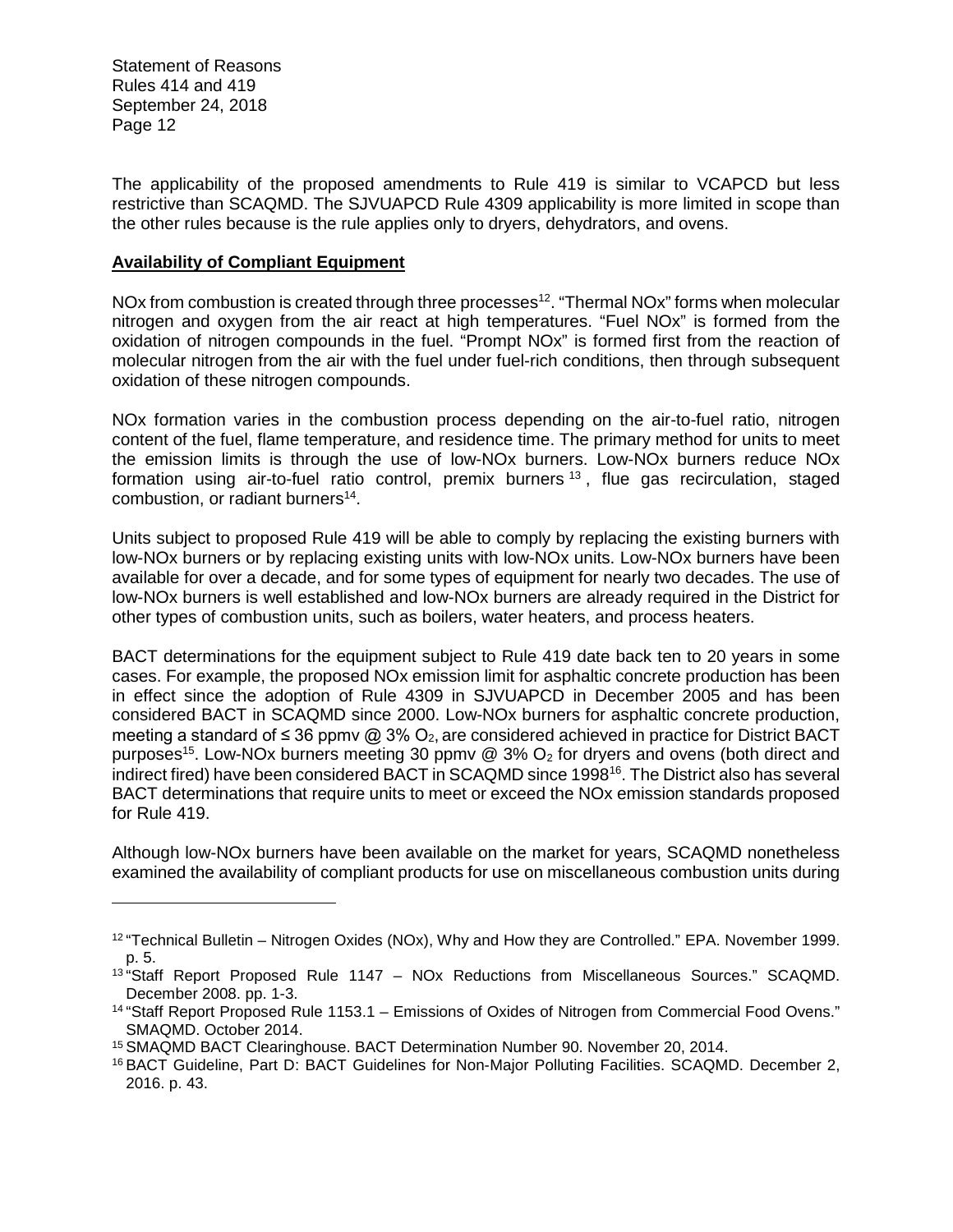The applicability of the proposed amendments to Rule 419 is similar to VCAPCD but less restrictive than SCAQMD. The SJVUAPCD Rule 4309 applicability is more limited in scope than the other rules because is the rule applies only to dryers, dehydrators, and ovens.

**Availability of Compliant Equipment**

NOx from combustion is created through three processes[12]. "Thermal NOx" forms when molecular nitrogen and oxygen from the air react at high temperatures. "Fuel NOx" is formed from the oxidation of nitrogen compounds in the fuel. "Prompt NOx" is formed first from the reaction of molecular nitrogen from the air with the fuel under fuel-rich conditions, then through subsequent oxidation of these nitrogen compounds.

NOx formation varies in the combustion process depending on the air-to-fuel ratio, nitrogen content of the fuel, flame temperature, and residence time. The primary method for units to meet the emission limits is through the use of low-NOx burners. Low-NOx burners reduce NOx formation using air-to-fuel ratio control, premix burners[13], flue gas recirculation, staged combustion, or radiant burners[14].

Units subject to proposed Rule 419 will be able to comply by replacing the existing burners with low-NOx burners or by replacing existing units with low-NOx units. Low-NOx burners have been available for over a decade, and for some types of equipment for nearly two decades. The use of low-NOx burners is well established and low-NOx burners are already required in the District for other types of combustion units, such as boilers, water heaters, and process heaters.

BACT determinations for the equipment subject to Rule 419 date back ten to 20 years in some cases. For example, the proposed NOx emission limit for asphaltic concrete production has been in effect since the adoption of Rule 4309 in SJVUAPCD in December 2005 and has been considered BACT in SCAQMD since 2000. Low-NOx burners for asphaltic concrete production, meeting a standard of ≤ 36 ppmv @ 3% $O_2$, are considered achieved in practice for District BACT purposes[15]. Low-NOx burners meeting 30 ppmv @ 3% $O_2$ for dryers and ovens (both direct and indirect fired) have been considered BACT in SCAQMD since 1998[16]. The District also has several BACT determinations that require units to meet or exceed the NOx emission standards proposed for Rule 419.

Although low-NOx burners have been available on the market for years, SCAQMD nonetheless examined the availability of compliant products for use on miscellaneous combustion units during

---

[12] "Technical Bulletin – Nitrogen Oxides (NOx), Why and How they are Controlled." EPA. November 1999. p. 5.

[13] "Staff Report Proposed Rule 1147 – NOx Reductions from Miscellaneous Sources." SCAQMD. December 2008. pp. 1-3.

[14] "Staff Report Proposed Rule 1153.1 – Emissions of Oxides of Nitrogen from Commercial Food Ovens." SMAQMD. October 2014.

[15] SMAQMD BACT Clearinghouse. BACT Determination Number 90. November 20, 2014.

[16] BACT Guideline, Part D: BACT Guidelines for Non-Major Polluting Facilities. SCAQMD. December 2, 2016. p. 43.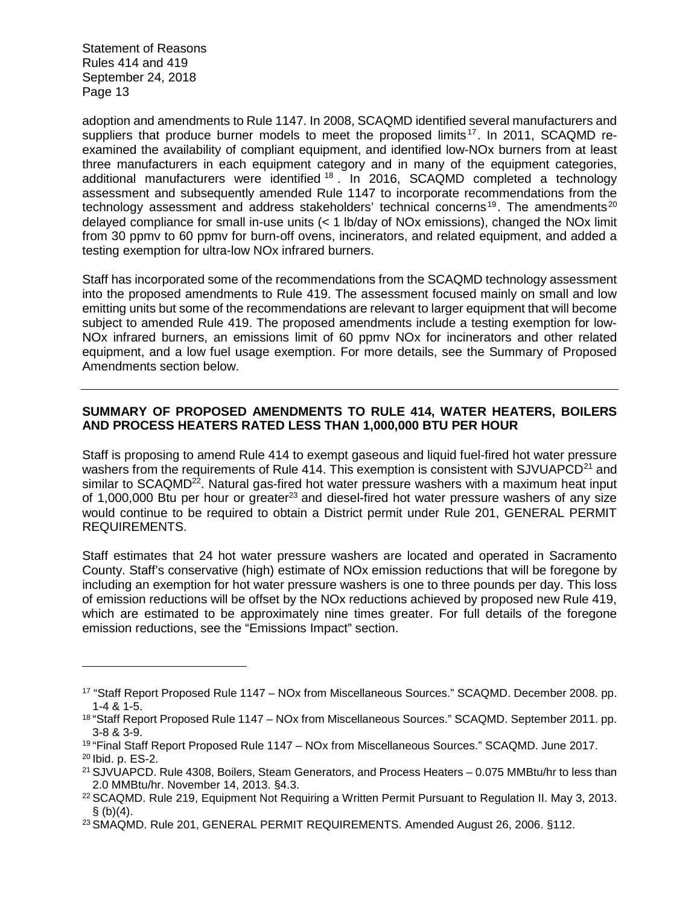adoption and amendments to Rule 1147. In 2008, SCAQMD identified several manufacturers and suppliers that produce burner models to meet the proposed limits[17]. In 2011, SCAQMD re-examined the availability of compliant equipment, and identified low-NOx burners from at least three manufacturers in each equipment category and in many of the equipment categories, additional manufacturers were identified[18]. In 2016, SCAQMD completed a technology assessment and subsequently amended Rule 1147 to incorporate recommendations from the technology assessment and address stakeholders' technical concerns[19]. The amendments[20] delayed compliance for small in-use units (< 1 lb/day of NOx emissions), changed the NOx limit from 30 ppmv to 60 ppmv for burn-off ovens, incinerators, and related equipment, and added a testing exemption for ultra-low NOx infrared burners.

Staff has incorporated some of the recommendations from the SCAQMD technology assessment into the proposed amendments to Rule 419. The assessment focused mainly on small and low emitting units but some of the recommendations are relevant to larger equipment that will become subject to amended Rule 419. The proposed amendments include a testing exemption for low-NOx infrared burners, an emissions limit of 60 ppmv NOx for incinerators and other related equipment, and a low fuel usage exemption. For more details, see the Summary of Proposed Amendments section below.

---

## SUMMARY OF PROPOSED AMENDMENTS TO RULE 414, WATER HEATERS, BOILERS AND PROCESS HEATERS RATED LESS THAN 1,000,000 BTU PER HOUR

Staff is proposing to amend Rule 414 to exempt gaseous and liquid fuel-fired hot water pressure washers from the requirements of Rule 414. This exemption is consistent with SJVUAPCD[21] and similar to SCAQMD[22]. Natural gas-fired hot water pressure washers with a maximum heat input of 1,000,000 Btu per hour or greater[23] and diesel-fired hot water pressure washers of any size would continue to be required to obtain a District permit under Rule 201, GENERAL PERMIT REQUIREMENTS.

Staff estimates that 24 hot water pressure washers are located and operated in Sacramento County. Staff's conservative (high) estimate of NOx emission reductions that will be foregone by including an exemption for hot water pressure washers is one to three pounds per day. This loss of emission reductions will be offset by the NOx reductions achieved by proposed new Rule 419, which are estimated to be approximately nine times greater. For full details of the foregone emission reductions, see the "Emissions Impact" section.

---

[17] "Staff Report Proposed Rule 1147 – NOx from Miscellaneous Sources." SCAQMD. December 2008. pp. 1-4 & 1-5.

[18] "Staff Report Proposed Rule 1147 – NOx from Miscellaneous Sources." SCAQMD. September 2011. pp. 3-8 & 3-9.

[19] "Final Staff Report Proposed Rule 1147 – NOx from Miscellaneous Sources." SCAQMD. June 2017.

[20] Ibid. p. ES-2.

[21] SJVUAPCD. Rule 4308, Boilers, Steam Generators, and Process Heaters – 0.075 MMBtu/hr to less than 2.0 MMBtu/hr. November 14, 2013. §4.3.

[22] SCAQMD. Rule 219, Equipment Not Requiring a Written Permit Pursuant to Regulation II. May 3, 2013. § (b)(4).

[23] SMAQMD. Rule 201, GENERAL PERMIT REQUIREMENTS. Amended August 26, 2006. §112.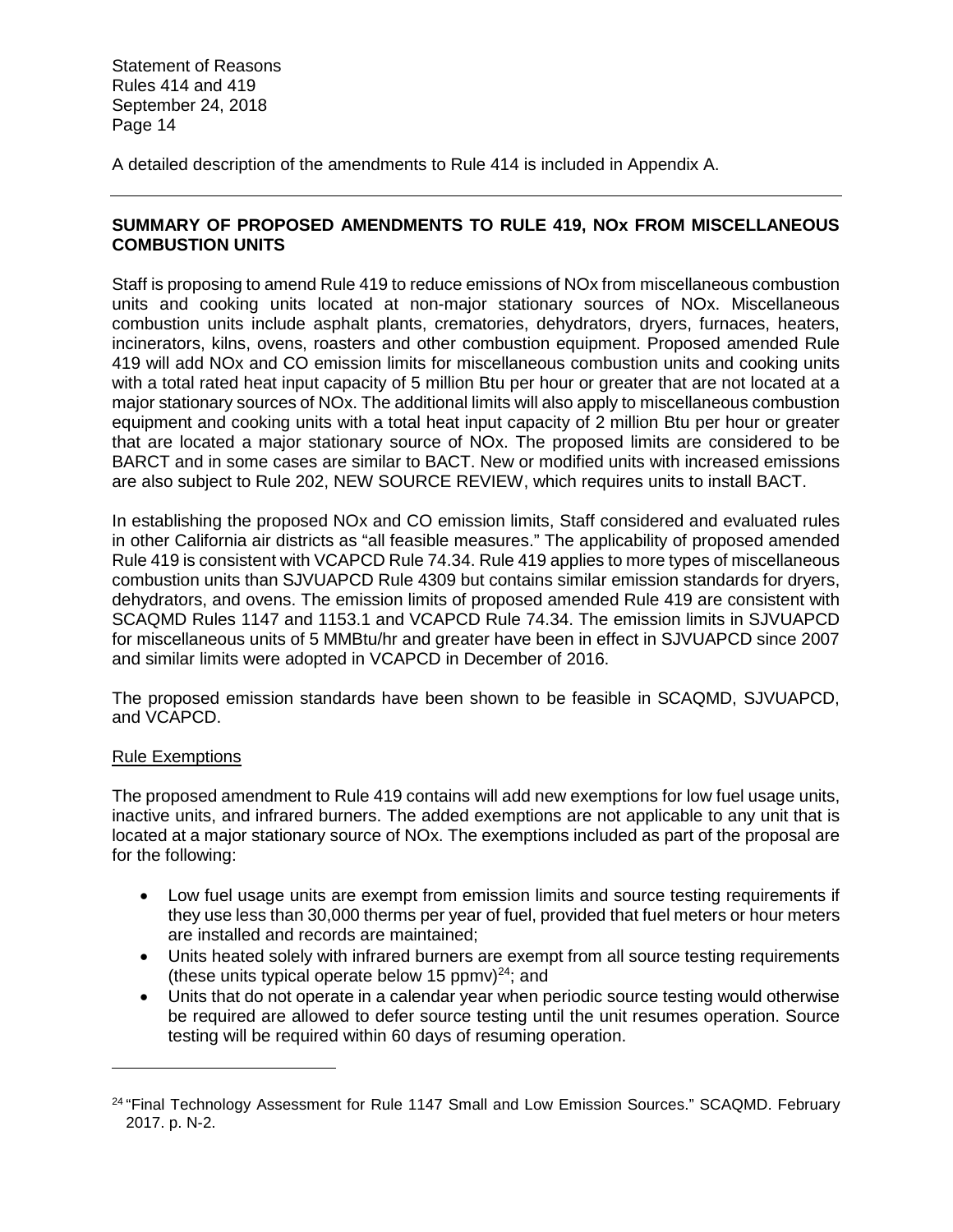A detailed description of the amendments to Rule 414 is included in Appendix A.

---

## SUMMARY OF PROPOSED AMENDMENTS TO RULE 419, NOx FROM MISCELLANEOUS COMBUSTION UNITS

Staff is proposing to amend Rule 419 to reduce emissions of NOx from miscellaneous combustion units and cooking units located at non-major stationary sources of NOx. Miscellaneous combustion units include asphalt plants, crematories, dehydrators, dryers, furnaces, heaters, incinerators, kilns, ovens, roasters and other combustion equipment. Proposed amended Rule 419 will add NOx and CO emission limits for miscellaneous combustion units and cooking units with a total rated heat input capacity of 5 million Btu per hour or greater that are not located at a major stationary sources of NOx. The additional limits will also apply to miscellaneous combustion equipment and cooking units with a total heat input capacity of 2 million Btu per hour or greater that are located a major stationary source of NOx. The proposed limits are considered to be BARCT and in some cases are similar to BACT. New or modified units with increased emissions are also subject to Rule 202, NEW SOURCE REVIEW, which requires units to install BACT.

In establishing the proposed NOx and CO emission limits, Staff considered and evaluated rules in other California air districts as "all feasible measures." The applicability of proposed amended Rule 419 is consistent with VCAPCD Rule 74.34. Rule 419 applies to more types of miscellaneous combustion units than SJVUAPCD Rule 4309 but contains similar emission standards for dryers, dehydrators, and ovens. The emission limits of proposed amended Rule 419 are consistent with SCAQMD Rules 1147 and 1153.1 and VCAPCD Rule 74.34. The emission limits in SJVUAPCD for miscellaneous units of 5 MMBtu/hr and greater have been in effect in SJVUAPCD since 2007 and similar limits were adopted in VCAPCD in December of 2016.

The proposed emission standards have been shown to be feasible in SCAQMD, SJVUAPCD, and VCAPCD.

Rule Exemptions

The proposed amendment to Rule 419 contains will add new exemptions for low fuel usage units, inactive units, and infrared burners. The added exemptions are not applicable to any unit that is located at a major stationary source of NOx. The exemptions included as part of the proposal are for the following:

- Low fuel usage units are exempt from emission limits and source testing requirements if they use less than 30,000 therms per year of fuel, provided that fuel meters or hour meters are installed and records are maintained;
- Units heated solely with infrared burners are exempt from all source testing requirements (these units typical operate below 15 ppmv)[24]; and
- Units that do not operate in a calendar year when periodic source testing would otherwise be required are allowed to defer source testing until the unit resumes operation. Source testing will be required within 60 days of resuming operation.

---

[24] "Final Technology Assessment for Rule 1147 Small and Low Emission Sources." SCAQMD. February 2017. p. N-2.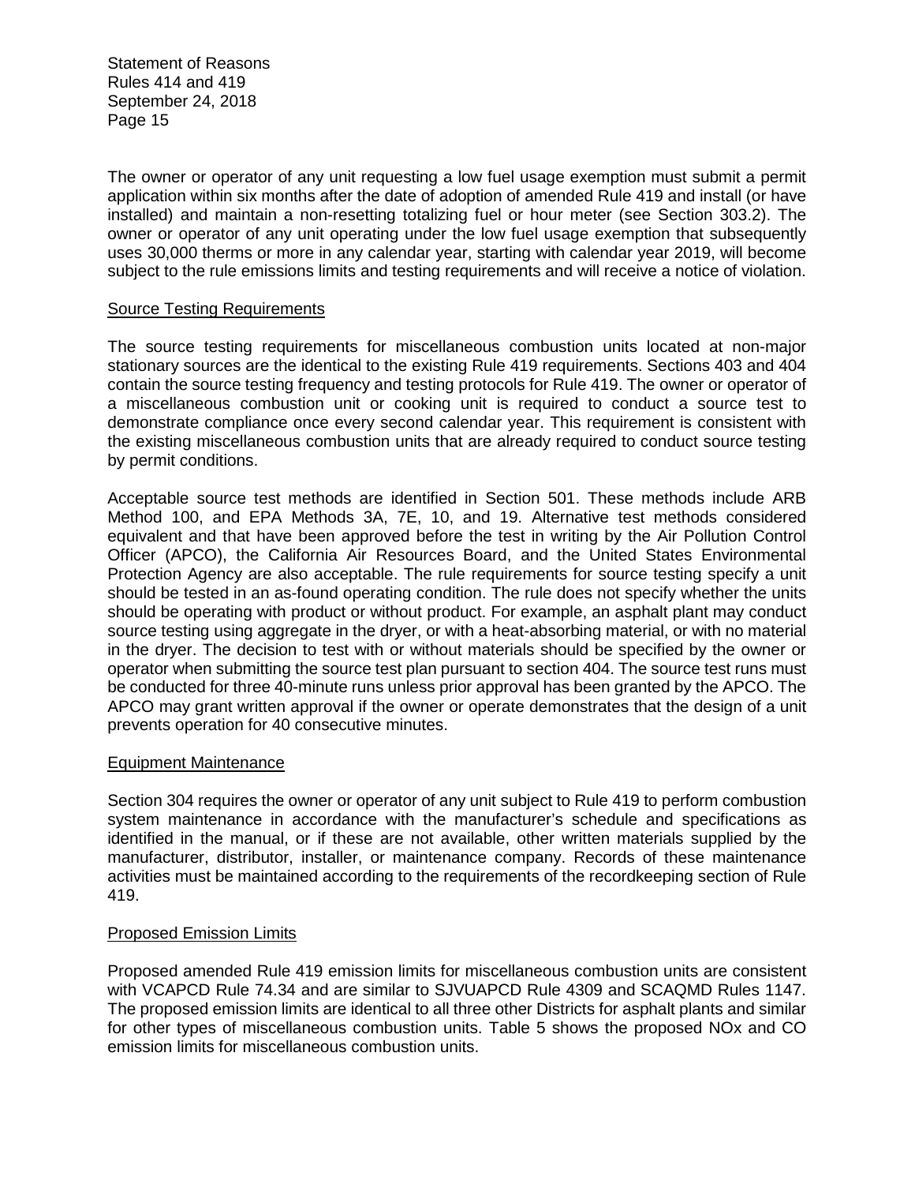The owner or operator of any unit requesting a low fuel usage exemption must submit a permit application within six months after the date of adoption of amended Rule 419 and install (or have installed) and maintain a non-resetting totalizing fuel or hour meter (see Section 303.2). The owner or operator of any unit operating under the low fuel usage exemption that subsequently uses 30,000 therms or more in any calendar year, starting with calendar year 2019, will become subject to the rule emissions limits and testing requirements and will receive a notice of violation.

## Source Testing Requirements

The source testing requirements for miscellaneous combustion units located at non-major stationary sources are the identical to the existing Rule 419 requirements. Sections 403 and 404 contain the source testing frequency and testing protocols for Rule 419. The owner or operator of a miscellaneous combustion unit or cooking unit is required to conduct a source test to demonstrate compliance once every second calendar year. This requirement is consistent with the existing miscellaneous combustion units that are already required to conduct source testing by permit conditions.

Acceptable source test methods are identified in Section 501. These methods include ARB Method 100, and EPA Methods 3A, 7E, 10, and 19. Alternative test methods considered equivalent and that have been approved before the test in writing by the Air Pollution Control Officer (APCO), the California Air Resources Board, and the United States Environmental Protection Agency are also acceptable. The rule requirements for source testing specify a unit should be tested in an as-found operating condition. The rule does not specify whether the units should be operating with product or without product. For example, an asphalt plant may conduct source testing using aggregate in the dryer, or with a heat-absorbing material, or with no material in the dryer. The decision to test with or without materials should be specified by the owner or operator when submitting the source test plan pursuant to section 404. The source test runs must be conducted for three 40-minute runs unless prior approval has been granted by the APCO. The APCO may grant written approval if the owner or operate demonstrates that the design of a unit prevents operation for 40 consecutive minutes.

## Equipment Maintenance

Section 304 requires the owner or operator of any unit subject to Rule 419 to perform combustion system maintenance in accordance with the manufacturer's schedule and specifications as identified in the manual, or if these are not available, other written materials supplied by the manufacturer, distributor, installer, or maintenance company. Records of these maintenance activities must be maintained according to the requirements of the recordkeeping section of Rule 419.

## Proposed Emission Limits

Proposed amended Rule 419 emission limits for miscellaneous combustion units are consistent with VCAPCD Rule 74.34 and are similar to SJVUAPCD Rule 4309 and SCAQMD Rules 1147. The proposed emission limits are identical to all three other Districts for asphalt plants and similar for other types of miscellaneous combustion units. Table 5 shows the proposed NOx and CO emission limits for miscellaneous combustion units.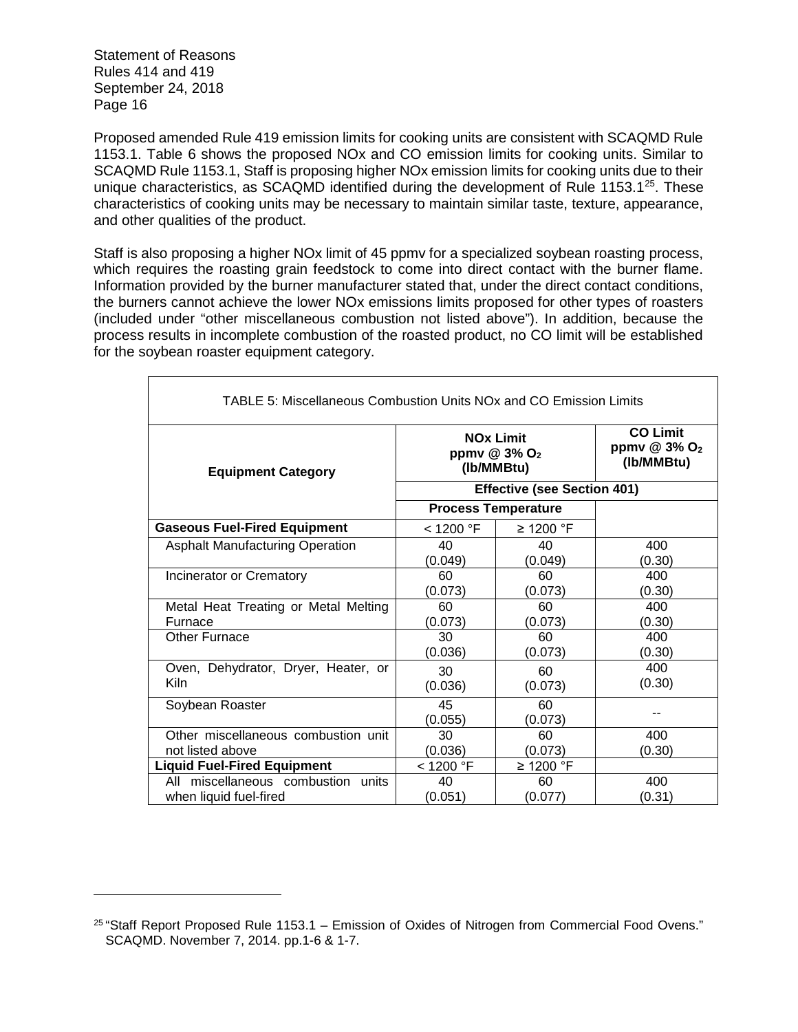Proposed amended Rule 419 emission limits for cooking units are consistent with SCAQMD Rule 1153.1. Table 6 shows the proposed NOx and CO emission limits for cooking units. Similar to SCAQMD Rule 1153.1, Staff is proposing higher NOx emission limits for cooking units due to their unique characteristics, as SCAQMD identified during the development of Rule 1153.1[25]. These characteristics of cooking units may be necessary to maintain similar taste, texture, appearance, and other qualities of the product.

Staff is also proposing a higher NOx limit of 45 ppmv for a specialized soybean roasting process, which requires the roasting grain feedstock to come into direct contact with the burner flame. Information provided by the burner manufacturer stated that, under the direct contact conditions, the burners cannot achieve the lower NOx emissions limits proposed for other types of roasters (included under "other miscellaneous combustion not listed above"). In addition, because the process results in incomplete combustion of the roasted product, no CO limit will be established for the soybean roaster equipment category.

TABLE 5: Miscellaneous Combustion Units NOx and CO Emission Limits

| **Equipment Category** | **NOx Limit ppmv @ 3% $O_2$ (lb/MMBtu)** | | **CO Limit ppmv @ 3% $O_2$ (lb/MMBtu)** |
|---|---|---|---|
| | **Effective (see Section 401)** | | |
| | **Process Temperature** | | |
| **Gaseous Fuel-Fired Equipment** | < 1200 °F | ≥ 1200 °F | |
| Asphalt Manufacturing Operation | 40 (0.049) | 40 (0.049) | 400 (0.30) |
| Incinerator or Crematory | 60 (0.073) | 60 (0.073) | 400 (0.30) |
| Metal Heat Treating or Metal Melting Furnace | 60 (0.073) | 60 (0.073) | 400 (0.30) |
| Other Furnace | 30 (0.036) | 60 (0.073) | 400 (0.30) |
| Oven, Dehydrator, Dryer, Heater, or Kiln | 30 (0.036) | 60 (0.073) | 400 (0.30) |
| Soybean Roaster | 45 (0.055) | 60 (0.073) | -- |
| Other miscellaneous combustion unit not listed above | 30 (0.036) | 60 (0.073) | 400 (0.30) |
| **Liquid Fuel-Fired Equipment** | < 1200 °F | ≥ 1200 °F | |
| All miscellaneous combustion units when liquid fuel-fired | 40 (0.051) | 60 (0.077) | 400 (0.31) |

[25] "Staff Report Proposed Rule 1153.1 – Emission of Oxides of Nitrogen from Commercial Food Ovens." SCAQMD. November 7, 2014. pp.1-6 & 1-7.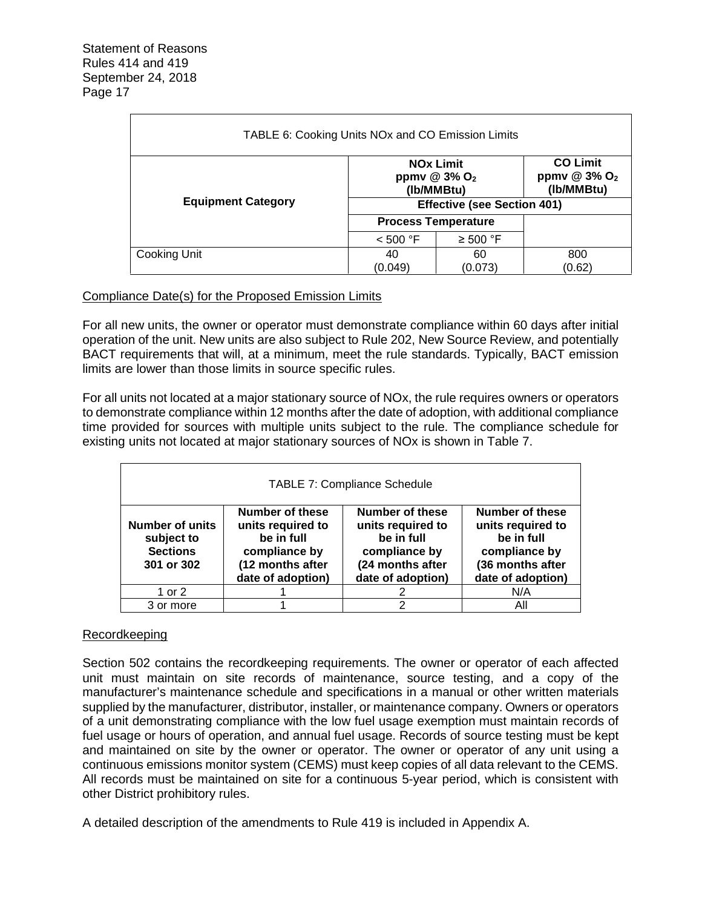| TABLE 6: Cooking Units NOx and CO Emission Limits | | | |
|---|---|---|---|
| **Equipment Category** | **NOx Limit ppmv @ 3% $O_2$ (lb/MMBtu)** | | **CO Limit ppmv @ 3% $O_2$ (lb/MMBtu)** |
| | **Effective (see Section 401)** | | |
| | **Process Temperature** | | |
| | < 500 °F | ≥ 500 °F | |
| Cooking Unit | 40 (0.049) | 60 (0.073) | 800 (0.62) |

Compliance Date(s) for the Proposed Emission Limits

For all new units, the owner or operator must demonstrate compliance within 60 days after initial operation of the unit. New units are also subject to Rule 202, New Source Review, and potentially BACT requirements that will, at a minimum, meet the rule standards. Typically, BACT emission limits are lower than those limits in source specific rules.

For all units not located at a major stationary source of NOx, the rule requires owners or operators to demonstrate compliance within 12 months after the date of adoption, with additional compliance time provided for sources with multiple units subject to the rule. The compliance schedule for existing units not located at major stationary sources of NOx is shown in Table 7.

| TABLE 7: Compliance Schedule | | | |
|---|---|---|---|
| **Number of units subject to Sections 301 or 302** | **Number of these units required to be in full compliance by (12 months after date of adoption)** | **Number of these units required to be in full compliance by (24 months after date of adoption)** | **Number of these units required to be in full compliance by (36 months after date of adoption)** |
| 1 or 2 | 1 | 2 | N/A |
| 3 or more | 1 | 2 | All |

Recordkeeping

Section 502 contains the recordkeeping requirements. The owner or operator of each affected unit must maintain on site records of maintenance, source testing, and a copy of the manufacturer's maintenance schedule and specifications in a manual or other written materials supplied by the manufacturer, distributor, installer, or maintenance company. Owners or operators of a unit demonstrating compliance with the low fuel usage exemption must maintain records of fuel usage or hours of operation, and annual fuel usage. Records of source testing must be kept and maintained on site by the owner or operator. The owner or operator of any unit using a continuous emissions monitor system (CEMS) must keep copies of all data relevant to the CEMS. All records must be maintained on site for a continuous 5-year period, which is consistent with other District prohibitory rules.

A detailed description of the amendments to Rule 419 is included in Appendix A.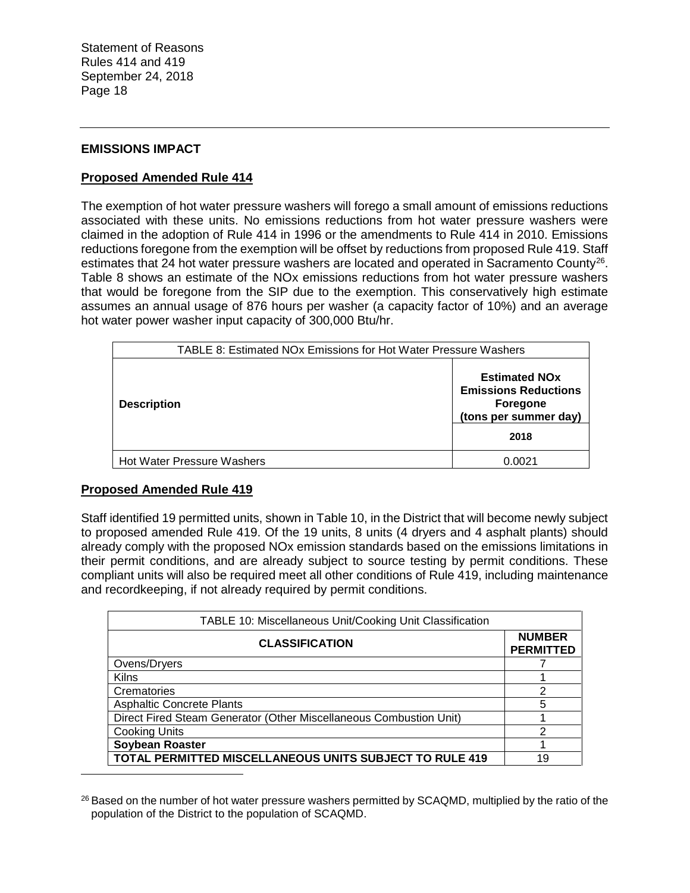## EMISSIONS IMPACT

### Proposed Amended Rule 414

The exemption of hot water pressure washers will forego a small amount of emissions reductions associated with these units. No emissions reductions from hot water pressure washers were claimed in the adoption of Rule 414 in 1996 or the amendments to Rule 414 in 2010. Emissions reductions foregone from the exemption will be offset by reductions from proposed Rule 419. Staff estimates that 24 hot water pressure washers are located and operated in Sacramento County[26]. Table 8 shows an estimate of the NOx emissions reductions from hot water pressure washers that would be foregone from the SIP due to the exemption. This conservatively high estimate assumes an annual usage of 876 hours per washer (a capacity factor of 10%) and an average hot water power washer input capacity of 300,000 Btu/hr.

TABLE 8: Estimated NOx Emissions for Hot Water Pressure Washers

| Description | Estimated NOx Emissions Reductions Foregone (tons per summer day) |
|---|---|
| | 2018 |
| Hot Water Pressure Washers | 0.0021 |

### Proposed Amended Rule 419

Staff identified 19 permitted units, shown in Table 10, in the District that will become newly subject to proposed amended Rule 419. Of the 19 units, 8 units (4 dryers and 4 asphalt plants) should already comply with the proposed NOx emission standards based on the emissions limitations in their permit conditions, and are already subject to source testing by permit conditions. These compliant units will also be required meet all other conditions of Rule 419, including maintenance and recordkeeping, if not already required by permit conditions.

TABLE 10: Miscellaneous Unit/Cooking Unit Classification

| CLASSIFICATION | NUMBER PERMITTED |
|---|---|
| Ovens/Dryers | 7 |
| Kilns | 1 |
| Crematories | 2 |
| Asphaltic Concrete Plants | 5 |
| Direct Fired Steam Generator (Other Miscellaneous Combustion Unit) | 1 |
| Cooking Units | 2 |
| **Soybean Roaster** | 1 |
| **TOTAL PERMITTED MISCELLANEOUS UNITS SUBJECT TO RULE 419** | 19 |

[26] Based on the number of hot water pressure washers permitted by SCAQMD, multiplied by the ratio of the population of the District to the population of SCAQMD.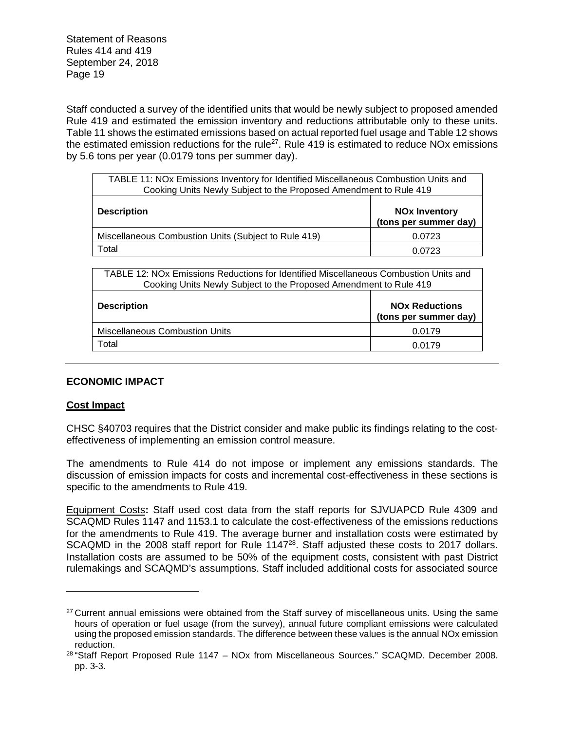Staff conducted a survey of the identified units that would be newly subject to proposed amended Rule 419 and estimated the emission inventory and reductions attributable only to these units. Table 11 shows the estimated emissions based on actual reported fuel usage and Table 12 shows the estimated emission reductions for the rule[27]. Rule 419 is estimated to reduce NOx emissions by 5.6 tons per year (0.0179 tons per summer day).

TABLE 11: NOx Emissions Inventory for Identified Miscellaneous Combustion Units and Cooking Units Newly Subject to the Proposed Amendment to Rule 419

| Description | NOx Inventory (tons per summer day) |
|---|---|
| Miscellaneous Combustion Units (Subject to Rule 419) | 0.0723 |
| Total | 0.0723 |

TABLE 12: NOx Emissions Reductions for Identified Miscellaneous Combustion Units and Cooking Units Newly Subject to the Proposed Amendment to Rule 419

| Description | NOx Reductions (tons per summer day) |
|---|---|
| Miscellaneous Combustion Units | 0.0179 |
| Total | 0.0179 |

## ECONOMIC IMPACT

### Cost Impact

CHSC §40703 requires that the District consider and make public its findings relating to the cost-effectiveness of implementing an emission control measure.

The amendments to Rule 414 do not impose or implement any emissions standards. The discussion of emission impacts for costs and incremental cost-effectiveness in these sections is specific to the amendments to Rule 419.

Equipment Costs**:** Staff used cost data from the staff reports for SJVUAPCD Rule 4309 and SCAQMD Rules 1147 and 1153.1 to calculate the cost-effectiveness of the emissions reductions for the amendments to Rule 419. The average burner and installation costs were estimated by SCAQMD in the 2008 staff report for Rule 1147[28]. Staff adjusted these costs to 2017 dollars. Installation costs are assumed to be 50% of the equipment costs, consistent with past District rulemakings and SCAQMD's assumptions. Staff included additional costs for associated source

---

[27] Current annual emissions were obtained from the Staff survey of miscellaneous units. Using the same hours of operation or fuel usage (from the survey), annual future compliant emissions were calculated using the proposed emission standards. The difference between these values is the annual NOx emission reduction.

[28] "Staff Report Proposed Rule 1147 – NOx from Miscellaneous Sources." SCAQMD. December 2008. pp. 3-3.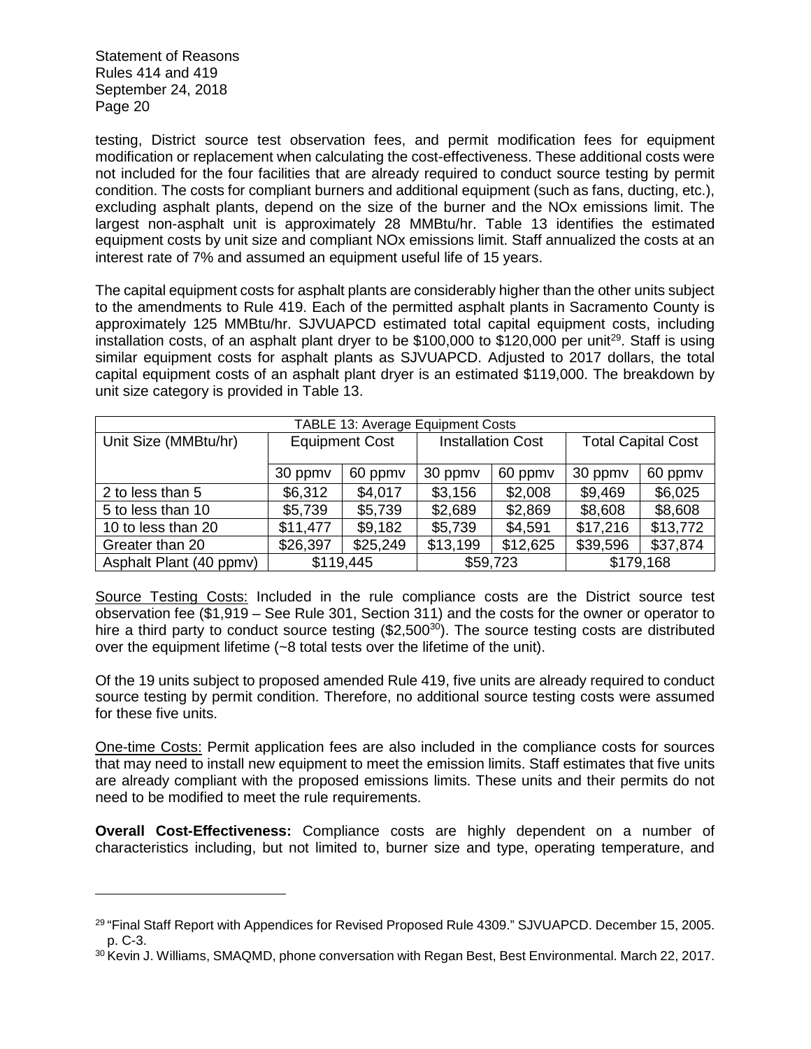testing, District source test observation fees, and permit modification fees for equipment modification or replacement when calculating the cost-effectiveness. These additional costs were not included for the four facilities that are already required to conduct source testing by permit condition. The costs for compliant burners and additional equipment (such as fans, ducting, etc.), excluding asphalt plants, depend on the size of the burner and the NOx emissions limit. The largest non-asphalt unit is approximately 28 MMBtu/hr. Table 13 identifies the estimated equipment costs by unit size and compliant NOx emissions limit. Staff annualized the costs at an interest rate of 7% and assumed an equipment useful life of 15 years.

The capital equipment costs for asphalt plants are considerably higher than the other units subject to the amendments to Rule 419. Each of the permitted asphalt plants in Sacramento County is approximately 125 MMBtu/hr. SJVUAPCD estimated total capital equipment costs, including installation costs, of an asphalt plant dryer to be $100,000 to $120,000 per unit[29]. Staff is using similar equipment costs for asphalt plants as SJVUAPCD. Adjusted to 2017 dollars, the total capital equipment costs of an asphalt plant dryer is an estimated $119,000. The breakdown by unit size category is provided in Table 13.

| TABLE 13: Average Equipment Costs | | | | | | |
|---|---|---|---|---|---|---|
| Unit Size (MMBtu/hr) | Equipment Cost | | Installation Cost | | Total Capital Cost | |
| | 30 ppmv | 60 ppmv | 30 ppmv | 60 ppmv | 30 ppmv | 60 ppmv |
| 2 to less than 5 | $6,312 | $4,017 | $3,156 | $2,008 | $9,469 | $6,025 |
| 5 to less than 10 | $5,739 | $5,739 | $2,689 | $2,869 | $8,608 | $8,608 |
| 10 to less than 20 | $11,477 | $9,182 | $5,739 | $4,591 | $17,216 | $13,772 |
| Greater than 20 | $26,397 | $25,249 | $13,199 | $12,625 | $39,596 | $37,874 |
| Asphalt Plant (40 ppmv) | $119,445 | | $59,723 | | $179,168 | |

Source Testing Costs: Included in the rule compliance costs are the District source test observation fee ($1,919 – See Rule 301, Section 311) and the costs for the owner or operator to hire a third party to conduct source testing ($2,500[30]). The source testing costs are distributed over the equipment lifetime (~8 total tests over the lifetime of the unit).

Of the 19 units subject to proposed amended Rule 419, five units are already required to conduct source testing by permit condition. Therefore, no additional source testing costs were assumed for these five units.

One-time Costs: Permit application fees are also included in the compliance costs for sources that may need to install new equipment to meet the emission limits. Staff estimates that five units are already compliant with the proposed emissions limits. These units and their permits do not need to be modified to meet the rule requirements.

**Overall Cost-Effectiveness:** Compliance costs are highly dependent on a number of characteristics including, but not limited to, burner size and type, operating temperature, and

[29] "Final Staff Report with Appendices for Revised Proposed Rule 4309." SJVUAPCD. December 15, 2005. p. C-3.

[30] Kevin J. Williams, SMAQMD, phone conversation with Regan Best, Best Environmental. March 22, 2017.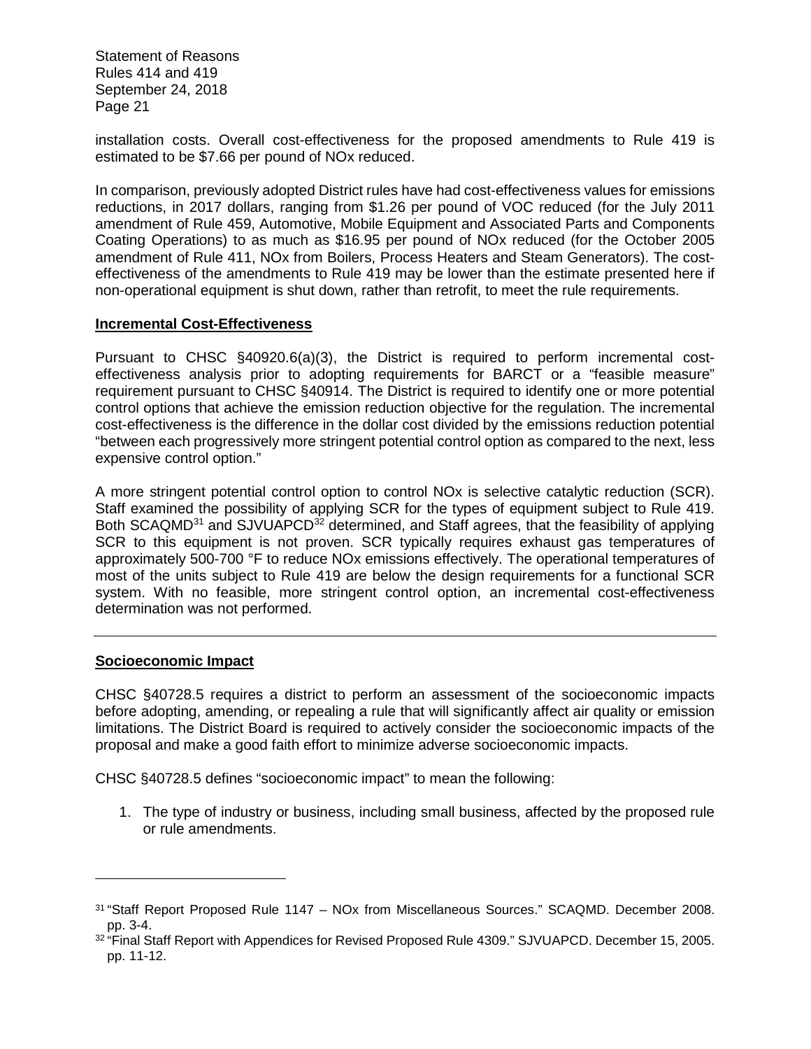installation costs. Overall cost-effectiveness for the proposed amendments to Rule 419 is estimated to be $7.66 per pound of NOx reduced.

In comparison, previously adopted District rules have had cost-effectiveness values for emissions reductions, in 2017 dollars, ranging from $1.26 per pound of VOC reduced (for the July 2011 amendment of Rule 459, Automotive, Mobile Equipment and Associated Parts and Components Coating Operations) to as much as $16.95 per pound of NOx reduced (for the October 2005 amendment of Rule 411, NOx from Boilers, Process Heaters and Steam Generators). The cost-effectiveness of the amendments to Rule 419 may be lower than the estimate presented here if non-operational equipment is shut down, rather than retrofit, to meet the rule requirements.

**Incremental Cost-Effectiveness**

Pursuant to CHSC §40920.6(a)(3), the District is required to perform incremental cost-effectiveness analysis prior to adopting requirements for BARCT or a "feasible measure" requirement pursuant to CHSC §40914. The District is required to identify one or more potential control options that achieve the emission reduction objective for the regulation. The incremental cost-effectiveness is the difference in the dollar cost divided by the emissions reduction potential "between each progressively more stringent potential control option as compared to the next, less expensive control option."

A more stringent potential control option to control NOx is selective catalytic reduction (SCR). Staff examined the possibility of applying SCR for the types of equipment subject to Rule 419. Both SCAQMD[31] and SJVUAPCD[32] determined, and Staff agrees, that the feasibility of applying SCR to this equipment is not proven. SCR typically requires exhaust gas temperatures of approximately 500-700 °F to reduce NOx emissions effectively. The operational temperatures of most of the units subject to Rule 419 are below the design requirements for a functional SCR system. With no feasible, more stringent control option, an incremental cost-effectiveness determination was not performed.

---

**Socioeconomic Impact**

CHSC §40728.5 requires a district to perform an assessment of the socioeconomic impacts before adopting, amending, or repealing a rule that will significantly affect air quality or emission limitations. The District Board is required to actively consider the socioeconomic impacts of the proposal and make a good faith effort to minimize adverse socioeconomic impacts.

CHSC §40728.5 defines "socioeconomic impact" to mean the following:

1. The type of industry or business, including small business, affected by the proposed rule or rule amendments.

---

[31] "Staff Report Proposed Rule 1147 – NOx from Miscellaneous Sources." SCAQMD. December 2008. pp. 3-4.

[32] "Final Staff Report with Appendices for Revised Proposed Rule 4309." SJVUAPCD. December 15, 2005. pp. 11-12.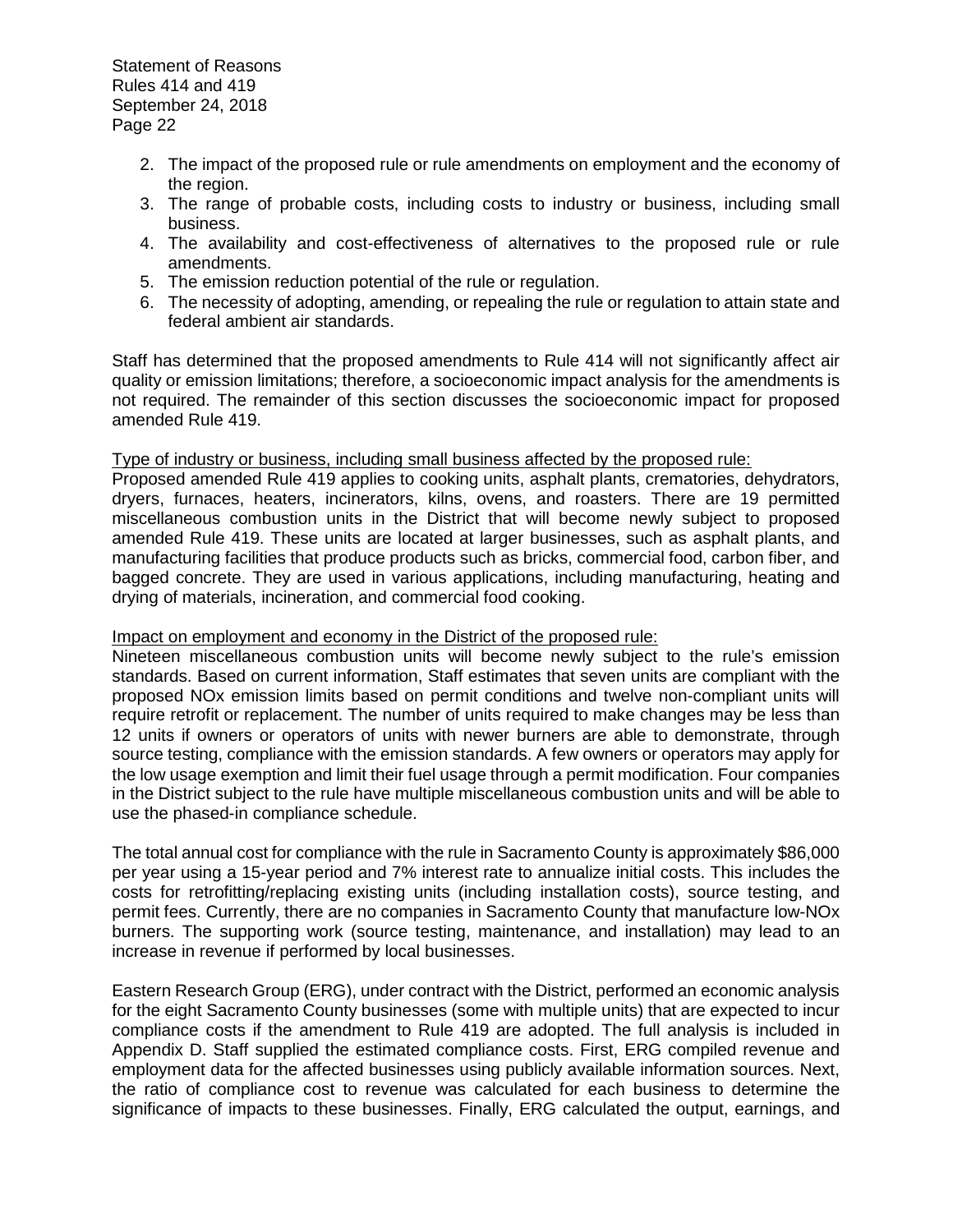2. The impact of the proposed rule or rule amendments on employment and the economy of the region.
3. The range of probable costs, including costs to industry or business, including small business.
4. The availability and cost-effectiveness of alternatives to the proposed rule or rule amendments.
5. The emission reduction potential of the rule or regulation.
6. The necessity of adopting, amending, or repealing the rule or regulation to attain state and federal ambient air standards.

Staff has determined that the proposed amendments to Rule 414 will not significantly affect air quality or emission limitations; therefore, a socioeconomic impact analysis for the amendments is not required. The remainder of this section discusses the socioeconomic impact for proposed amended Rule 419.

Type of industry or business, including small business affected by the proposed rule:

Proposed amended Rule 419 applies to cooking units, asphalt plants, crematories, dehydrators, dryers, furnaces, heaters, incinerators, kilns, ovens, and roasters. There are 19 permitted miscellaneous combustion units in the District that will become newly subject to proposed amended Rule 419. These units are located at larger businesses, such as asphalt plants, and manufacturing facilities that produce products such as bricks, commercial food, carbon fiber, and bagged concrete. They are used in various applications, including manufacturing, heating and drying of materials, incineration, and commercial food cooking.

Impact on employment and economy in the District of the proposed rule:

Nineteen miscellaneous combustion units will become newly subject to the rule's emission standards. Based on current information, Staff estimates that seven units are compliant with the proposed NOx emission limits based on permit conditions and twelve non-compliant units will require retrofit or replacement. The number of units required to make changes may be less than 12 units if owners or operators of units with newer burners are able to demonstrate, through source testing, compliance with the emission standards. A few owners or operators may apply for the low usage exemption and limit their fuel usage through a permit modification. Four companies in the District subject to the rule have multiple miscellaneous combustion units and will be able to use the phased-in compliance schedule.

The total annual cost for compliance with the rule in Sacramento County is approximately $86,000 per year using a 15-year period and 7% interest rate to annualize initial costs. This includes the costs for retrofitting/replacing existing units (including installation costs), source testing, and permit fees. Currently, there are no companies in Sacramento County that manufacture low-NOx burners. The supporting work (source testing, maintenance, and installation) may lead to an increase in revenue if performed by local businesses.

Eastern Research Group (ERG), under contract with the District, performed an economic analysis for the eight Sacramento County businesses (some with multiple units) that are expected to incur compliance costs if the amendment to Rule 419 are adopted. The full analysis is included in Appendix D. Staff supplied the estimated compliance costs. First, ERG compiled revenue and employment data for the affected businesses using publicly available information sources. Next, the ratio of compliance cost to revenue was calculated for each business to determine the significance of impacts to these businesses. Finally, ERG calculated the output, earnings, and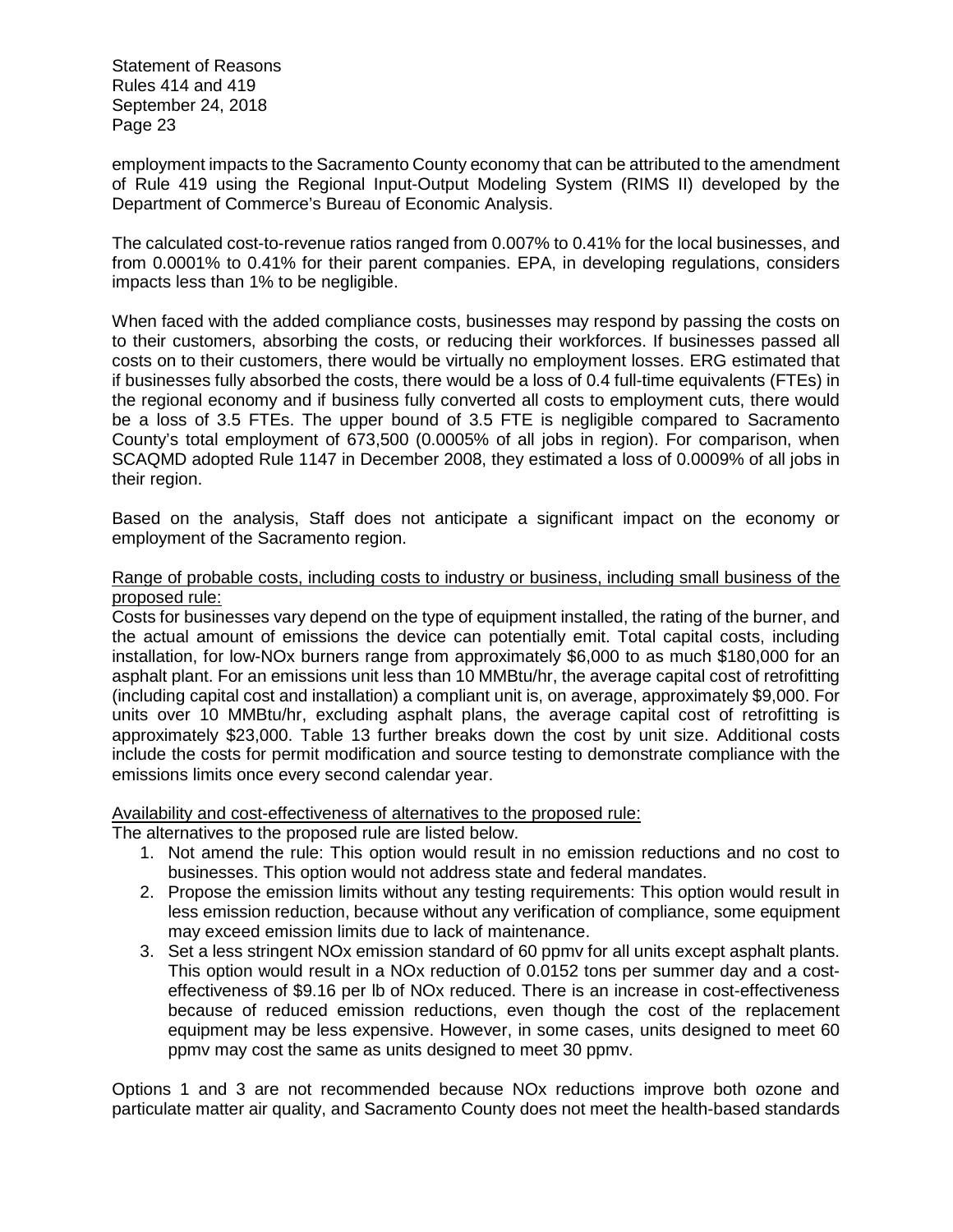employment impacts to the Sacramento County economy that can be attributed to the amendment of Rule 419 using the Regional Input-Output Modeling System (RIMS II) developed by the Department of Commerce's Bureau of Economic Analysis.

The calculated cost-to-revenue ratios ranged from 0.007% to 0.41% for the local businesses, and from 0.0001% to 0.41% for their parent companies. EPA, in developing regulations, considers impacts less than 1% to be negligible.

When faced with the added compliance costs, businesses may respond by passing the costs on to their customers, absorbing the costs, or reducing their workforces. If businesses passed all costs on to their customers, there would be virtually no employment losses. ERG estimated that if businesses fully absorbed the costs, there would be a loss of 0.4 full-time equivalents (FTEs) in the regional economy and if business fully converted all costs to employment cuts, there would be a loss of 3.5 FTEs. The upper bound of 3.5 FTE is negligible compared to Sacramento County's total employment of 673,500 (0.0005% of all jobs in region). For comparison, when SCAQMD adopted Rule 1147 in December 2008, they estimated a loss of 0.0009% of all jobs in their region.

Based on the analysis, Staff does not anticipate a significant impact on the economy or employment of the Sacramento region.

<u>Range of probable costs, including costs to industry or business, including small business of the proposed rule:</u>

Costs for businesses vary depend on the type of equipment installed, the rating of the burner, and the actual amount of emissions the device can potentially emit. Total capital costs, including installation, for low-NOx burners range from approximately \$6,000 to as much \$180,000 for an asphalt plant. For an emissions unit less than 10 MMBtu/hr, the average capital cost of retrofitting (including capital cost and installation) a compliant unit is, on average, approximately \$9,000. For units over 10 MMBtu/hr, excluding asphalt plans, the average capital cost of retrofitting is approximately \$23,000. Table 13 further breaks down the cost by unit size. Additional costs include the costs for permit modification and source testing to demonstrate compliance with the emissions limits once every second calendar year.

<u>Availability and cost-effectiveness of alternatives to the proposed rule:</u>

The alternatives to the proposed rule are listed below.

1. Not amend the rule: This option would result in no emission reductions and no cost to businesses. This option would not address state and federal mandates.
2. Propose the emission limits without any testing requirements: This option would result in less emission reduction, because without any verification of compliance, some equipment may exceed emission limits due to lack of maintenance.
3. Set a less stringent NOx emission standard of 60 ppmv for all units except asphalt plants. This option would result in a NOx reduction of 0.0152 tons per summer day and a cost-effectiveness of \$9.16 per lb of NOx reduced. There is an increase in cost-effectiveness because of reduced emission reductions, even though the cost of the replacement equipment may be less expensive. However, in some cases, units designed to meet 60 ppmv may cost the same as units designed to meet 30 ppmv.

Options 1 and 3 are not recommended because NOx reductions improve both ozone and particulate matter air quality, and Sacramento County does not meet the health-based standards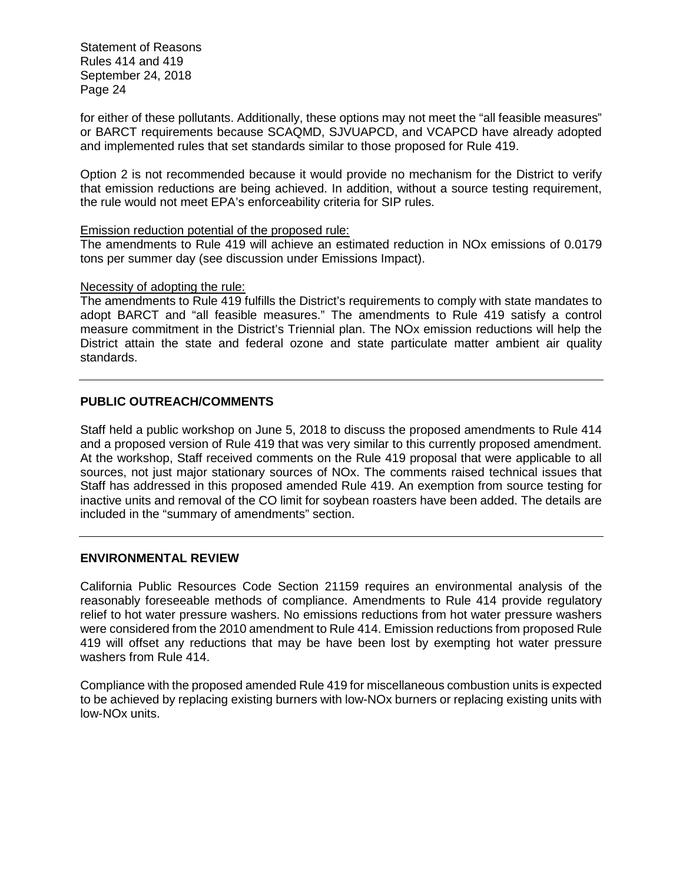for either of these pollutants. Additionally, these options may not meet the "all feasible measures" or BARCT requirements because SCAQMD, SJVUAPCD, and VCAPCD have already adopted and implemented rules that set standards similar to those proposed for Rule 419.

Option 2 is not recommended because it would provide no mechanism for the District to verify that emission reductions are being achieved. In addition, without a source testing requirement, the rule would not meet EPA's enforceability criteria for SIP rules.

Emission reduction potential of the proposed rule:
The amendments to Rule 419 will achieve an estimated reduction in NOx emissions of 0.0179 tons per summer day (see discussion under Emissions Impact).

Necessity of adopting the rule:
The amendments to Rule 419 fulfills the District's requirements to comply with state mandates to adopt BARCT and "all feasible measures." The amendments to Rule 419 satisfy a control measure commitment in the District's Triennial plan. The NOx emission reductions will help the District attain the state and federal ozone and state particulate matter ambient air quality standards.

---

## PUBLIC OUTREACH/COMMENTS

Staff held a public workshop on June 5, 2018 to discuss the proposed amendments to Rule 414 and a proposed version of Rule 419 that was very similar to this currently proposed amendment. At the workshop, Staff received comments on the Rule 419 proposal that were applicable to all sources, not just major stationary sources of NOx. The comments raised technical issues that Staff has addressed in this proposed amended Rule 419. An exemption from source testing for inactive units and removal of the CO limit for soybean roasters have been added. The details are included in the "summary of amendments" section.

---

## ENVIRONMENTAL REVIEW

California Public Resources Code Section 21159 requires an environmental analysis of the reasonably foreseeable methods of compliance. Amendments to Rule 414 provide regulatory relief to hot water pressure washers. No emissions reductions from hot water pressure washers were considered from the 2010 amendment to Rule 414. Emission reductions from proposed Rule 419 will offset any reductions that may be have been lost by exempting hot water pressure washers from Rule 414.

Compliance with the proposed amended Rule 419 for miscellaneous combustion units is expected to be achieved by replacing existing burners with low-NOx burners or replacing existing units with low-NOx units.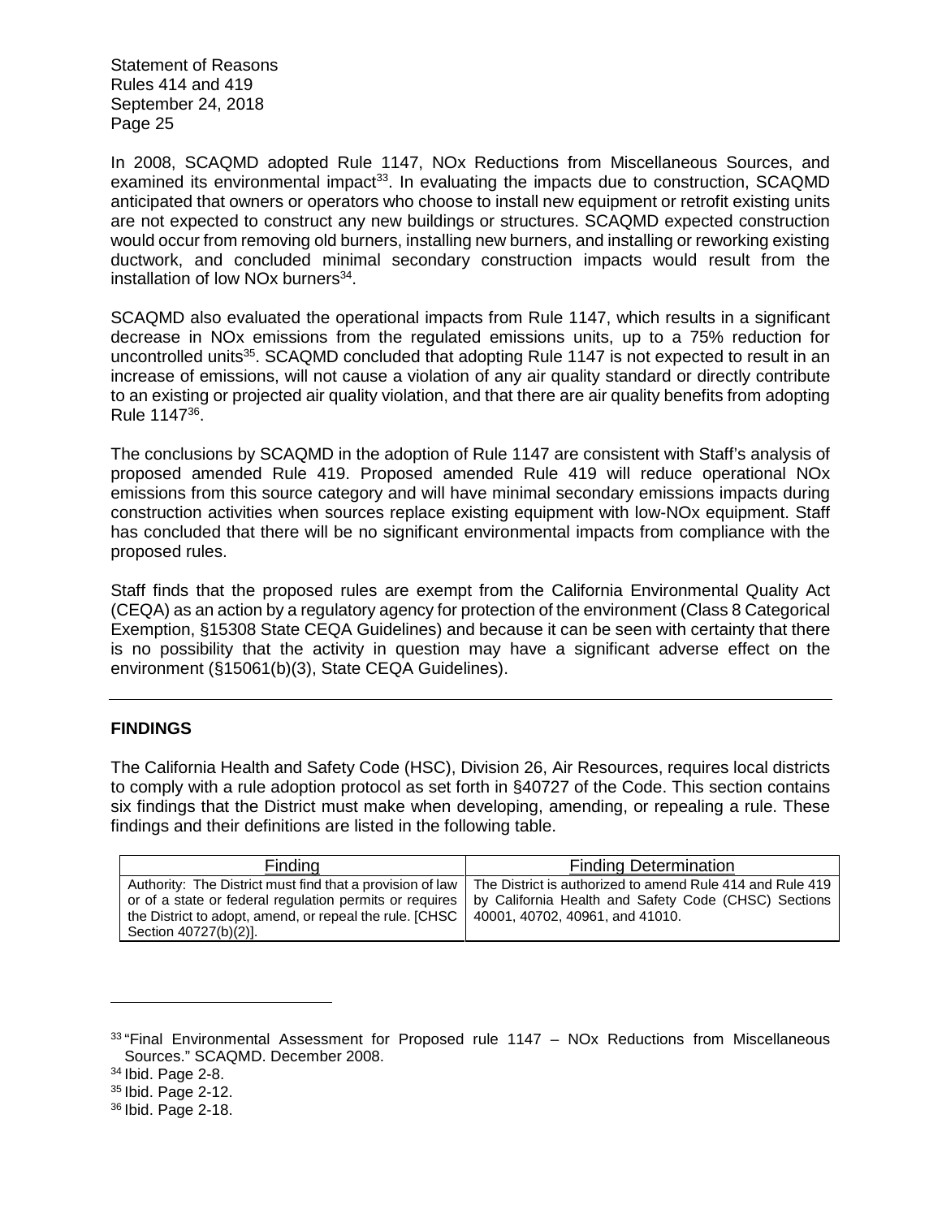In 2008, SCAQMD adopted Rule 1147, NOx Reductions from Miscellaneous Sources, and examined its environmental impact[33]. In evaluating the impacts due to construction, SCAQMD anticipated that owners or operators who choose to install new equipment or retrofit existing units are not expected to construct any new buildings or structures. SCAQMD expected construction would occur from removing old burners, installing new burners, and installing or reworking existing ductwork, and concluded minimal secondary construction impacts would result from the installation of low NOx burners[34].

SCAQMD also evaluated the operational impacts from Rule 1147, which results in a significant decrease in NOx emissions from the regulated emissions units, up to a 75% reduction for uncontrolled units[35]. SCAQMD concluded that adopting Rule 1147 is not expected to result in an increase of emissions, will not cause a violation of any air quality standard or directly contribute to an existing or projected air quality violation, and that there are air quality benefits from adopting Rule 1147[36].

The conclusions by SCAQMD in the adoption of Rule 1147 are consistent with Staff's analysis of proposed amended Rule 419. Proposed amended Rule 419 will reduce operational NOx emissions from this source category and will have minimal secondary emissions impacts during construction activities when sources replace existing equipment with low-NOx equipment. Staff has concluded that there will be no significant environmental impacts from compliance with the proposed rules.

Staff finds that the proposed rules are exempt from the California Environmental Quality Act (CEQA) as an action by a regulatory agency for protection of the environment (Class 8 Categorical Exemption, §15308 State CEQA Guidelines) and because it can be seen with certainty that there is no possibility that the activity in question may have a significant adverse effect on the environment (§15061(b)(3), State CEQA Guidelines).

---

## FINDINGS

The California Health and Safety Code (HSC), Division 26, Air Resources, requires local districts to comply with a rule adoption protocol as set forth in §40727 of the Code. This section contains six findings that the District must make when developing, amending, or repealing a rule. These findings and their definitions are listed in the following table.

| Finding | Finding Determination |
|---|---|
| Authority: The District must find that a provision of law or of a state or federal regulation permits or requires the District to adopt, amend, or repeal the rule. [CHSC Section 40727(b)(2)]. | The District is authorized to amend Rule 414 and Rule 419 by California Health and Safety Code (CHSC) Sections 40001, 40702, 40961, and 41010. |

---

[33] "Final Environmental Assessment for Proposed rule 1147 – NOx Reductions from Miscellaneous Sources." SCAQMD. December 2008.

[34] Ibid. Page 2-8.

[35] Ibid. Page 2-12.

[36] Ibid. Page 2-18.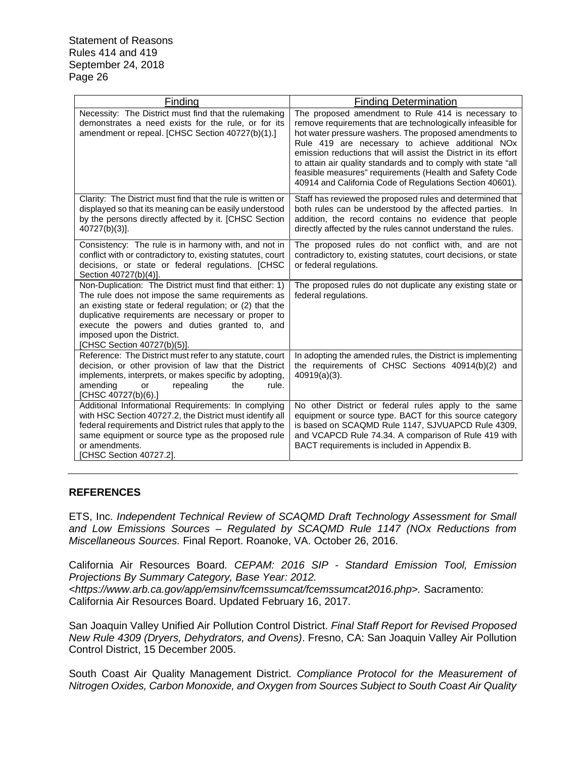| Finding | Finding Determination |
|---|---|
| Necessity: The District must find that the rulemaking demonstrates a need exists for the rule, or for its amendment or repeal. [CHSC Section 40727(b)(1).] | The proposed amendment to Rule 414 is necessary to remove requirements that are technologically infeasible for hot water pressure washers. The proposed amendments to Rule 419 are necessary to achieve additional NOx emission reductions that will assist the District in its effort to attain air quality standards and to comply with state "all feasible measures" requirements (Health and Safety Code 40914 and California Code of Regulations Section 40601). |
| Clarity: The District must find that the rule is written or displayed so that its meaning can be easily understood by the persons directly affected by it. [CHSC Section 40727(b)(3)]. | Staff has reviewed the proposed rules and determined that both rules can be understood by the affected parties. In addition, the record contains no evidence that people directly affected by the rules cannot understand the rules. |
| Consistency: The rule is in harmony with, and not in conflict with or contradictory to, existing statutes, court decisions, or state or federal regulations. [CHSC Section 40727(b)(4)]. | The proposed rules do not conflict with, and are not contradictory to, existing statutes, court decisions, or state or federal regulations. |
| Non-Duplication: The District must find that either: 1) The rule does not impose the same requirements as an existing state or federal regulation; or (2) that the duplicative requirements are necessary or proper to execute the powers and duties granted to, and imposed upon the District. [CHSC Section 40727(b)(5)]. | The proposed rules do not duplicate any existing state or federal regulations. |
| Reference: The District must refer to any statute, court decision, or other provision of law that the District implements, interprets, or makes specific by adopting, amending or repealing the rule. [CHSC 40727(b)(6).] | In adopting the amended rules, the District is implementing the requirements of CHSC Sections 40914(b)(2) and 40919(a)(3). |
| Additional Informational Requirements: In complying with HSC Section 40727.2, the District must identify all federal requirements and District rules that apply to the same equipment or source type as the proposed rule or amendments. [CHSC Section 40727.2]. | No other District or federal rules apply to the same equipment or source type. BACT for this source category is based on SCAQMD Rule 1147, SJVUAPCD Rule 4309, and VCAPCD Rule 74.34. A comparison of Rule 419 with BACT requirements is included in Appendix B. |

## REFERENCES

ETS, Inc. *Independent Technical Review of SCAQMD Draft Technology Assessment for Small and Low Emissions Sources – Regulated by SCAQMD Rule 1147 (NOx Reductions from Miscellaneous Sources.* Final Report. Roanoke, VA. October 26, 2016.

California Air Resources Board. *CEPAM: 2016 SIP - Standard Emission Tool, Emission Projections By Summary Category, Base Year: 2012. <https://www.arb.ca.gov/app/emsinv/fcemssumcat/fcemssumcat2016.php>.* Sacramento: California Air Resources Board. Updated February 16, 2017.

San Joaquin Valley Unified Air Pollution Control District. *Final Staff Report for Revised Proposed New Rule 4309 (Dryers, Dehydrators, and Ovens)*. Fresno, CA: San Joaquin Valley Air Pollution Control District, 15 December 2005.

South Coast Air Quality Management District. *Compliance Protocol for the Measurement of Nitrogen Oxides, Carbon Monoxide, and Oxygen from Sources Subject to South Coast Air Quality*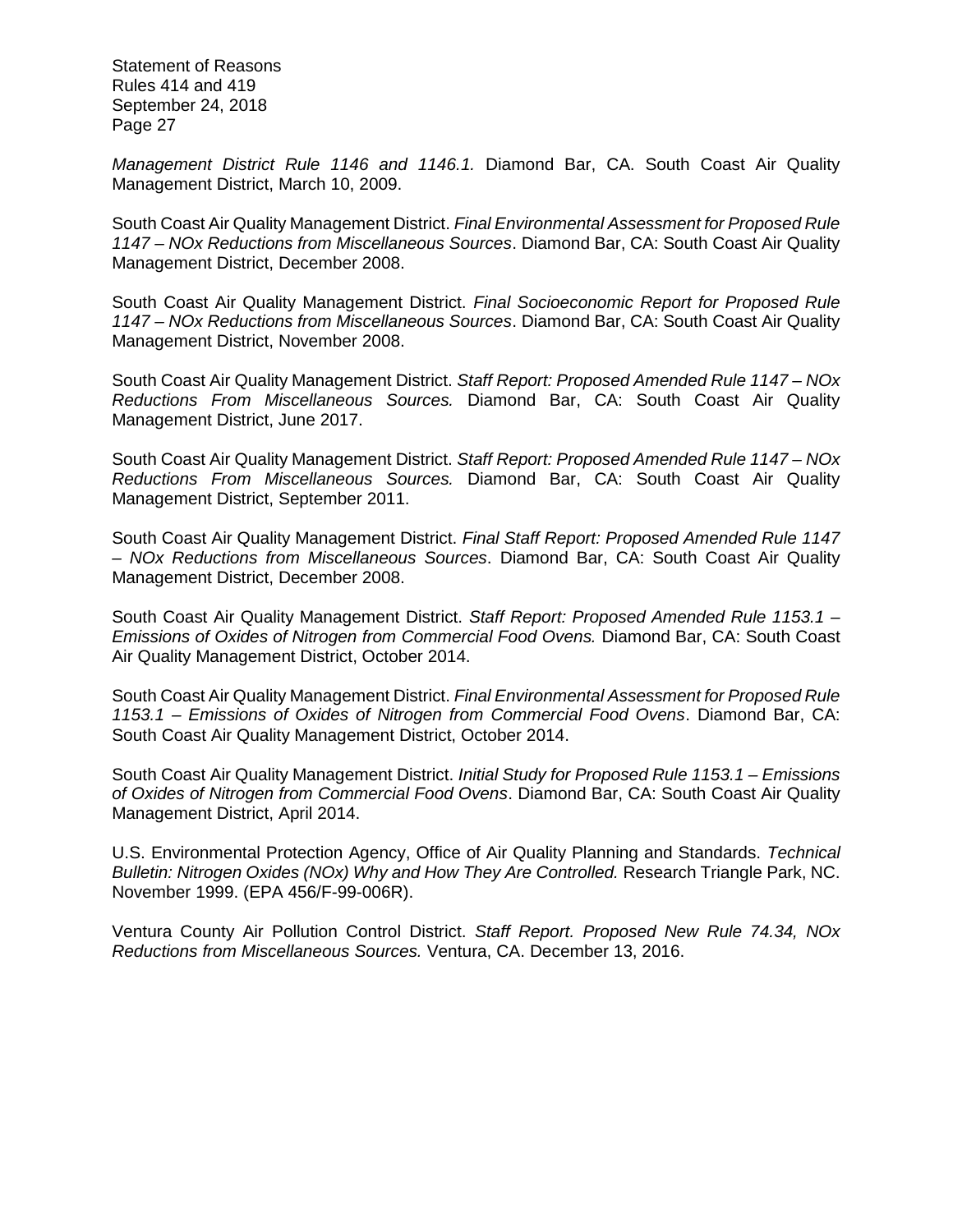*Management District Rule 1146 and 1146.1.* Diamond Bar, CA. South Coast Air Quality Management District, March 10, 2009.

South Coast Air Quality Management District. *Final Environmental Assessment for Proposed Rule 1147 – NOx Reductions from Miscellaneous Sources*. Diamond Bar, CA: South Coast Air Quality Management District, December 2008.

South Coast Air Quality Management District. *Final Socioeconomic Report for Proposed Rule 1147 – NOx Reductions from Miscellaneous Sources*. Diamond Bar, CA: South Coast Air Quality Management District, November 2008.

South Coast Air Quality Management District. *Staff Report: Proposed Amended Rule 1147 – NOx Reductions From Miscellaneous Sources.* Diamond Bar, CA: South Coast Air Quality Management District, June 2017.

South Coast Air Quality Management District. *Staff Report: Proposed Amended Rule 1147 – NOx Reductions From Miscellaneous Sources.* Diamond Bar, CA: South Coast Air Quality Management District, September 2011.

South Coast Air Quality Management District. *Final Staff Report: Proposed Amended Rule 1147 – NOx Reductions from Miscellaneous Sources*. Diamond Bar, CA: South Coast Air Quality Management District, December 2008.

South Coast Air Quality Management District. *Staff Report: Proposed Amended Rule 1153.1 – Emissions of Oxides of Nitrogen from Commercial Food Ovens.* Diamond Bar, CA: South Coast Air Quality Management District, October 2014.

South Coast Air Quality Management District. *Final Environmental Assessment for Proposed Rule 1153.1 – Emissions of Oxides of Nitrogen from Commercial Food Ovens*. Diamond Bar, CA: South Coast Air Quality Management District, October 2014.

South Coast Air Quality Management District. *Initial Study for Proposed Rule 1153.1 – Emissions of Oxides of Nitrogen from Commercial Food Ovens*. Diamond Bar, CA: South Coast Air Quality Management District, April 2014.

U.S. Environmental Protection Agency, Office of Air Quality Planning and Standards. *Technical Bulletin: Nitrogen Oxides (NOx) Why and How They Are Controlled.* Research Triangle Park, NC. November 1999. (EPA 456/F-99-006R).

Ventura County Air Pollution Control District. *Staff Report. Proposed New Rule 74.34, NOx Reductions from Miscellaneous Sources.* Ventura, CA. December 13, 2016.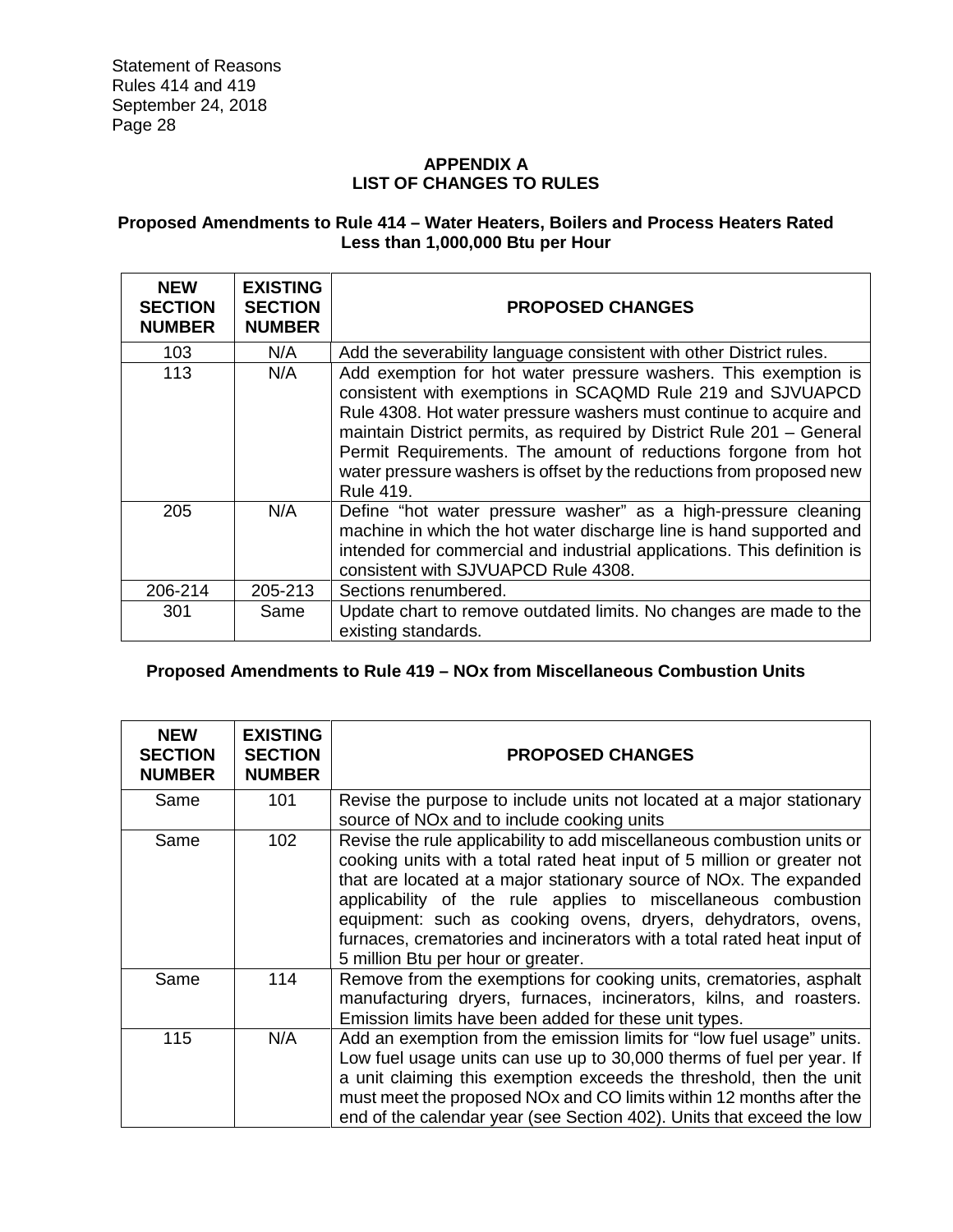## APPENDIX A
## LIST OF CHANGES TO RULES

### Proposed Amendments to Rule 414 – Water Heaters, Boilers and Process Heaters Rated Less than 1,000,000 Btu per Hour

| NEW SECTION NUMBER | EXISTING SECTION NUMBER | PROPOSED CHANGES |
|---|---|---|
| 103 | N/A | Add the severability language consistent with other District rules. |
| 113 | N/A | Add exemption for hot water pressure washers. This exemption is consistent with exemptions in SCAQMD Rule 219 and SJVUAPCD Rule 4308. Hot water pressure washers must continue to acquire and maintain District permits, as required by District Rule 201 – General Permit Requirements. The amount of reductions forgone from hot water pressure washers is offset by the reductions from proposed new Rule 419. |
| 205 | N/A | Define "hot water pressure washer" as a high-pressure cleaning machine in which the hot water discharge line is hand supported and intended for commercial and industrial applications. This definition is consistent with SJVUAPCD Rule 4308. |
| 206-214 | 205-213 | Sections renumbered. |
| 301 | Same | Update chart to remove outdated limits. No changes are made to the existing standards. |

### Proposed Amendments to Rule 419 – NOx from Miscellaneous Combustion Units

| NEW SECTION NUMBER | EXISTING SECTION NUMBER | PROPOSED CHANGES |
|---|---|---|
| Same | 101 | Revise the purpose to include units not located at a major stationary source of NOx and to include cooking units |
| Same | 102 | Revise the rule applicability to add miscellaneous combustion units or cooking units with a total rated heat input of 5 million or greater not that are located at a major stationary source of NOx. The expanded applicability of the rule applies to miscellaneous combustion equipment: such as cooking ovens, dryers, dehydrators, ovens, furnaces, crematories and incinerators with a total rated heat input of 5 million Btu per hour or greater. |
| Same | 114 | Remove from the exemptions for cooking units, crematories, asphalt manufacturing dryers, furnaces, incinerators, kilns, and roasters. Emission limits have been added for these unit types. |
| 115 | N/A | Add an exemption from the emission limits for "low fuel usage" units. Low fuel usage units can use up to 30,000 therms of fuel per year. If a unit claiming this exemption exceeds the threshold, then the unit must meet the proposed NOx and CO limits within 12 months after the end of the calendar year (see Section 402). Units that exceed the low |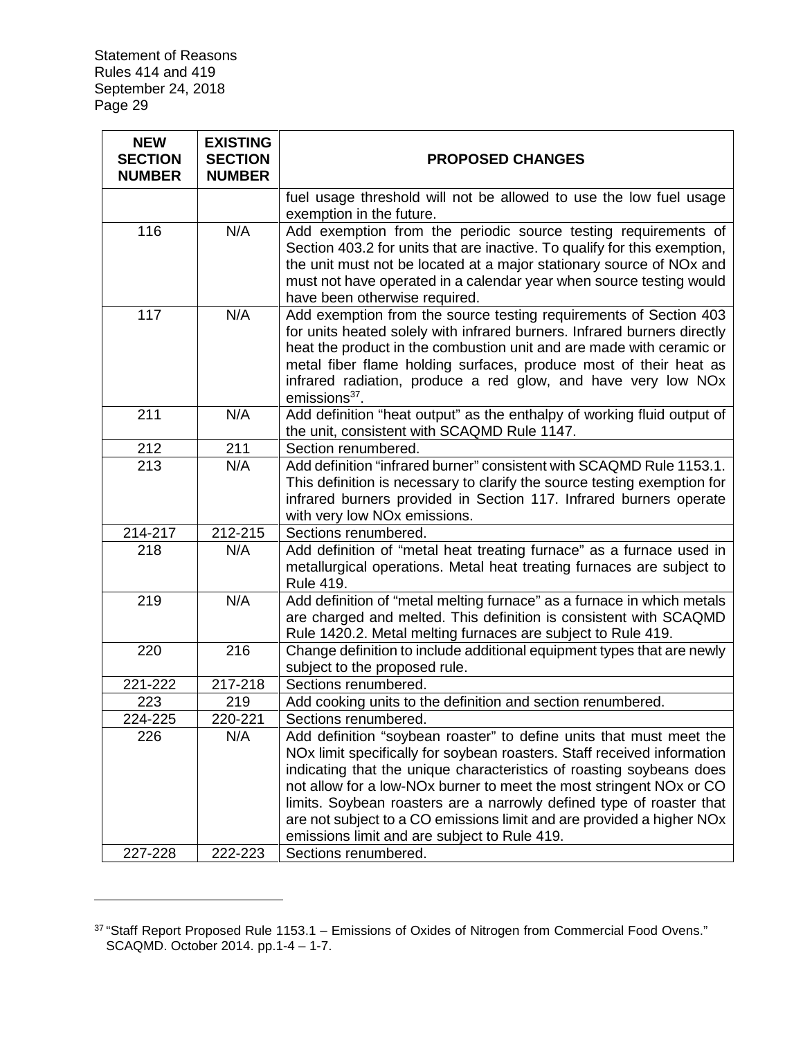| NEW SECTION NUMBER | EXISTING SECTION NUMBER | PROPOSED CHANGES |
|---|---|---|
| | | fuel usage threshold will not be allowed to use the low fuel usage exemption in the future. |
| 116 | N/A | Add exemption from the periodic source testing requirements of Section 403.2 for units that are inactive. To qualify for this exemption, the unit must not be located at a major stationary source of NOx and must not have operated in a calendar year when source testing would have been otherwise required. |
| 117 | N/A | Add exemption from the source testing requirements of Section 403 for units heated solely with infrared burners. Infrared burners directly heat the product in the combustion unit and are made with ceramic or metal fiber flame holding surfaces, produce most of their heat as infrared radiation, produce a red glow, and have very low NOx emissions[37]. |
| 211 | N/A | Add definition "heat output" as the enthalpy of working fluid output of the unit, consistent with SCAQMD Rule 1147. |
| 212 | 211 | Section renumbered. |
| 213 | N/A | Add definition "infrared burner" consistent with SCAQMD Rule 1153.1. This definition is necessary to clarify the source testing exemption for infrared burners provided in Section 117. Infrared burners operate with very low NOx emissions. |
| 214-217 | 212-215 | Sections renumbered. |
| 218 | N/A | Add definition of "metal heat treating furnace" as a furnace used in metallurgical operations. Metal heat treating furnaces are subject to Rule 419. |
| 219 | N/A | Add definition of "metal melting furnace" as a furnace in which metals are charged and melted. This definition is consistent with SCAQMD Rule 1420.2. Metal melting furnaces are subject to Rule 419. |
| 220 | 216 | Change definition to include additional equipment types that are newly subject to the proposed rule. |
| 221-222 | 217-218 | Sections renumbered. |
| 223 | 219 | Add cooking units to the definition and section renumbered. |
| 224-225 | 220-221 | Sections renumbered. |
| 226 | N/A | Add definition "soybean roaster" to define units that must meet the NOx limit specifically for soybean roasters. Staff received information indicating that the unique characteristics of roasting soybeans does not allow for a low-NOx burner to meet the most stringent NOx or CO limits. Soybean roasters are a narrowly defined type of roaster that are not subject to a CO emissions limit and are provided a higher NOx emissions limit and are subject to Rule 419. |
| 227-228 | 222-223 | Sections renumbered. |

[37] "Staff Report Proposed Rule 1153.1 – Emissions of Oxides of Nitrogen from Commercial Food Ovens." SCAQMD. October 2014. pp.1-4 – 1-7.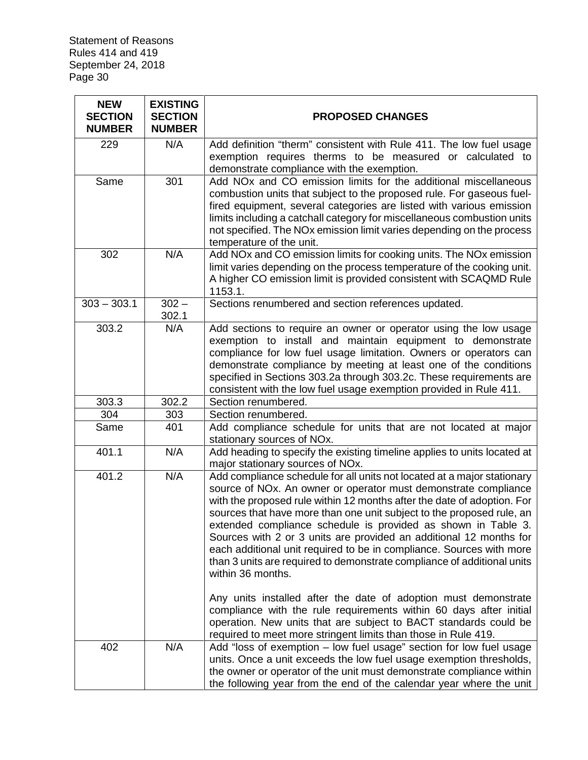| NEW SECTION NUMBER | EXISTING SECTION NUMBER | PROPOSED CHANGES |
|---|---|---|
| 229 | N/A | Add definition "therm" consistent with Rule 411. The low fuel usage exemption requires therms to be measured or calculated to demonstrate compliance with the exemption. |
| Same | 301 | Add NOx and CO emission limits for the additional miscellaneous combustion units that subject to the proposed rule. For gaseous fuel-fired equipment, several categories are listed with various emission limits including a catchall category for miscellaneous combustion units not specified. The NOx emission limit varies depending on the process temperature of the unit. |
| 302 | N/A | Add NOx and CO emission limits for cooking units. The NOx emission limit varies depending on the process temperature of the cooking unit. A higher CO emission limit is provided consistent with SCAQMD Rule 1153.1. |
| 303 – 303.1 | 302 – 302.1 | Sections renumbered and section references updated. |
| 303.2 | N/A | Add sections to require an owner or operator using the low usage exemption to install and maintain equipment to demonstrate compliance for low fuel usage limitation. Owners or operators can demonstrate compliance by meeting at least one of the conditions specified in Sections 303.2a through 303.2c. These requirements are consistent with the low fuel usage exemption provided in Rule 411. |
| 303.3 | 302.2 | Section renumbered. |
| 304 | 303 | Section renumbered. |
| Same | 401 | Add compliance schedule for units that are not located at major stationary sources of NOx. |
| 401.1 | N/A | Add heading to specify the existing timeline applies to units located at major stationary sources of NOx. |
| 401.2 | N/A | Add compliance schedule for all units not located at a major stationary source of NOx. An owner or operator must demonstrate compliance with the proposed rule within 12 months after the date of adoption. For sources that have more than one unit subject to the proposed rule, an extended compliance schedule is provided as shown in Table 3. Sources with 2 or 3 units are provided an additional 12 months for each additional unit required to be in compliance. Sources with more than 3 units are required to demonstrate compliance of additional units within 36 months.<br><br>Any units installed after the date of adoption must demonstrate compliance with the rule requirements within 60 days after initial operation. New units that are subject to BACT standards could be required to meet more stringent limits than those in Rule 419. |
| 402 | N/A | Add "loss of exemption – low fuel usage" section for low fuel usage units. Once a unit exceeds the low fuel usage exemption thresholds, the owner or operator of the unit must demonstrate compliance within the following year from the end of the calendar year where the unit |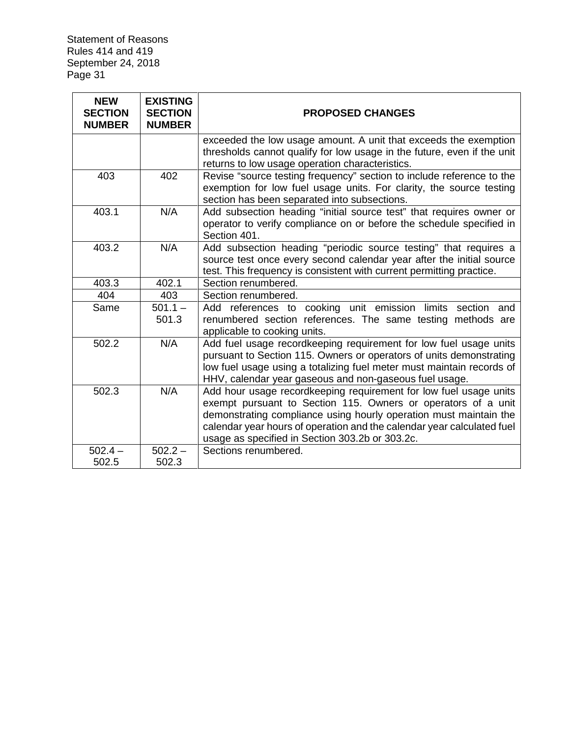| NEW SECTION NUMBER | EXISTING SECTION NUMBER | PROPOSED CHANGES |
|---|---|---|
| | | exceeded the low usage amount. A unit that exceeds the exemption thresholds cannot qualify for low usage in the future, even if the unit returns to low usage operation characteristics. |
| 403 | 402 | Revise "source testing frequency" section to include reference to the exemption for low fuel usage units. For clarity, the source testing section has been separated into subsections. |
| 403.1 | N/A | Add subsection heading "initial source test" that requires owner or operator to verify compliance on or before the schedule specified in Section 401. |
| 403.2 | N/A | Add subsection heading "periodic source testing" that requires a source test once every second calendar year after the initial source test. This frequency is consistent with current permitting practice. |
| 403.3 | 402.1 | Section renumbered. |
| 404 | 403 | Section renumbered. |
| Same | 501.1 – 501.3 | Add references to cooking unit emission limits section and renumbered section references. The same testing methods are applicable to cooking units. |
| 502.2 | N/A | Add fuel usage recordkeeping requirement for low fuel usage units pursuant to Section 115. Owners or operators of units demonstrating low fuel usage using a totalizing fuel meter must maintain records of HHV, calendar year gaseous and non-gaseous fuel usage. |
| 502.3 | N/A | Add hour usage recordkeeping requirement for low fuel usage units exempt pursuant to Section 115. Owners or operators of a unit demonstrating compliance using hourly operation must maintain the calendar year hours of operation and the calendar year calculated fuel usage as specified in Section 303.2b or 303.2c. |
| 502.4 – 502.5 | 502.2 – 502.3 | Sections renumbered. |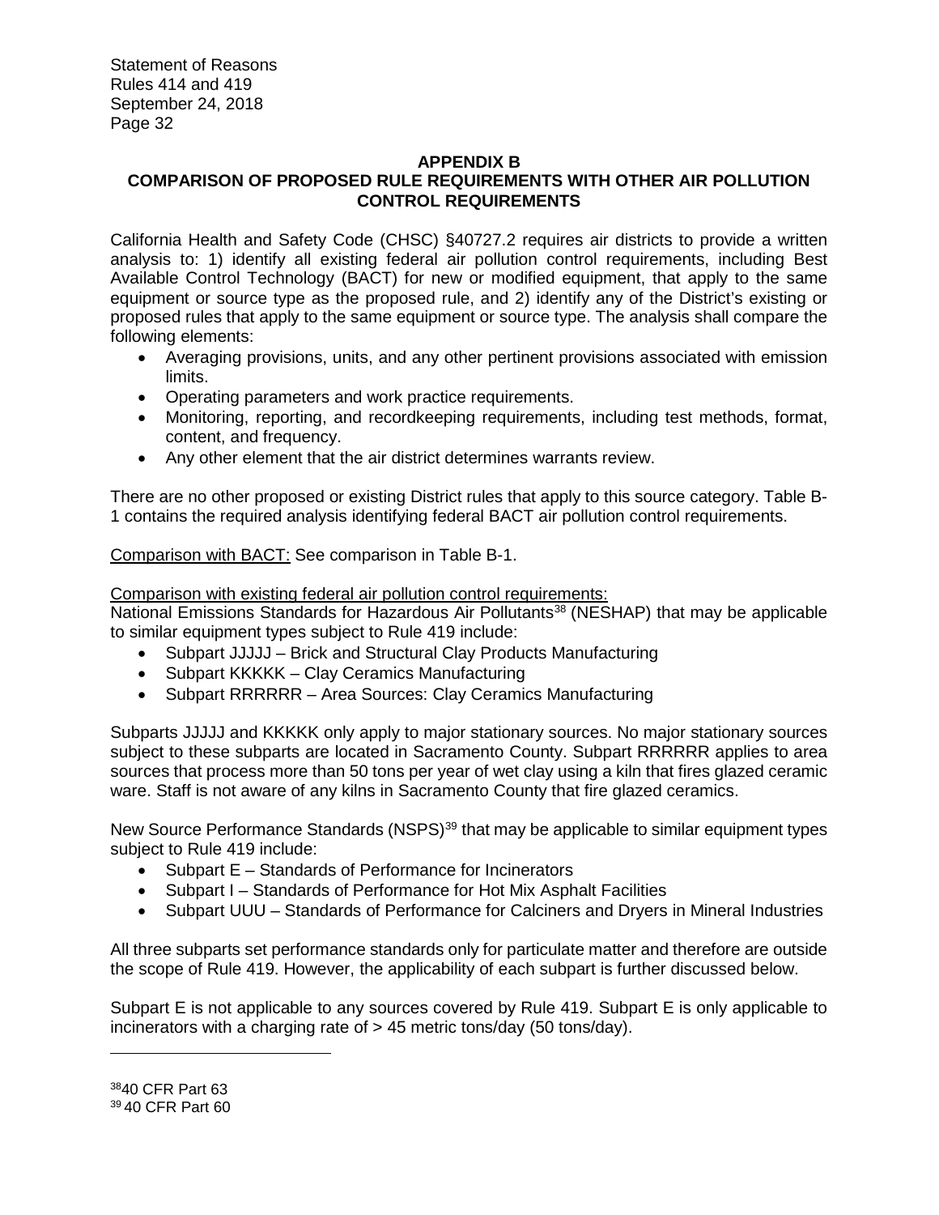## APPENDIX B
## COMPARISON OF PROPOSED RULE REQUIREMENTS WITH OTHER AIR POLLUTION CONTROL REQUIREMENTS

California Health and Safety Code (CHSC) §40727.2 requires air districts to provide a written analysis to: 1) identify all existing federal air pollution control requirements, including Best Available Control Technology (BACT) for new or modified equipment, that apply to the same equipment or source type as the proposed rule, and 2) identify any of the District's existing or proposed rules that apply to the same equipment or source type. The analysis shall compare the following elements:

- Averaging provisions, units, and any other pertinent provisions associated with emission limits.
- Operating parameters and work practice requirements.
- Monitoring, reporting, and recordkeeping requirements, including test methods, format, content, and frequency.
- Any other element that the air district determines warrants review.

There are no other proposed or existing District rules that apply to this source category. Table B-1 contains the required analysis identifying federal BACT air pollution control requirements.

Comparison with BACT: See comparison in Table B-1.

Comparison with existing federal air pollution control requirements:
National Emissions Standards for Hazardous Air Pollutants[38] (NESHAP) that may be applicable to similar equipment types subject to Rule 419 include:

- Subpart JJJJJ – Brick and Structural Clay Products Manufacturing
- Subpart KKKKK – Clay Ceramics Manufacturing
- Subpart RRRRRR – Area Sources: Clay Ceramics Manufacturing

Subparts JJJJJ and KKKKK only apply to major stationary sources. No major stationary sources subject to these subparts are located in Sacramento County. Subpart RRRRRR applies to area sources that process more than 50 tons per year of wet clay using a kiln that fires glazed ceramic ware. Staff is not aware of any kilns in Sacramento County that fire glazed ceramics.

New Source Performance Standards (NSPS)[39] that may be applicable to similar equipment types subject to Rule 419 include:

- Subpart E – Standards of Performance for Incinerators
- Subpart I – Standards of Performance for Hot Mix Asphalt Facilities
- Subpart UUU – Standards of Performance for Calciners and Dryers in Mineral Industries

All three subparts set performance standards only for particulate matter and therefore are outside the scope of Rule 419. However, the applicability of each subpart is further discussed below.

Subpart E is not applicable to any sources covered by Rule 419. Subpart E is only applicable to incinerators with a charging rate of > 45 metric tons/day (50 tons/day).

---

[38] 40 CFR Part 63
[39] 40 CFR Part 60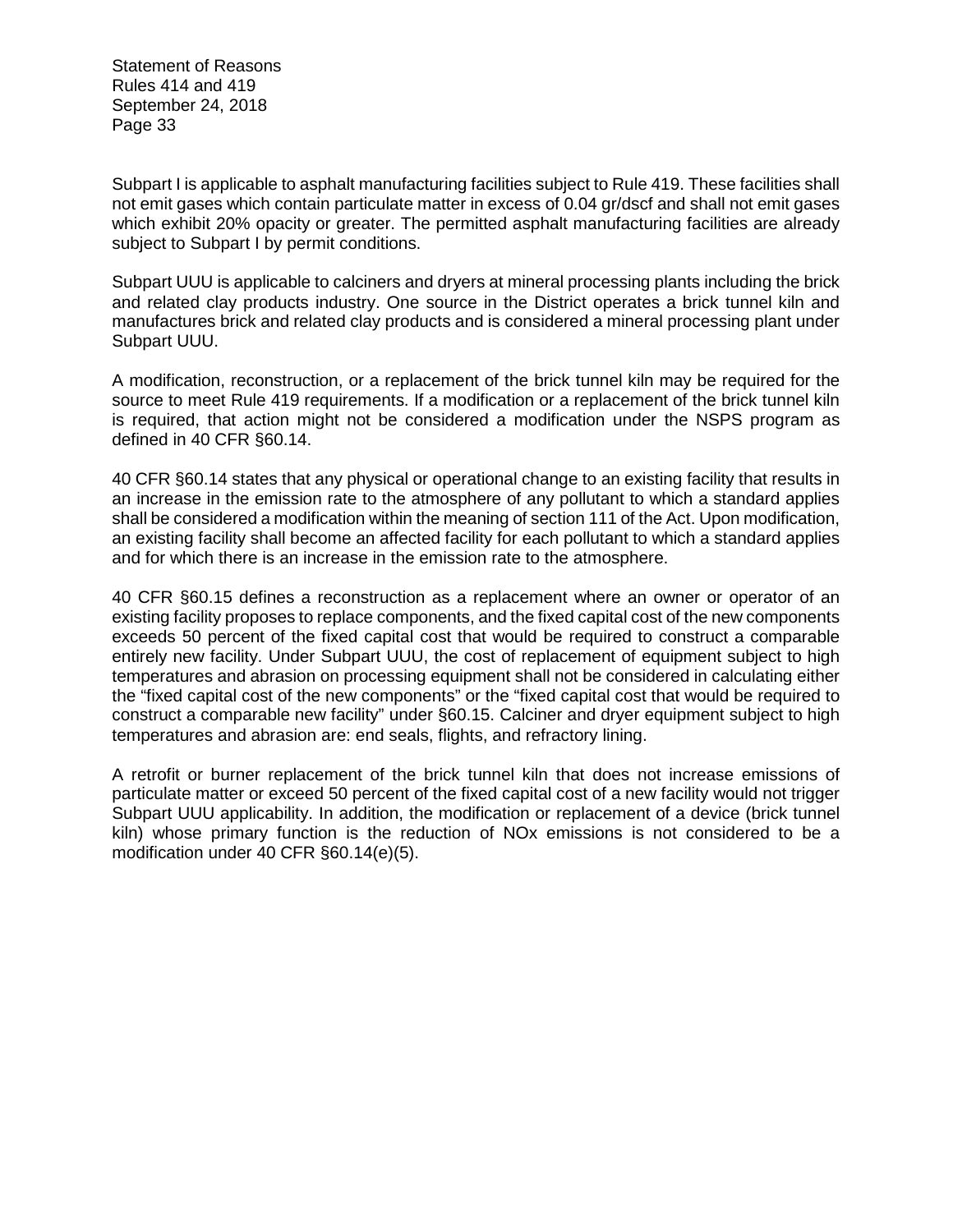Subpart I is applicable to asphalt manufacturing facilities subject to Rule 419. These facilities shall not emit gases which contain particulate matter in excess of 0.04 gr/dscf and shall not emit gases which exhibit 20% opacity or greater. The permitted asphalt manufacturing facilities are already subject to Subpart I by permit conditions.

Subpart UUU is applicable to calciners and dryers at mineral processing plants including the brick and related clay products industry. One source in the District operates a brick tunnel kiln and manufactures brick and related clay products and is considered a mineral processing plant under Subpart UUU.

A modification, reconstruction, or a replacement of the brick tunnel kiln may be required for the source to meet Rule 419 requirements. If a modification or a replacement of the brick tunnel kiln is required, that action might not be considered a modification under the NSPS program as defined in 40 CFR §60.14.

40 CFR §60.14 states that any physical or operational change to an existing facility that results in an increase in the emission rate to the atmosphere of any pollutant to which a standard applies shall be considered a modification within the meaning of section 111 of the Act. Upon modification, an existing facility shall become an affected facility for each pollutant to which a standard applies and for which there is an increase in the emission rate to the atmosphere.

40 CFR §60.15 defines a reconstruction as a replacement where an owner or operator of an existing facility proposes to replace components, and the fixed capital cost of the new components exceeds 50 percent of the fixed capital cost that would be required to construct a comparable entirely new facility. Under Subpart UUU, the cost of replacement of equipment subject to high temperatures and abrasion on processing equipment shall not be considered in calculating either the "fixed capital cost of the new components" or the "fixed capital cost that would be required to construct a comparable new facility" under §60.15. Calciner and dryer equipment subject to high temperatures and abrasion are: end seals, flights, and refractory lining.

A retrofit or burner replacement of the brick tunnel kiln that does not increase emissions of particulate matter or exceed 50 percent of the fixed capital cost of a new facility would not trigger Subpart UUU applicability. In addition, the modification or replacement of a device (brick tunnel kiln) whose primary function is the reduction of NOx emissions is not considered to be a modification under 40 CFR §60.14(e)(5).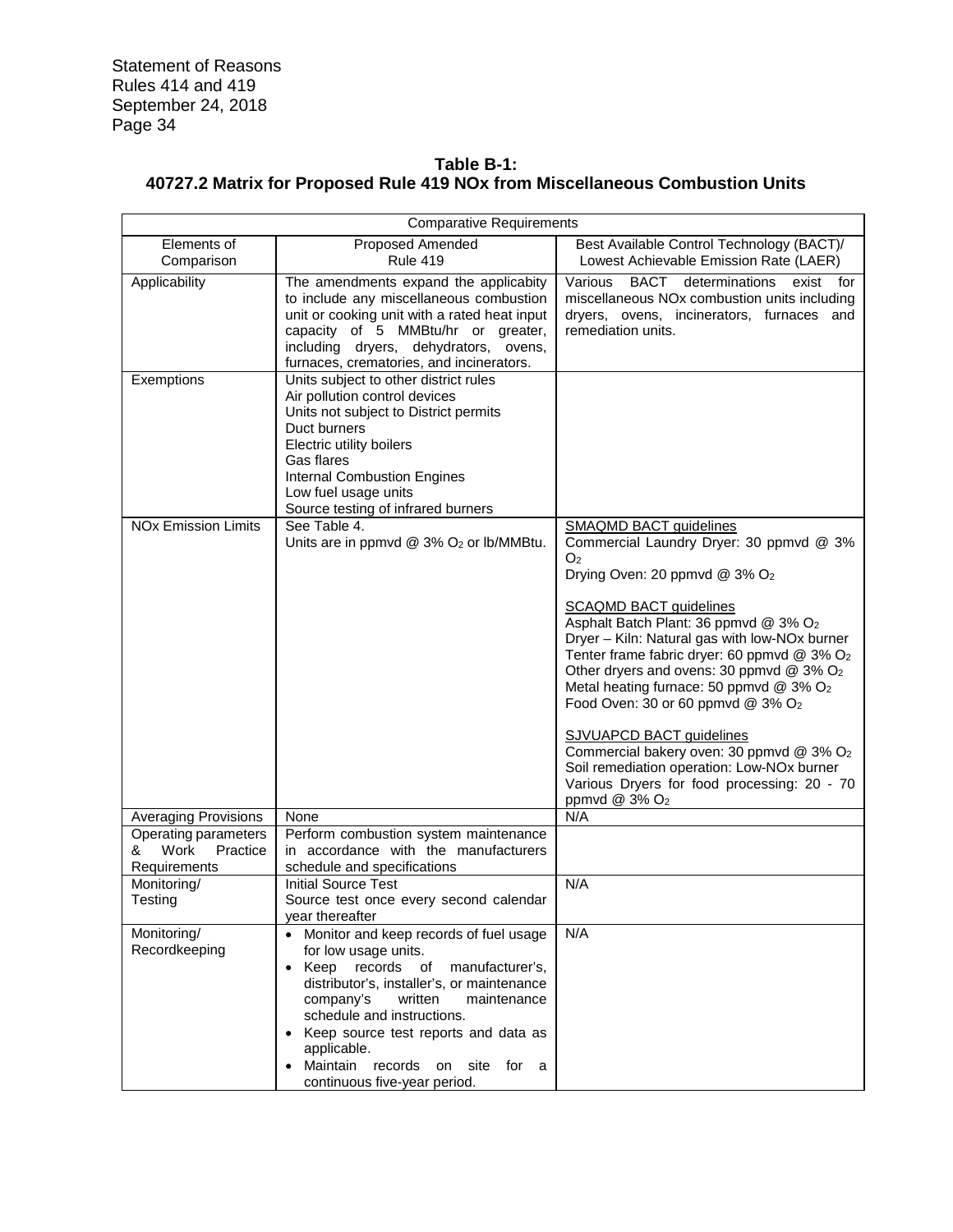**Table B-1:**
**40727.2 Matrix for Proposed Rule 419 NOx from Miscellaneous Combustion Units**

| Comparative Requirements | | |
|---|---|---|
| Elements of Comparison | Proposed Amended Rule 419 | Best Available Control Technology (BACT)/ Lowest Achievable Emission Rate (LAER) |
| Applicability | The amendments expand the applicabity to include any miscellaneous combustion unit or cooking unit with a rated heat input capacity of 5 MMBtu/hr or greater, including dryers, dehydrators, ovens, furnaces, crematories, and incinerators. | Various BACT determinations exist for miscellaneous NOx combustion units including dryers, ovens, incinerators, furnaces and remediation units. |
| Exemptions | Units subject to other district rules<br>Air pollution control devices<br>Units not subject to District permits<br>Duct burners<br>Electric utility boilers<br>Gas flares<br>Internal Combustion Engines<br>Low fuel usage units<br>Source testing of infrared burners | |
| NOx Emission Limits | See Table 4.<br>Units are in ppmvd @ 3% $O_2$ or lb/MMBtu. | SMAQMD BACT guidelines<br>Commercial Laundry Dryer: 30 ppmvd @ 3% $O_2$<br>Drying Oven: 20 ppmvd @ 3% $O_2$<br><br>SCAQMD BACT guidelines<br>Asphalt Batch Plant: 36 ppmvd @ 3% $O_2$<br>Dryer – Kiln: Natural gas with low-NOx burner<br>Tenter frame fabric dryer: 60 ppmvd @ 3% $O_2$<br>Other dryers and ovens: 30 ppmvd @ 3% $O_2$<br>Metal heating furnace: 50 ppmvd @ 3% $O_2$<br>Food Oven: 30 or 60 ppmvd @ 3% $O_2$<br><br>SJVUAPCD BACT guidelines<br>Commercial bakery oven: 30 ppmvd @ 3% $O_2$<br>Soil remediation operation: Low-NOx burner<br>Various Dryers for food processing: 20 - 70 ppmvd @ 3% $O_2$ |
| Averaging Provisions | None | N/A |
| Operating parameters & Work Practice Requirements | Perform combustion system maintenance in accordance with the manufacturers schedule and specifications | |
| Monitoring/ Testing | Initial Source Test<br>Source test once every second calendar year thereafter | N/A |
| Monitoring/ Recordkeeping | • Monitor and keep records of fuel usage for low usage units.<br>• Keep records of manufacturer's, distributor's, installer's, or maintenance company's written maintenance schedule and instructions.<br>• Keep source test reports and data as applicable.<br>• Maintain records on site for a continuous five-year period. | N/A |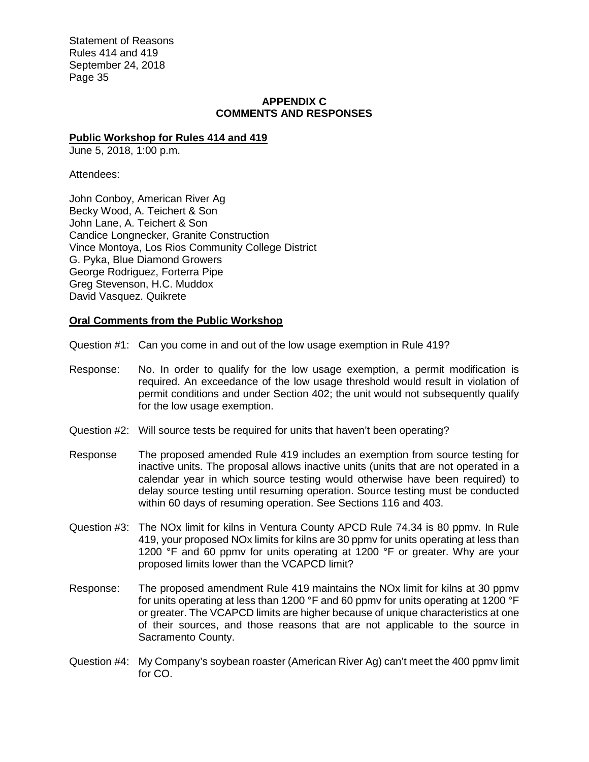## APPENDIX C
## COMMENTS AND RESPONSES

**Public Workshop for Rules 414 and 419**

June 5, 2018, 1:00 p.m.

Attendees:

John Conboy, American River Ag
Becky Wood, A. Teichert & Son
John Lane, A. Teichert & Son
Candice Longnecker, Granite Construction
Vince Montoya, Los Rios Community College District
G. Pyka, Blue Diamond Growers
George Rodriguez, Forterra Pipe
Greg Stevenson, H.C. Muddox
David Vasquez. Quikrete

**Oral Comments from the Public Workshop**

Question #1: Can you come in and out of the low usage exemption in Rule 419?

Response: No. In order to qualify for the low usage exemption, a permit modification is required. An exceedance of the low usage threshold would result in violation of permit conditions and under Section 402; the unit would not subsequently qualify for the low usage exemption.

Question #2: Will source tests be required for units that haven't been operating?

Response The proposed amended Rule 419 includes an exemption from source testing for inactive units. The proposal allows inactive units (units that are not operated in a calendar year in which source testing would otherwise have been required) to delay source testing until resuming operation. Source testing must be conducted within 60 days of resuming operation. See Sections 116 and 403.

Question #3: The NOx limit for kilns in Ventura County APCD Rule 74.34 is 80 ppmv. In Rule 419, your proposed NOx limits for kilns are 30 ppmv for units operating at less than 1200 °F and 60 ppmv for units operating at 1200 °F or greater. Why are your proposed limits lower than the VCAPCD limit?

Response: The proposed amendment Rule 419 maintains the NOx limit for kilns at 30 ppmv for units operating at less than 1200 °F and 60 ppmv for units operating at 1200 °F or greater. The VCAPCD limits are higher because of unique characteristics at one of their sources, and those reasons that are not applicable to the source in Sacramento County.

Question #4: My Company's soybean roaster (American River Ag) can't meet the 400 ppmv limit for CO.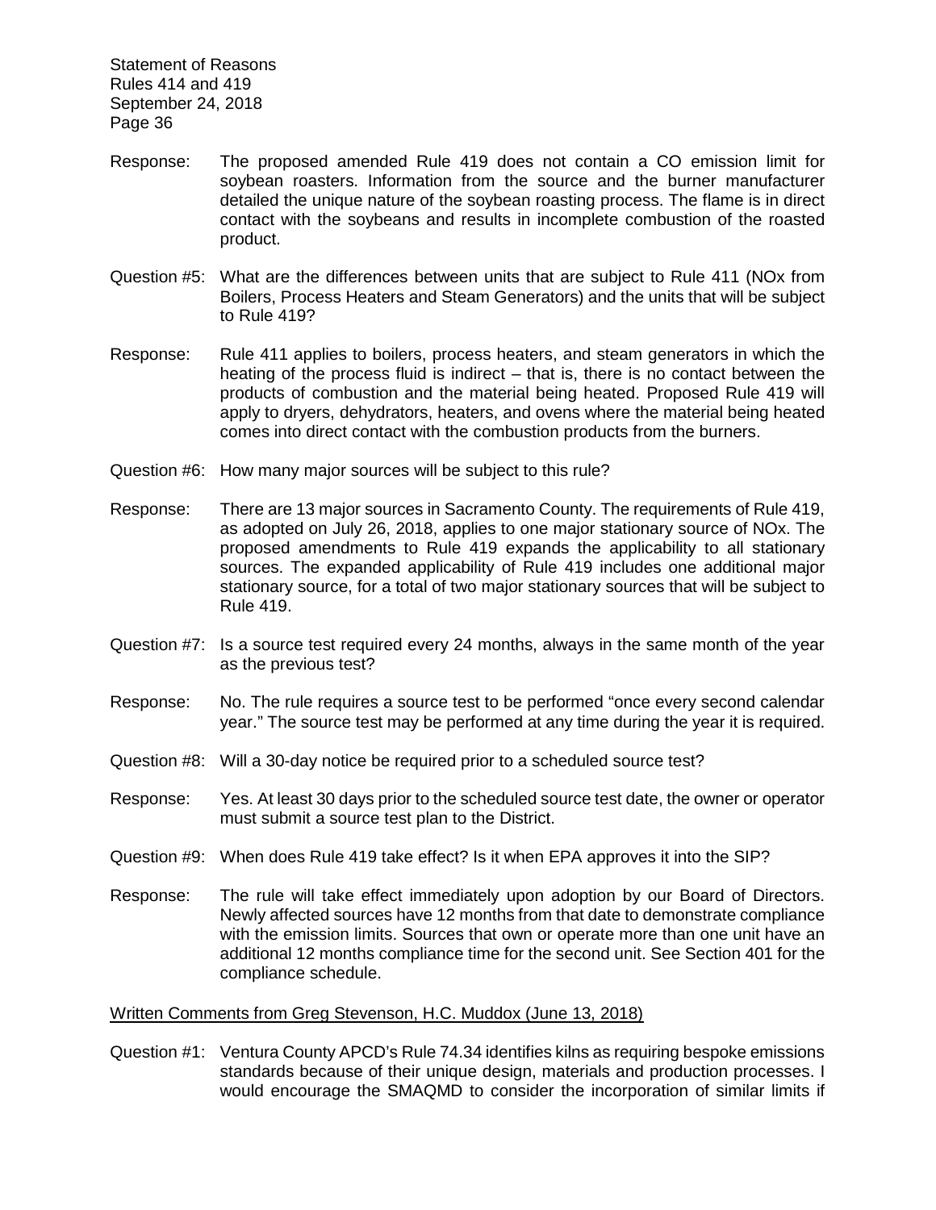Response: The proposed amended Rule 419 does not contain a CO emission limit for soybean roasters. Information from the source and the burner manufacturer detailed the unique nature of the soybean roasting process. The flame is in direct contact with the soybeans and results in incomplete combustion of the roasted product.

Question #5: What are the differences between units that are subject to Rule 411 (NOx from Boilers, Process Heaters and Steam Generators) and the units that will be subject to Rule 419?

Response: Rule 411 applies to boilers, process heaters, and steam generators in which the heating of the process fluid is indirect – that is, there is no contact between the products of combustion and the material being heated. Proposed Rule 419 will apply to dryers, dehydrators, heaters, and ovens where the material being heated comes into direct contact with the combustion products from the burners.

Question #6: How many major sources will be subject to this rule?

Response: There are 13 major sources in Sacramento County. The requirements of Rule 419, as adopted on July 26, 2018, applies to one major stationary source of NOx. The proposed amendments to Rule 419 expands the applicability to all stationary sources. The expanded applicability of Rule 419 includes one additional major stationary source, for a total of two major stationary sources that will be subject to Rule 419.

Question #7: Is a source test required every 24 months, always in the same month of the year as the previous test?

Response: No. The rule requires a source test to be performed "once every second calendar year." The source test may be performed at any time during the year it is required.

Question #8: Will a 30-day notice be required prior to a scheduled source test?

Response: Yes. At least 30 days prior to the scheduled source test date, the owner or operator must submit a source test plan to the District.

Question #9: When does Rule 419 take effect? Is it when EPA approves it into the SIP?

Response: The rule will take effect immediately upon adoption by our Board of Directors. Newly affected sources have 12 months from that date to demonstrate compliance with the emission limits. Sources that own or operate more than one unit have an additional 12 months compliance time for the second unit. See Section 401 for the compliance schedule.

Written Comments from Greg Stevenson, H.C. Muddox (June 13, 2018)

Question #1: Ventura County APCD's Rule 74.34 identifies kilns as requiring bespoke emissions standards because of their unique design, materials and production processes. I would encourage the SMAQMD to consider the incorporation of similar limits if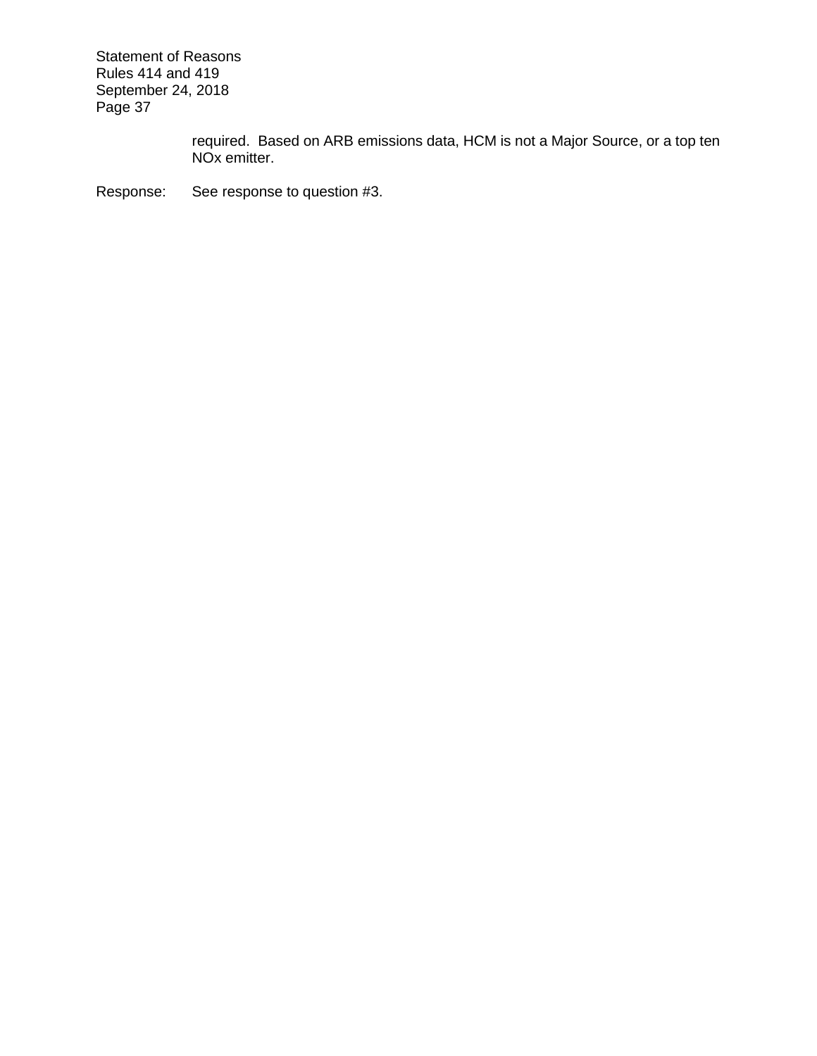required. Based on ARB emissions data, HCM is not a Major Source, or a top ten NOx emitter.

Response: See response to question #3.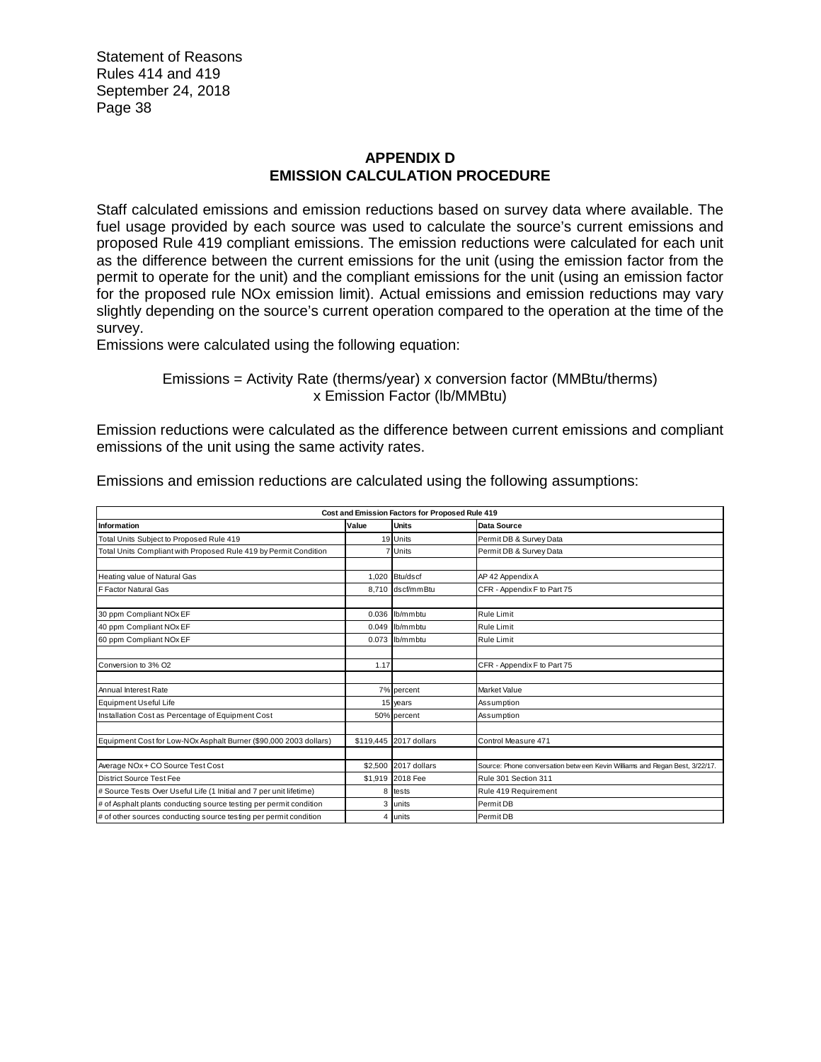## APPENDIX D
## EMISSION CALCULATION PROCEDURE

Staff calculated emissions and emission reductions based on survey data where available. The fuel usage provided by each source was used to calculate the source's current emissions and proposed Rule 419 compliant emissions. The emission reductions were calculated for each unit as the difference between the current emissions for the unit (using the emission factor from the permit to operate for the unit) and the compliant emissions for the unit (using an emission factor for the proposed rule NOx emission limit). Actual emissions and emission reductions may vary slightly depending on the source's current operation compared to the operation at the time of the survey.

Emissions were calculated using the following equation:

$$\text{Emissions} = \text{Activity Rate (therms/year)} \times \text{conversion factor (MMBtu/therms)} \times \text{Emission Factor (lb/MMBtu)}$$

Emission reductions were calculated as the difference between current emissions and compliant emissions of the unit using the same activity rates.

Emissions and emission reductions are calculated using the following assumptions:

| Cost and Emission Factors for Proposed Rule 419 | | | |
|---|---|---|---|
| **Information** | **Value** | **Units** | **Data Source** |
| Total Units Subject to Proposed Rule 419 | 19 | Units | Permit DB & Survey Data |
| Total Units Compliant with Proposed Rule 419 by Permit Condition | 7 | Units | Permit DB & Survey Data |
| | | | |
| Heating value of Natural Gas | 1,020 | Btu/dscf | AP 42 Appendix A |
| F Factor Natural Gas | 8,710 | dscf/mmBtu | CFR - Appendix F to Part 75 |
| | | | |
| 30 ppm Compliant NOx EF | 0.036 | lb/mmbtu | Rule Limit |
| 40 ppm Compliant NOx EF | 0.049 | lb/mmbtu | Rule Limit |
| 60 ppm Compliant NOx EF | 0.073 | lb/mmbtu | Rule Limit |
| | | | |
| Conversion to 3% O2 | 1.17 | | CFR - Appendix F to Part 75 |
| | | | |
| Annual Interest Rate | 7% | percent | Market Value |
| Equipment Useful Life | 15 | years | Assumption |
| Installation Cost as Percentage of Equipment Cost | 50% | percent | Assumption |
| | | | |
| Equipment Cost for Low-NOx Asphalt Burner ($90,000 2003 dollars) | $119,445 | 2017 dollars | Control Measure 471 |
| | | | |
| Average NOx + CO Source Test Cost | $2,500 | 2017 dollars | Source: Phone conversation between Kevin Williams and Regan Best, 3/22/17. |
| District Source Test Fee | $1,919 | 2018 Fee | Rule 301 Section 311 |
| # Source Tests Over Useful Life (1 Initial and 7 per unit lifetime) | 8 | tests | Rule 419 Requirement |
| # of Asphalt plants conducting source testing per permit condition | 3 | units | Permit DB |
| # of other sources conducting source testing per permit condition | 4 | units | Permit DB |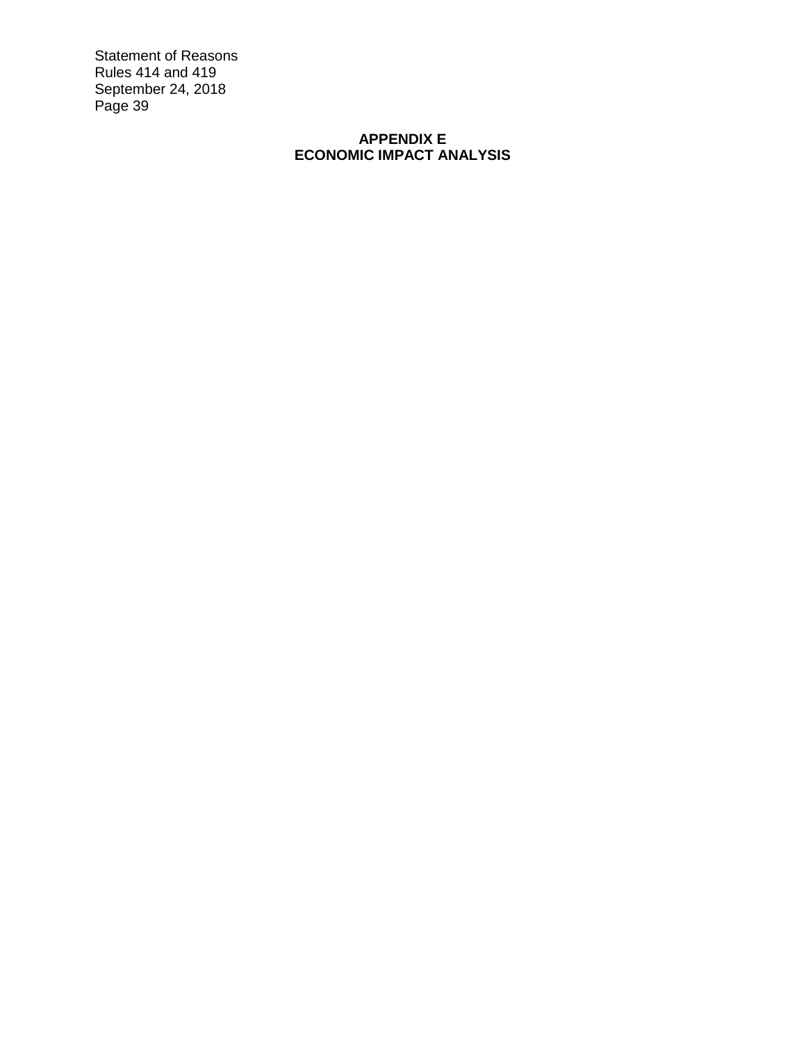# APPENDIX E
# ECONOMIC IMPACT ANALYSIS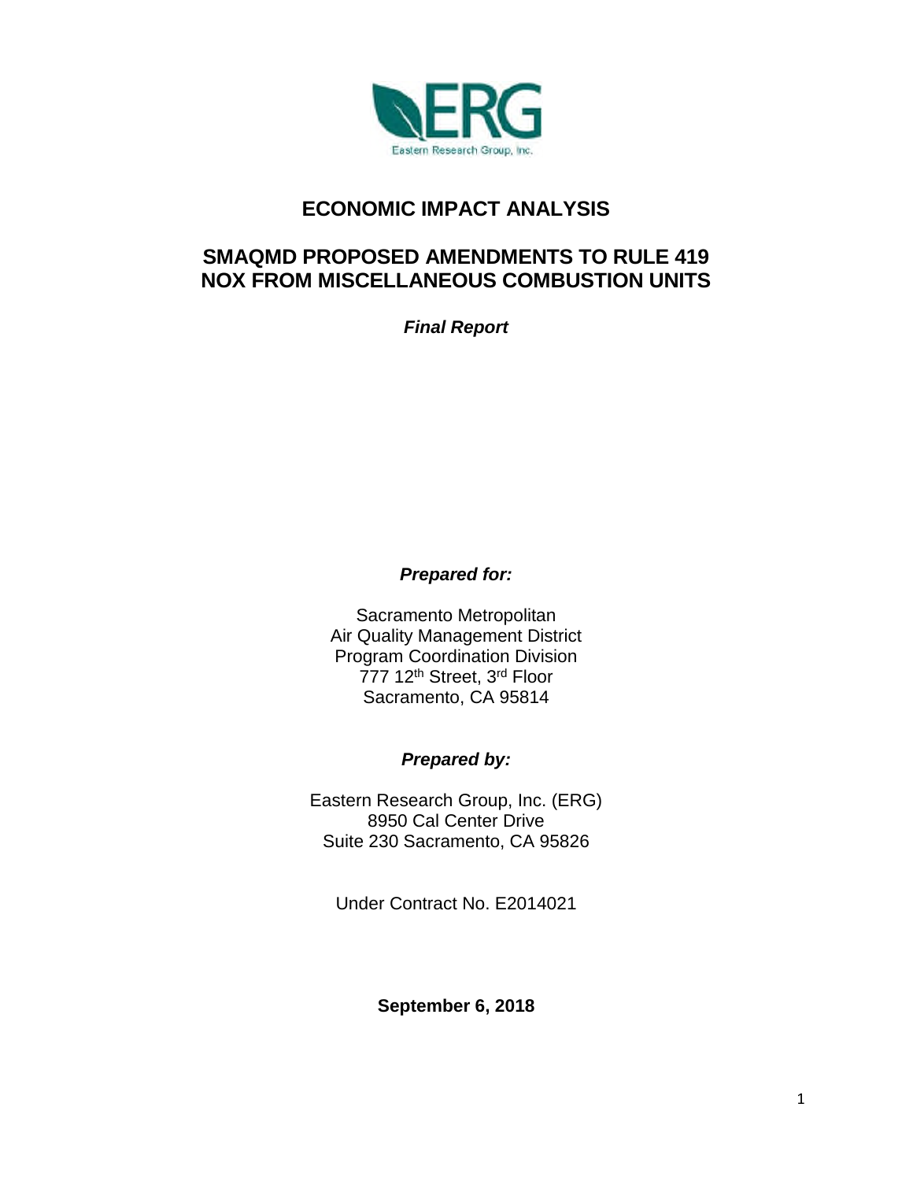# ECONOMIC IMPACT ANALYSIS

## SMAQMD PROPOSED AMENDMENTS TO RULE 419 NOX FROM MISCELLANEOUS COMBUSTION UNITS

***Final Report***

***Prepared for:***

Sacramento Metropolitan
Air Quality Management District
Program Coordination Division
777 12th Street, 3rd Floor
Sacramento, CA 95814

***Prepared by:***

Eastern Research Group, Inc. (ERG)
8950 Cal Center Drive
Suite 230 Sacramento, CA 95826

Under Contract No. E2014021

**September 6, 2018**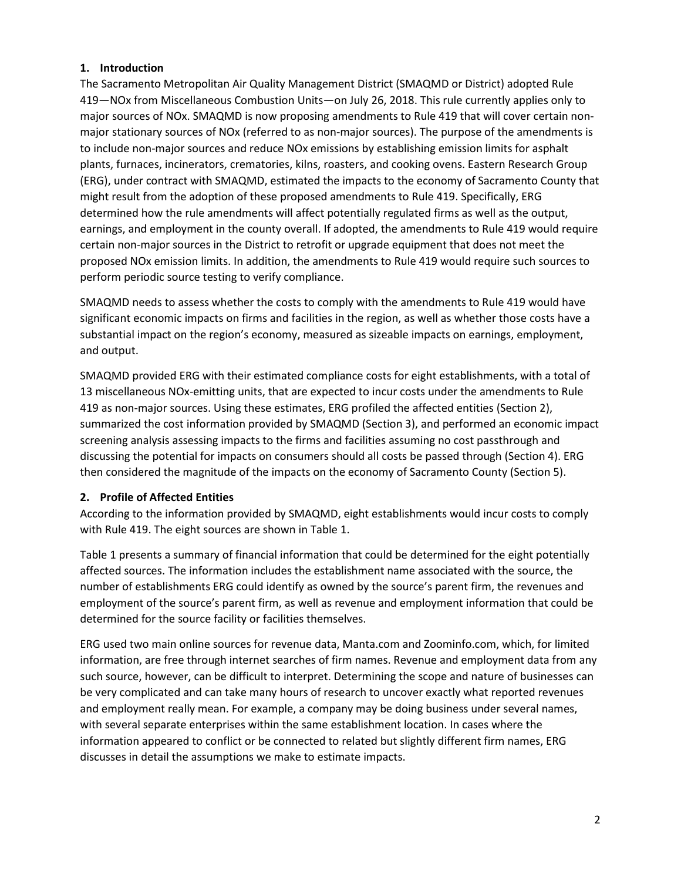## 1. Introduction

The Sacramento Metropolitan Air Quality Management District (SMAQMD or District) adopted Rule 419—NOx from Miscellaneous Combustion Units—on July 26, 2018. This rule currently applies only to major sources of NOx. SMAQMD is now proposing amendments to Rule 419 that will cover certain non-major stationary sources of NOx (referred to as non-major sources). The purpose of the amendments is to include non-major sources and reduce NOx emissions by establishing emission limits for asphalt plants, furnaces, incinerators, crematories, kilns, roasters, and cooking ovens. Eastern Research Group (ERG), under contract with SMAQMD, estimated the impacts to the economy of Sacramento County that might result from the adoption of these proposed amendments to Rule 419. Specifically, ERG determined how the rule amendments will affect potentially regulated firms as well as the output, earnings, and employment in the county overall. If adopted, the amendments to Rule 419 would require certain non-major sources in the District to retrofit or upgrade equipment that does not meet the proposed NOx emission limits. In addition, the amendments to Rule 419 would require such sources to perform periodic source testing to verify compliance.

SMAQMD needs to assess whether the costs to comply with the amendments to Rule 419 would have significant economic impacts on firms and facilities in the region, as well as whether those costs have a substantial impact on the region's economy, measured as sizeable impacts on earnings, employment, and output.

SMAQMD provided ERG with their estimated compliance costs for eight establishments, with a total of 13 miscellaneous NOx-emitting units, that are expected to incur costs under the amendments to Rule 419 as non-major sources. Using these estimates, ERG profiled the affected entities (Section 2), summarized the cost information provided by SMAQMD (Section 3), and performed an economic impact screening analysis assessing impacts to the firms and facilities assuming no cost passthrough and discussing the potential for impacts on consumers should all costs be passed through (Section 4). ERG then considered the magnitude of the impacts on the economy of Sacramento County (Section 5).

## 2. Profile of Affected Entities

According to the information provided by SMAQMD, eight establishments would incur costs to comply with Rule 419. The eight sources are shown in Table 1.

Table 1 presents a summary of financial information that could be determined for the eight potentially affected sources. The information includes the establishment name associated with the source, the number of establishments ERG could identify as owned by the source's parent firm, the revenues and employment of the source's parent firm, as well as revenue and employment information that could be determined for the source facility or facilities themselves.

ERG used two main online sources for revenue data, Manta.com and Zoominfo.com, which, for limited information, are free through internet searches of firm names. Revenue and employment data from any such source, however, can be difficult to interpret. Determining the scope and nature of businesses can be very complicated and can take many hours of research to uncover exactly what reported revenues and employment really mean. For example, a company may be doing business under several names, with several separate enterprises within the same establishment location. In cases where the information appeared to conflict or be connected to related but slightly different firm names, ERG discusses in detail the assumptions we make to estimate impacts.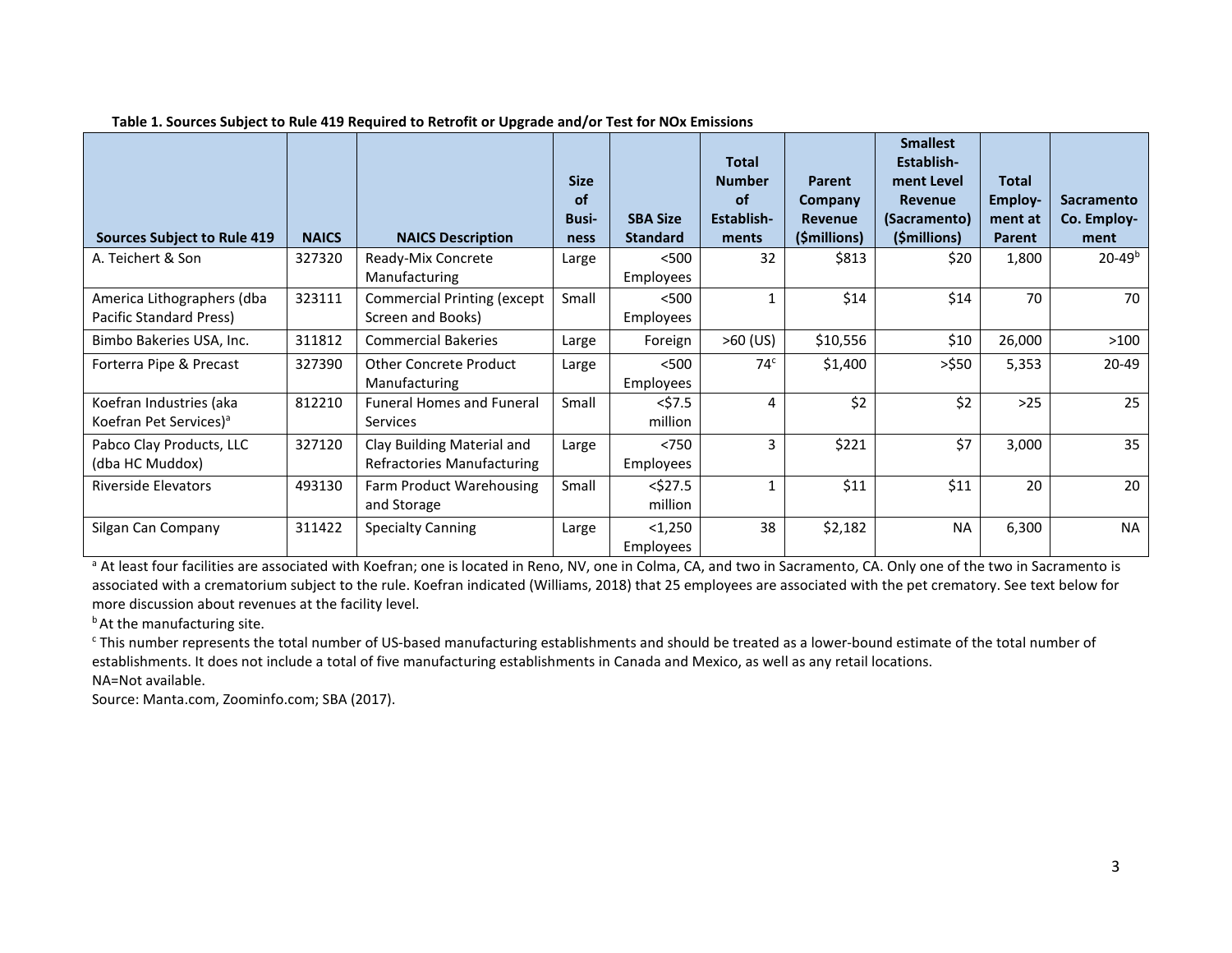**Table 1. Sources Subject to Rule 419 Required to Retrofit or Upgrade and/or Test for NOx Emissions**

| Sources Subject to Rule 419 | NAICS | NAICS Description | Size of Business | SBA Size Standard | Total Number of Establishments | Parent Company Revenue ($millions) | Smallest Establishment Level Revenue (Sacramento) ($millions) | Total Employment at Parent | Sacramento Co. Employment |
|---|---|---|---|---|---|---|---|---|---|
| A. Teichert & Son | 327320 | Ready-Mix Concrete Manufacturing | Large | <500 Employees | 32 | $813 | $20 | 1,800 | 20-49[b] |
| America Lithographers (dba Pacific Standard Press) | 323111 | Commercial Printing (except Screen and Books) | Small | <500 Employees | 1 | $14 | $14 | 70 | 70 |
| Bimbo Bakeries USA, Inc. | 311812 | Commercial Bakeries | Large | Foreign | >60 (US) | $10,556 | $10 | 26,000 | >100 |
| Forterra Pipe & Precast | 327390 | Other Concrete Product Manufacturing | Large | <500 Employees | 74[c] | $1,400 | >$50 | 5,353 | 20-49 |
| Koefran Industries (aka Koefran Pet Services)[a] | 812210 | Funeral Homes and Funeral Services | Small | <$7.5 million | 4 | $2 | $2 | >25 | 25 |
| Pabco Clay Products, LLC (dba HC Muddox) | 327120 | Clay Building Material and Refractories Manufacturing | Large | <750 Employees | 3 | $221 | $7 | 3,000 | 35 |
| Riverside Elevators | 493130 | Farm Product Warehousing and Storage | Small | <$27.5 million | 1 | $11 | $11 | 20 | 20 |
| Silgan Can Company | 311422 | Specialty Canning | Large | <1,250 Employees | 38 | $2,182 | NA | 6,300 | NA |

[a] At least four facilities are associated with Koefran; one is located in Reno, NV, one in Colma, CA, and two in Sacramento, CA. Only one of the two in Sacramento is associated with a crematorium subject to the rule. Koefran indicated (Williams, 2018) that 25 employees are associated with the pet crematory. See text below for more discussion about revenues at the facility level.

[b] At the manufacturing site.

[c] This number represents the total number of US-based manufacturing establishments and should be treated as a lower-bound estimate of the total number of establishments. It does not include a total of five manufacturing establishments in Canada and Mexico, as well as any retail locations.

NA=Not available.

Source: Manta.com, Zoominfo.com; SBA (2017).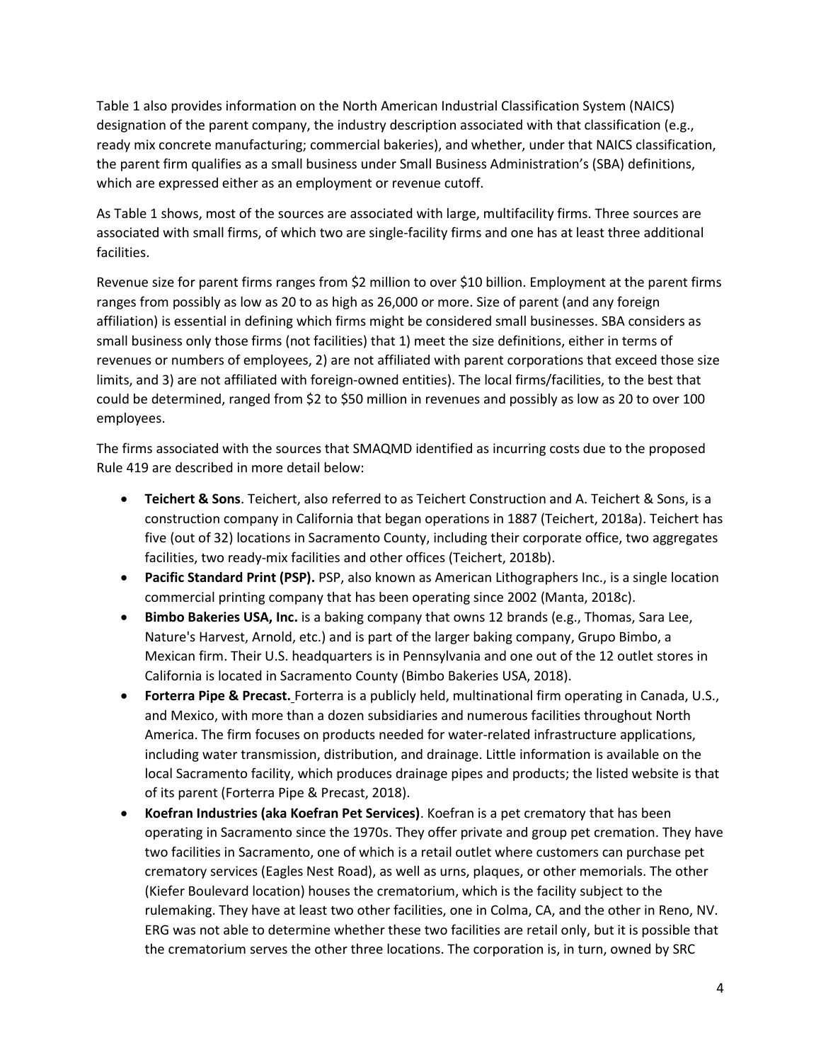Table 1 also provides information on the North American Industrial Classification System (NAICS) designation of the parent company, the industry description associated with that classification (e.g., ready mix concrete manufacturing; commercial bakeries), and whether, under that NAICS classification, the parent firm qualifies as a small business under Small Business Administration's (SBA) definitions, which are expressed either as an employment or revenue cutoff.

As Table 1 shows, most of the sources are associated with large, multifacility firms. Three sources are associated with small firms, of which two are single-facility firms and one has at least three additional facilities.

Revenue size for parent firms ranges from $2 million to over $10 billion. Employment at the parent firms ranges from possibly as low as 20 to as high as 26,000 or more. Size of parent (and any foreign affiliation) is essential in defining which firms might be considered small businesses. SBA considers as small business only those firms (not facilities) that 1) meet the size definitions, either in terms of revenues or numbers of employees, 2) are not affiliated with parent corporations that exceed those size limits, and 3) are not affiliated with foreign-owned entities). The local firms/facilities, to the best that could be determined, ranged from $2 to $50 million in revenues and possibly as low as 20 to over 100 employees.

The firms associated with the sources that SMAQMD identified as incurring costs due to the proposed Rule 419 are described in more detail below:

- **Teichert & Sons**. Teichert, also referred to as Teichert Construction and A. Teichert & Sons, is a construction company in California that began operations in 1887 (Teichert, 2018a). Teichert has five (out of 32) locations in Sacramento County, including their corporate office, two aggregates facilities, two ready-mix facilities and other offices (Teichert, 2018b).
- **Pacific Standard Print (PSP).** PSP, also known as American Lithographers Inc., is a single location commercial printing company that has been operating since 2002 (Manta, 2018c).
- **Bimbo Bakeries USA, Inc.** is a baking company that owns 12 brands (e.g., Thomas, Sara Lee, Nature's Harvest, Arnold, etc.) and is part of the larger baking company, Grupo Bimbo, a Mexican firm. Their U.S. headquarters is in Pennsylvania and one out of the 12 outlet stores in California is located in Sacramento County (Bimbo Bakeries USA, 2018).
- **Forterra Pipe & Precast.** Forterra is a publicly held, multinational firm operating in Canada, U.S., and Mexico, with more than a dozen subsidiaries and numerous facilities throughout North America. The firm focuses on products needed for water-related infrastructure applications, including water transmission, distribution, and drainage. Little information is available on the local Sacramento facility, which produces drainage pipes and products; the listed website is that of its parent (Forterra Pipe & Precast, 2018).
- **Koefran Industries (aka Koefran Pet Services)**. Koefran is a pet crematory that has been operating in Sacramento since the 1970s. They offer private and group pet cremation. They have two facilities in Sacramento, one of which is a retail outlet where customers can purchase pet crematory services (Eagles Nest Road), as well as urns, plaques, or other memorials. The other (Kiefer Boulevard location) houses the crematorium, which is the facility subject to the rulemaking. They have at least two other facilities, one in Colma, CA, and the other in Reno, NV. ERG was not able to determine whether these two facilities are retail only, but it is possible that the crematorium serves the other three locations. The corporation is, in turn, owned by SRC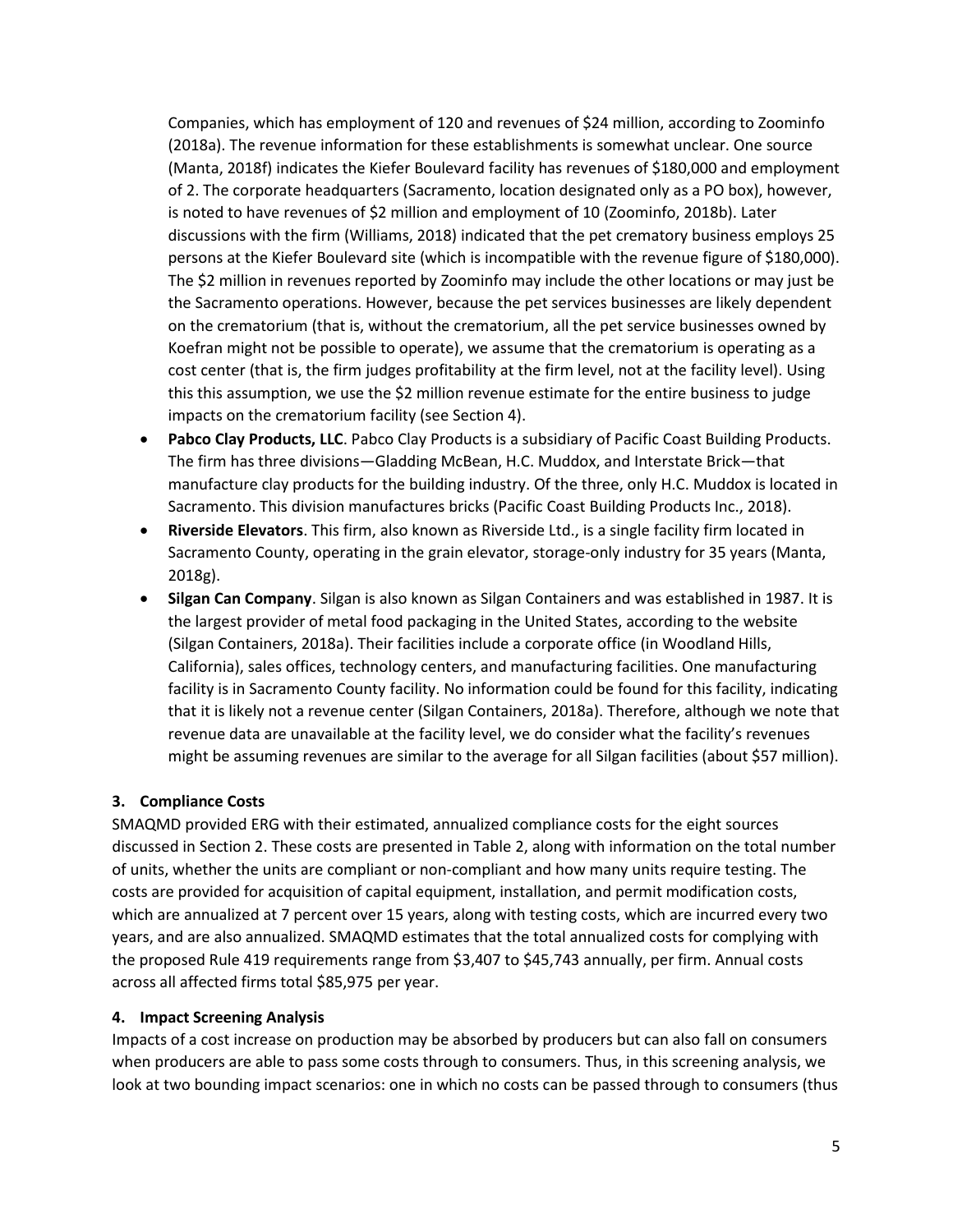Companies, which has employment of 120 and revenues of $24 million, according to Zoominfo (2018a). The revenue information for these establishments is somewhat unclear. One source (Manta, 2018f) indicates the Kiefer Boulevard facility has revenues of $180,000 and employment of 2. The corporate headquarters (Sacramento, location designated only as a PO box), however, is noted to have revenues of $2 million and employment of 10 (Zoominfo, 2018b). Later discussions with the firm (Williams, 2018) indicated that the pet crematory business employs 25 persons at the Kiefer Boulevard site (which is incompatible with the revenue figure of $180,000). The $2 million in revenues reported by Zoominfo may include the other locations or may just be the Sacramento operations. However, because the pet services businesses are likely dependent on the crematorium (that is, without the crematorium, all the pet service businesses owned by Koefran might not be possible to operate), we assume that the crematorium is operating as a cost center (that is, the firm judges profitability at the firm level, not at the facility level). Using this this assumption, we use the $2 million revenue estimate for the entire business to judge impacts on the crematorium facility (see Section 4).

- **Pabco Clay Products, LLC**. Pabco Clay Products is a subsidiary of Pacific Coast Building Products. The firm has three divisions—Gladding McBean, H.C. Muddox, and Interstate Brick—that manufacture clay products for the building industry. Of the three, only H.C. Muddox is located in Sacramento. This division manufactures bricks (Pacific Coast Building Products Inc., 2018).
- **Riverside Elevators**. This firm, also known as Riverside Ltd., is a single facility firm located in Sacramento County, operating in the grain elevator, storage-only industry for 35 years (Manta, 2018g).
- **Silgan Can Company**. Silgan is also known as Silgan Containers and was established in 1987. It is the largest provider of metal food packaging in the United States, according to the website (Silgan Containers, 2018a). Their facilities include a corporate office (in Woodland Hills, California), sales offices, technology centers, and manufacturing facilities. One manufacturing facility is in Sacramento County facility. No information could be found for this facility, indicating that it is likely not a revenue center (Silgan Containers, 2018a). Therefore, although we note that revenue data are unavailable at the facility level, we do consider what the facility's revenues might be assuming revenues are similar to the average for all Silgan facilities (about $57 million).

### 3. Compliance Costs

SMAQMD provided ERG with their estimated, annualized compliance costs for the eight sources discussed in Section 2. These costs are presented in Table 2, along with information on the total number of units, whether the units are compliant or non-compliant and how many units require testing. The costs are provided for acquisition of capital equipment, installation, and permit modification costs, which are annualized at 7 percent over 15 years, along with testing costs, which are incurred every two years, and are also annualized. SMAQMD estimates that the total annualized costs for complying with the proposed Rule 419 requirements range from $3,407 to $45,743 annually, per firm. Annual costs across all affected firms total $85,975 per year.

### 4. Impact Screening Analysis

Impacts of a cost increase on production may be absorbed by producers but can also fall on consumers when producers are able to pass some costs through to consumers. Thus, in this screening analysis, we look at two bounding impact scenarios: one in which no costs can be passed through to consumers (thus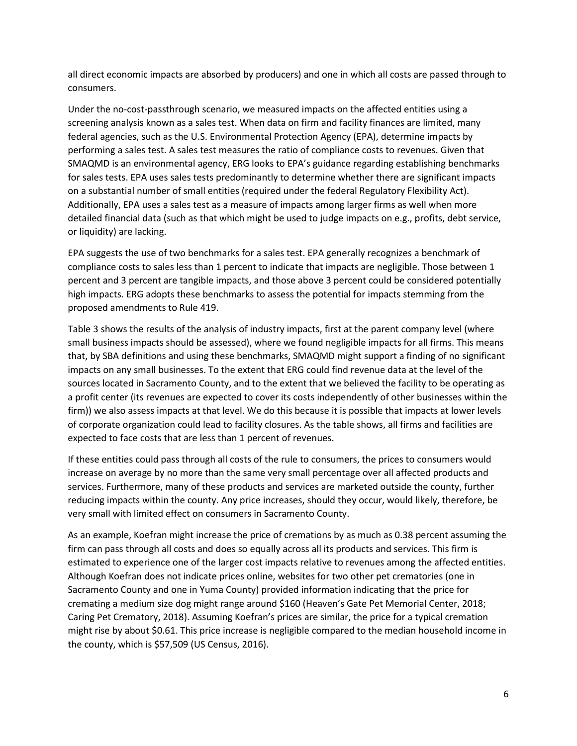all direct economic impacts are absorbed by producers) and one in which all costs are passed through to consumers.

Under the no-cost-passthrough scenario, we measured impacts on the affected entities using a screening analysis known as a sales test. When data on firm and facility finances are limited, many federal agencies, such as the U.S. Environmental Protection Agency (EPA), determine impacts by performing a sales test. A sales test measures the ratio of compliance costs to revenues. Given that SMAQMD is an environmental agency, ERG looks to EPA's guidance regarding establishing benchmarks for sales tests. EPA uses sales tests predominantly to determine whether there are significant impacts on a substantial number of small entities (required under the federal Regulatory Flexibility Act). Additionally, EPA uses a sales test as a measure of impacts among larger firms as well when more detailed financial data (such as that which might be used to judge impacts on e.g., profits, debt service, or liquidity) are lacking.

EPA suggests the use of two benchmarks for a sales test. EPA generally recognizes a benchmark of compliance costs to sales less than 1 percent to indicate that impacts are negligible. Those between 1 percent and 3 percent are tangible impacts, and those above 3 percent could be considered potentially high impacts. ERG adopts these benchmarks to assess the potential for impacts stemming from the proposed amendments to Rule 419.

Table 3 shows the results of the analysis of industry impacts, first at the parent company level (where small business impacts should be assessed), where we found negligible impacts for all firms. This means that, by SBA definitions and using these benchmarks, SMAQMD might support a finding of no significant impacts on any small businesses. To the extent that ERG could find revenue data at the level of the sources located in Sacramento County, and to the extent that we believed the facility to be operating as a profit center (its revenues are expected to cover its costs independently of other businesses within the firm)) we also assess impacts at that level. We do this because it is possible that impacts at lower levels of corporate organization could lead to facility closures. As the table shows, all firms and facilities are expected to face costs that are less than 1 percent of revenues.

If these entities could pass through all costs of the rule to consumers, the prices to consumers would increase on average by no more than the same very small percentage over all affected products and services. Furthermore, many of these products and services are marketed outside the county, further reducing impacts within the county. Any price increases, should they occur, would likely, therefore, be very small with limited effect on consumers in Sacramento County.

As an example, Koefran might increase the price of cremations by as much as 0.38 percent assuming the firm can pass through all costs and does so equally across all its products and services. This firm is estimated to experience one of the larger cost impacts relative to revenues among the affected entities. Although Koefran does not indicate prices online, websites for two other pet crematories (one in Sacramento County and one in Yuma County) provided information indicating that the price for cremating a medium size dog might range around $160 (Heaven's Gate Pet Memorial Center, 2018; Caring Pet Crematory, 2018). Assuming Koefran's prices are similar, the price for a typical cremation might rise by about $0.61. This price increase is negligible compared to the median household income in the county, which is $57,509 (US Census, 2016).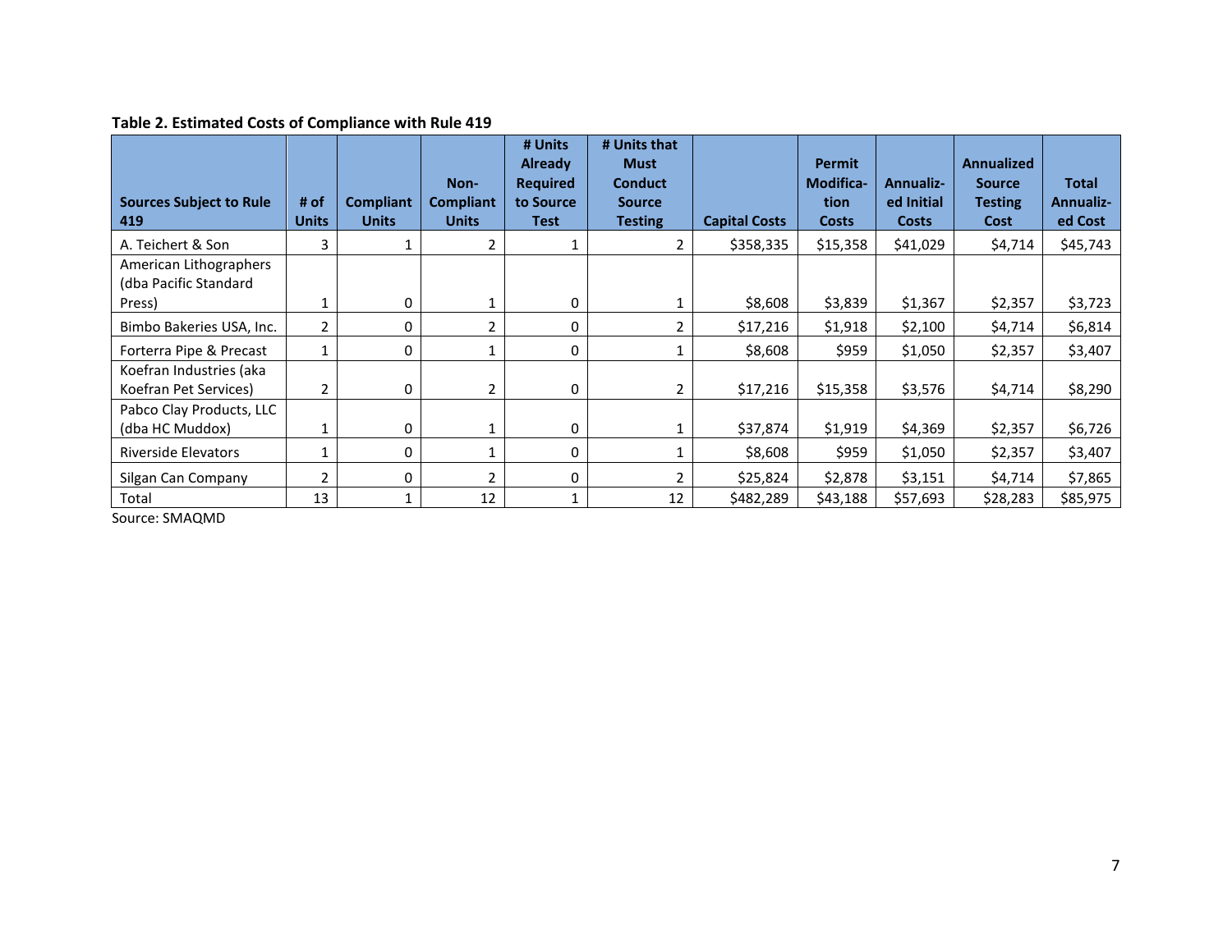**Table 2. Estimated Costs of Compliance with Rule 419**

| Sources Subject to Rule 419 | # of Units | Compliant Units | Non-Compliant Units | # Units Already Required to Source Test | # Units that Must Conduct Source Testing | Capital Costs | Permit Modification Costs | Annualized Initial Costs | Annualized Source Testing Cost | Total Annualized Cost |
|---|---|---|---|---|---|---|---|---|---|---|
| A. Teichert & Son | 3 | 1 | 2 | 1 | 2 | $358,335 | $15,358 | $41,029 | $4,714 | $45,743 |
| American Lithographers (dba Pacific Standard Press) | 1 | 0 | 1 | 0 | 1 | $8,608 | $3,839 | $1,367 | $2,357 | $3,723 |
| Bimbo Bakeries USA, Inc. | 2 | 0 | 2 | 0 | 2 | $17,216 | $1,918 | $2,100 | $4,714 | $6,814 |
| Forterra Pipe & Precast | 1 | 0 | 1 | 0 | 1 | $8,608 | $959 | $1,050 | $2,357 | $3,407 |
| Koefran Industries (aka Koefran Pet Services) | 2 | 0 | 2 | 0 | 2 | $17,216 | $15,358 | $3,576 | $4,714 | $8,290 |
| Pabco Clay Products, LLC (dba HC Muddox) | 1 | 0 | 1 | 0 | 1 | $37,874 | $1,919 | $4,369 | $2,357 | $6,726 |
| Riverside Elevators | 1 | 0 | 1 | 0 | 1 | $8,608 | $959 | $1,050 | $2,357 | $3,407 |
| Silgan Can Company | 2 | 0 | 2 | 0 | 2 | $25,824 | $2,878 | $3,151 | $4,714 | $7,865 |
| Total | 13 | 1 | 12 | 1 | 12 | $482,289 | $43,188 | $57,693 | $28,283 | $85,975 |

Source: SMAQMD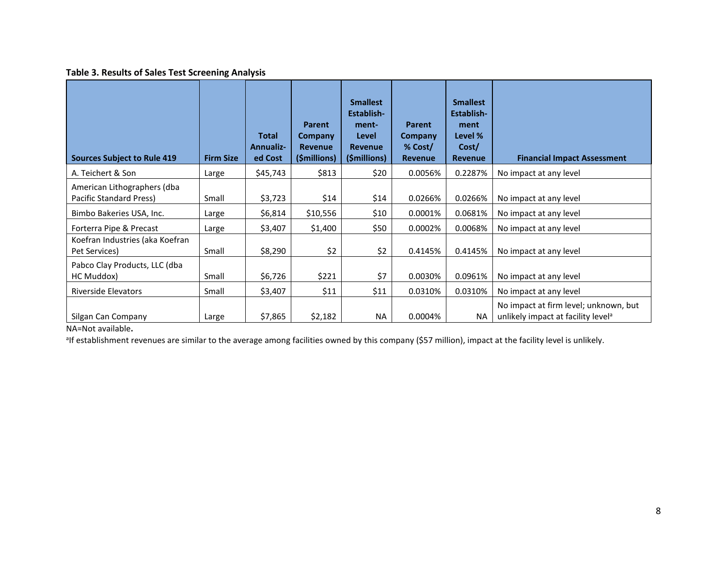**Table 3. Results of Sales Test Screening Analysis**

| Sources Subject to Rule 419 | Firm Size | Total Annualized Cost | Parent Company Revenue ($millions) | Smallest Establishment-Level Revenue ($millions) | Parent Company % Cost/ Revenue | Smallest Establishment Level % Cost/ Revenue | Financial Impact Assessment |
|---|---|---|---|---|---|---|---|
| A. Teichert & Son | Large | $45,743 | $813 | $20 | 0.0056% | 0.2287% | No impact at any level |
| American Lithographers (dba Pacific Standard Press) | Small | $3,723 | $14 | $14 | 0.0266% | 0.0266% | No impact at any level |
| Bimbo Bakeries USA, Inc. | Large | $6,814 | $10,556 | $10 | 0.0001% | 0.0681% | No impact at any level |
| Forterra Pipe & Precast | Large | $3,407 | $1,400 | $50 | 0.0002% | 0.0068% | No impact at any level |
| Koefran Industries (aka Koefran Pet Services) | Small | $8,290 | $2 | $2 | 0.4145% | 0.4145% | No impact at any level |
| Pabco Clay Products, LLC (dba HC Muddox) | Small | $6,726 | $221 | $7 | 0.0030% | 0.0961% | No impact at any level |
| Riverside Elevators | Small | $3,407 | $11 | $11 | 0.0310% | 0.0310% | No impact at any level |
| Silgan Can Company | Large | $7,865 | $2,182 | NA | 0.0004% | NA | No impact at firm level; unknown, but unlikely impact at facility level[a] |

NA=Not available.

[a]If establishment revenues are similar to the average among facilities owned by this company ($57 million), impact at the facility level is unlikely.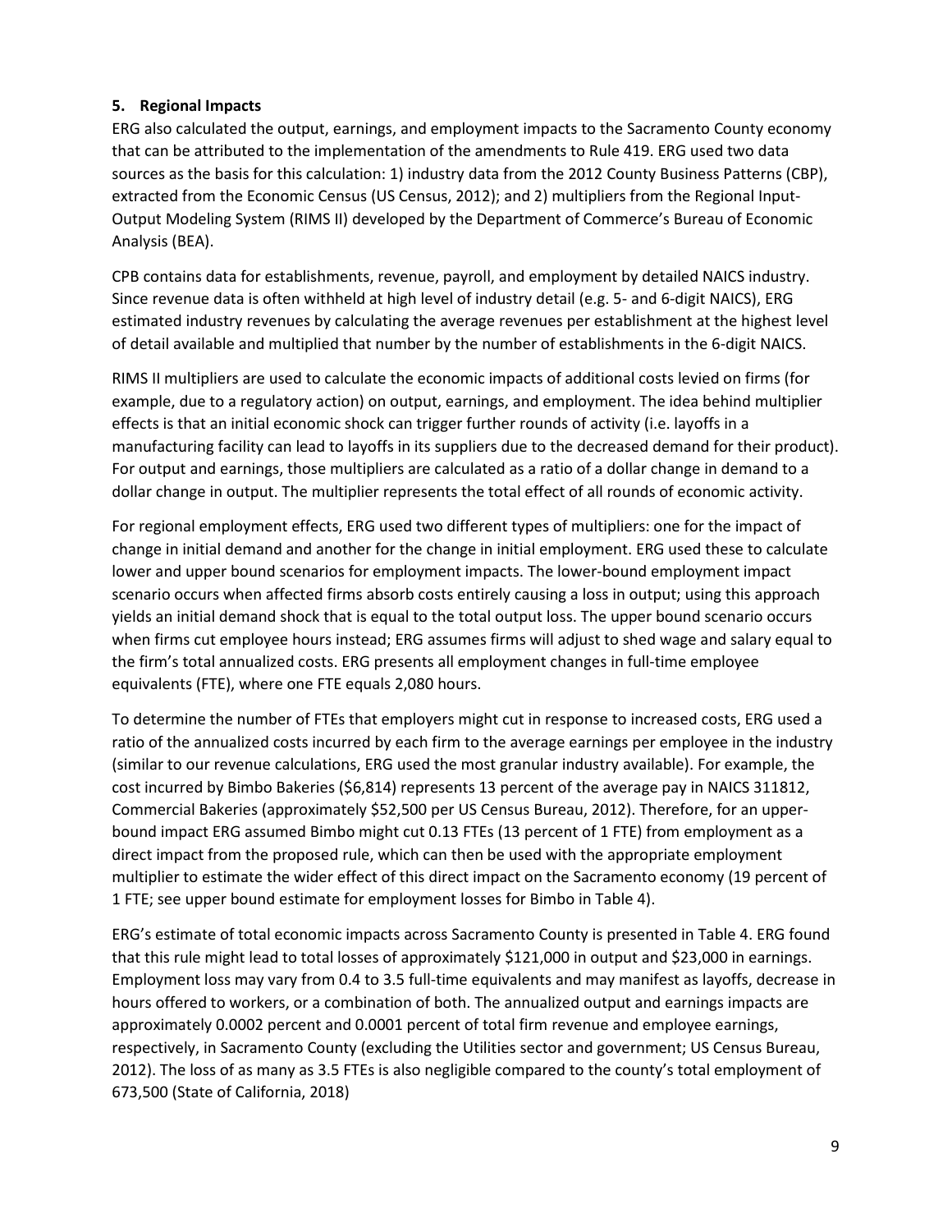**5. Regional Impacts**

ERG also calculated the output, earnings, and employment impacts to the Sacramento County economy that can be attributed to the implementation of the amendments to Rule 419. ERG used two data sources as the basis for this calculation: 1) industry data from the 2012 County Business Patterns (CBP), extracted from the Economic Census (US Census, 2012); and 2) multipliers from the Regional Input-Output Modeling System (RIMS II) developed by the Department of Commerce's Bureau of Economic Analysis (BEA).

CPB contains data for establishments, revenue, payroll, and employment by detailed NAICS industry. Since revenue data is often withheld at high level of industry detail (e.g. 5- and 6-digit NAICS), ERG estimated industry revenues by calculating the average revenues per establishment at the highest level of detail available and multiplied that number by the number of establishments in the 6-digit NAICS.

RIMS II multipliers are used to calculate the economic impacts of additional costs levied on firms (for example, due to a regulatory action) on output, earnings, and employment. The idea behind multiplier effects is that an initial economic shock can trigger further rounds of activity (i.e. layoffs in a manufacturing facility can lead to layoffs in its suppliers due to the decreased demand for their product). For output and earnings, those multipliers are calculated as a ratio of a dollar change in demand to a dollar change in output. The multiplier represents the total effect of all rounds of economic activity.

For regional employment effects, ERG used two different types of multipliers: one for the impact of change in initial demand and another for the change in initial employment. ERG used these to calculate lower and upper bound scenarios for employment impacts. The lower-bound employment impact scenario occurs when affected firms absorb costs entirely causing a loss in output; using this approach yields an initial demand shock that is equal to the total output loss. The upper bound scenario occurs when firms cut employee hours instead; ERG assumes firms will adjust to shed wage and salary equal to the firm's total annualized costs. ERG presents all employment changes in full-time employee equivalents (FTE), where one FTE equals 2,080 hours.

To determine the number of FTEs that employers might cut in response to increased costs, ERG used a ratio of the annualized costs incurred by each firm to the average earnings per employee in the industry (similar to our revenue calculations, ERG used the most granular industry available). For example, the cost incurred by Bimbo Bakeries ($6,814) represents 13 percent of the average pay in NAICS 311812, Commercial Bakeries (approximately $52,500 per US Census Bureau, 2012). Therefore, for an upper-bound impact ERG assumed Bimbo might cut 0.13 FTEs (13 percent of 1 FTE) from employment as a direct impact from the proposed rule, which can then be used with the appropriate employment multiplier to estimate the wider effect of this direct impact on the Sacramento economy (19 percent of 1 FTE; see upper bound estimate for employment losses for Bimbo in Table 4).

ERG's estimate of total economic impacts across Sacramento County is presented in Table 4. ERG found that this rule might lead to total losses of approximately $121,000 in output and $23,000 in earnings. Employment loss may vary from 0.4 to 3.5 full-time equivalents and may manifest as layoffs, decrease in hours offered to workers, or a combination of both. The annualized output and earnings impacts are approximately 0.0002 percent and 0.0001 percent of total firm revenue and employee earnings, respectively, in Sacramento County (excluding the Utilities sector and government; US Census Bureau, 2012). The loss of as many as 3.5 FTEs is also negligible compared to the county's total employment of 673,500 (State of California, 2018)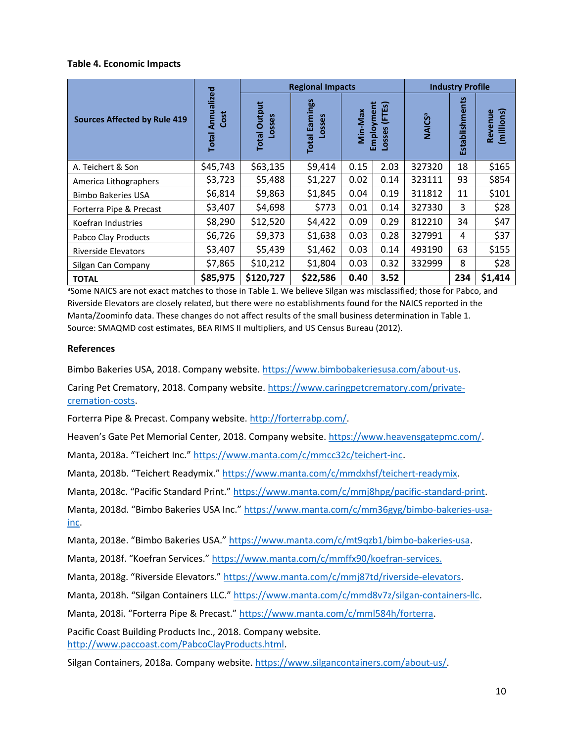**Table 4. Economic Impacts**

| Sources Affected by Rule 419 | Total Annualized Cost | Regional Impacts | | | | Industry Profile | | |
|---|---|---|---|---|---|---|---|---|
| | | Total Output Losses | Total Earnings Losses | Min-Max Employment Losses (FTEs) | | NAICS[a] | Establishments | Revenue (millions) |
| A. Teichert & Son | $45,743 | $63,135 | $9,414 | 0.15 | 2.03 | 327320 | 18 | $165 |
| America Lithographers | $3,723 | $5,488 | $1,227 | 0.02 | 0.14 | 323111 | 93 | $854 |
| Bimbo Bakeries USA | $6,814 | $9,863 | $1,845 | 0.04 | 0.19 | 311812 | 11 | $101 |
| Forterra Pipe & Precast | $3,407 | $4,698 | $773 | 0.01 | 0.14 | 327330 | 3 | $28 |
| Koefran Industries | $8,290 | $12,520 | $4,422 | 0.09 | 0.29 | 812210 | 34 | $47 |
| Pabco Clay Products | $6,726 | $9,373 | $1,638 | 0.03 | 0.28 | 327991 | 4 | $37 |
| Riverside Elevators | $3,407 | $5,439 | $1,462 | 0.03 | 0.14 | 493190 | 63 | $155 |
| Silgan Can Company | $7,865 | $10,212 | $1,804 | 0.03 | 0.32 | 332999 | 8 | $28 |
| **TOTAL** | **$85,975** | **$120,727** | **$22,586** | **0.40** | **3.52** | | **234** | **$1,414** |

[a]Some NAICS are not exact matches to those in Table 1. We believe Silgan was misclassified; those for Pabco, and Riverside Elevators are closely related, but there were no establishments found for the NAICS reported in the Manta/Zoominfo data. These changes do not affect results of the small business determination in Table 1.
Source: SMAQMD cost estimates, BEA RIMS II multipliers, and US Census Bureau (2012).

**References**

Bimbo Bakeries USA, 2018. Company website. https://www.bimbobakeriesusa.com/about-us.

Caring Pet Crematory, 2018. Company website. https://www.caringpetcrematory.com/private-cremation-costs.

Forterra Pipe & Precast. Company website. http://forterrabp.com/.

Heaven's Gate Pet Memorial Center, 2018. Company website. https://www.heavensgatepmc.com/.

Manta, 2018a. "Teichert Inc." https://www.manta.com/c/mmcc32c/teichert-inc.

Manta, 2018b. "Teichert Readymix." https://www.manta.com/c/mmdxhsf/teichert-readymix.

Manta, 2018c. "Pacific Standard Print." https://www.manta.com/c/mmj8hpg/pacific-standard-print.

Manta, 2018d. "Bimbo Bakeries USA Inc." https://www.manta.com/c/mm36gyg/bimbo-bakeries-usa-inc.

Manta, 2018e. "Bimbo Bakeries USA." https://www.manta.com/c/mt9qzb1/bimbo-bakeries-usa.

Manta, 2018f. "Koefran Services." https://www.manta.com/c/mmffx90/koefran-services.

Manta, 2018g. "Riverside Elevators." https://www.manta.com/c/mmj87td/riverside-elevators.

Manta, 2018h. "Silgan Containers LLC." https://www.manta.com/c/mmd8v7z/silgan-containers-llc.

Manta, 2018i. "Forterra Pipe & Precast." https://www.manta.com/c/mml584h/forterra.

Pacific Coast Building Products Inc., 2018. Company website. http://www.paccoast.com/PabcoClayProducts.html.

Silgan Containers, 2018a. Company website. https://www.silgancontainers.com/about-us/.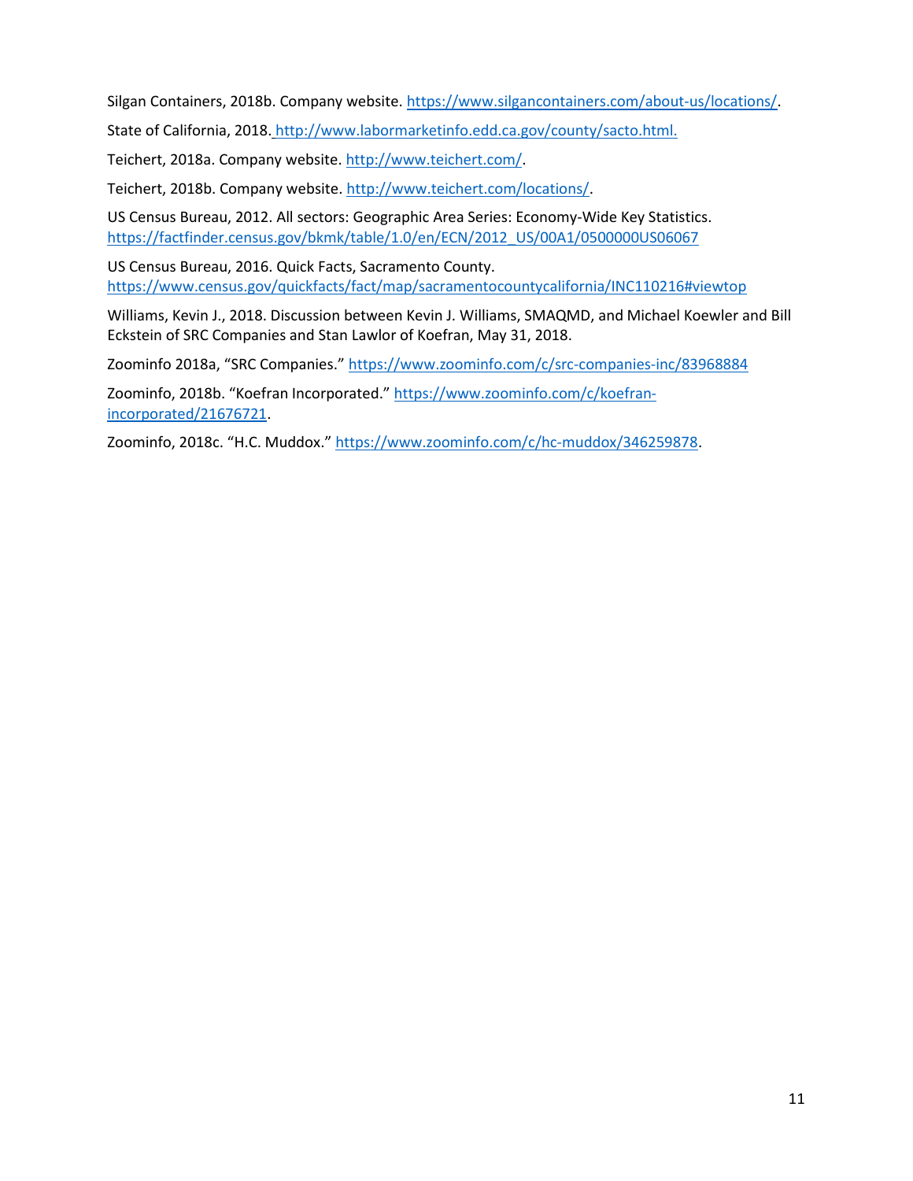Silgan Containers, 2018b. Company website. https://www.silgancontainers.com/about-us/locations/.

State of California, 2018. http://www.labormarketinfo.edd.ca.gov/county/sacto.html.

Teichert, 2018a. Company website. http://www.teichert.com/.

Teichert, 2018b. Company website. http://www.teichert.com/locations/.

US Census Bureau, 2012. All sectors: Geographic Area Series: Economy-Wide Key Statistics. https://factfinder.census.gov/bkmk/table/1.0/en/ECN/2012_US/00A1/0500000US06067

US Census Bureau, 2016. Quick Facts, Sacramento County. https://www.census.gov/quickfacts/fact/map/sacramentocountycalifornia/INC110216#viewtop

Williams, Kevin J., 2018. Discussion between Kevin J. Williams, SMAQMD, and Michael Koewler and Bill Eckstein of SRC Companies and Stan Lawlor of Koefran, May 31, 2018.

Zoominfo 2018a, "SRC Companies." https://www.zoominfo.com/c/src-companies-inc/83968884

Zoominfo, 2018b. "Koefran Incorporated." https://www.zoominfo.com/c/koefran-incorporated/21676721.

Zoominfo, 2018c. "H.C. Muddox." https://www.zoominfo.com/c/hc-muddox/346259878.